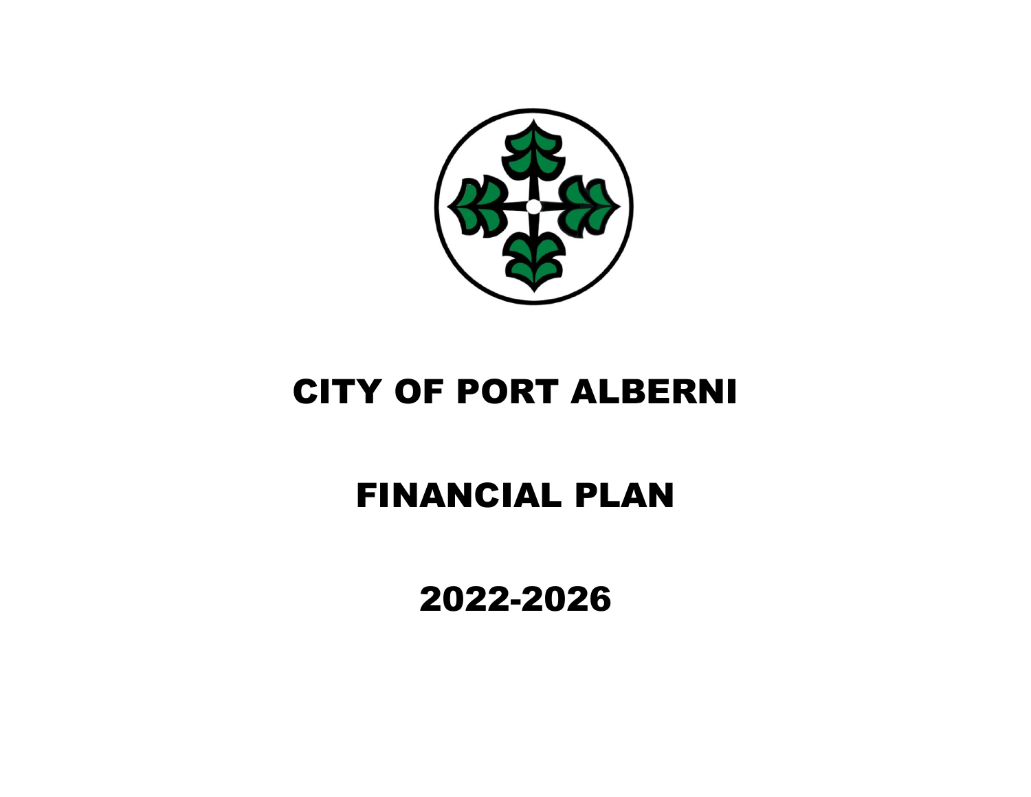# CITY OF PORT ALBERNI

# FINANCIAL PLAN

# 2022-2026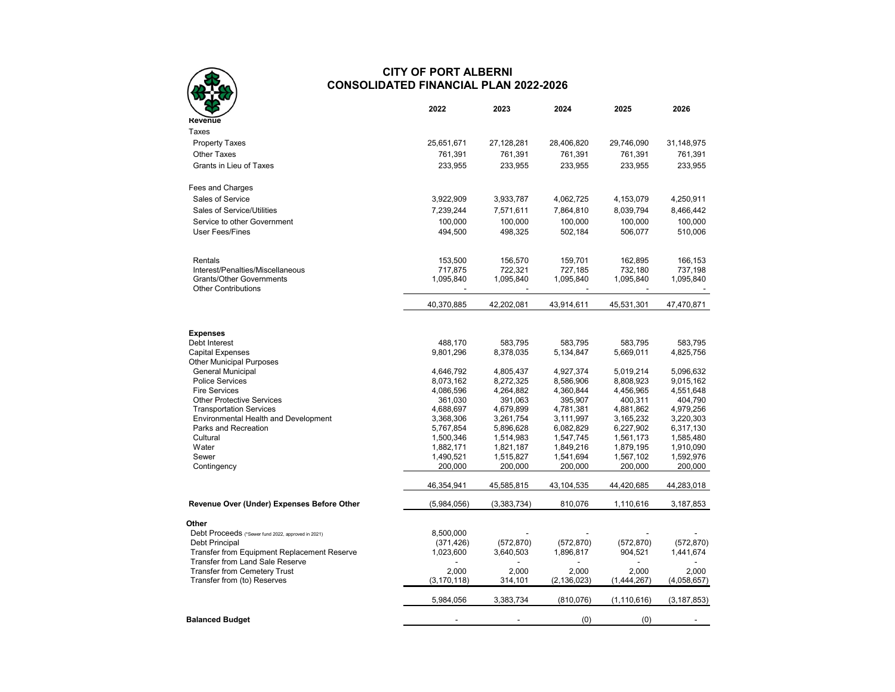# CITY OF PORT ALBERNI
## CONSOLIDATED FINANCIAL PLAN 2022-2026

| | 2022 | 2023 | 2024 | 2025 | 2026 |
|---|---|---|---|---|---|
| **Revenue** | | | | | |
| Taxes | | | | | |
| Property Taxes | 25,651,671 | 27,128,281 | 28,406,820 | 29,746,090 | 31,148,975 |
| Other Taxes | 761,391 | 761,391 | 761,391 | 761,391 | 761,391 |
| Grants in Lieu of Taxes | 233,955 | 233,955 | 233,955 | 233,955 | 233,955 |
| Fees and Charges | | | | | |
| Sales of Service | 3,922,909 | 3,933,787 | 4,062,725 | 4,153,079 | 4,250,911 |
| Sales of Service/Utilities | 7,239,244 | 7,571,611 | 7,864,810 | 8,039,794 | 8,466,442 |
| Service to other Government | 100,000 | 100,000 | 100,000 | 100,000 | 100,000 |
| User Fees/Fines | 494,500 | 498,325 | 502,184 | 506,077 | 510,006 |
| Rentals | 153,500 | 156,570 | 159,701 | 162,895 | 166,153 |
| Interest/Penalties/Miscellaneous | 717,875 | 722,321 | 727,185 | 732,180 | 737,198 |
| Grants/Other Governments | 1,095,840 | 1,095,840 | 1,095,840 | 1,095,840 | 1,095,840 |
| Other Contributions | - | - | - | - | - |
| | 40,370,885 | 42,202,081 | 43,914,611 | 45,531,301 | 47,470,871 |
| **Expenses** | | | | | |
| Debt Interest | 488,170 | 583,795 | 583,795 | 583,795 | 583,795 |
| Capital Expenses | 9,801,296 | 8,378,035 | 5,134,847 | 5,669,011 | 4,825,756 |
| Other Municipal Purposes | | | | | |
| General Municipal | 4,646,792 | 4,805,437 | 4,927,374 | 5,019,214 | 5,096,632 |
| Police Services | 8,073,162 | 8,272,325 | 8,586,906 | 8,808,923 | 9,015,162 |
| Fire Services | 4,086,596 | 4,264,882 | 4,360,844 | 4,456,965 | 4,551,648 |
| Other Protective Services | 361,030 | 391,063 | 395,907 | 400,311 | 404,790 |
| Transportation Services | 4,688,697 | 4,679,899 | 4,781,381 | 4,881,862 | 4,979,256 |
| Environmental Health and Development | 3,368,306 | 3,261,754 | 3,111,997 | 3,165,232 | 3,220,303 |
| Parks and Recreation | 5,767,854 | 5,896,628 | 6,082,829 | 6,227,902 | 6,317,130 |
| Cultural | 1,500,346 | 1,514,983 | 1,547,745 | 1,561,173 | 1,585,480 |
| Water | 1,882,171 | 1,821,187 | 1,849,216 | 1,879,195 | 1,910,090 |
| Sewer | 1,490,521 | 1,515,827 | 1,541,694 | 1,567,102 | 1,592,976 |
| Contingency | 200,000 | 200,000 | 200,000 | 200,000 | 200,000 |
| | 46,354,941 | 45,585,815 | 43,104,535 | 44,420,685 | 44,283,018 |
| **Revenue Over (Under) Expenses Before Other** | (5,984,056) | (3,383,734) | 810,076 | 1,110,616 | 3,187,853 |
| **Other** | | | | | |
| Debt Proceeds (*Sewer fund 2022, approved in 2021) | 8,500,000 | - | - | - | - |
| Debt Principal | (371,426) | (572,870) | (572,870) | (572,870) | (572,870) |
| Transfer from Equipment Replacement Reserve | 1,023,600 | 3,640,503 | 1,896,817 | 904,521 | 1,441,674 |
| Transfer from Land Sale Reserve | - | - | - | - | - |
| Transfer from Cemetery Trust | 2,000 | 2,000 | 2,000 | 2,000 | 2,000 |
| Transfer from (to) Reserves | (3,170,118) | 314,101 | (2,136,023) | (1,444,267) | (4,058,657) |
| | 5,984,056 | 3,383,734 | (810,076) | (1,110,616) | (3,187,853) |
| **Balanced Budget** | - | - | (0) | (0) | - |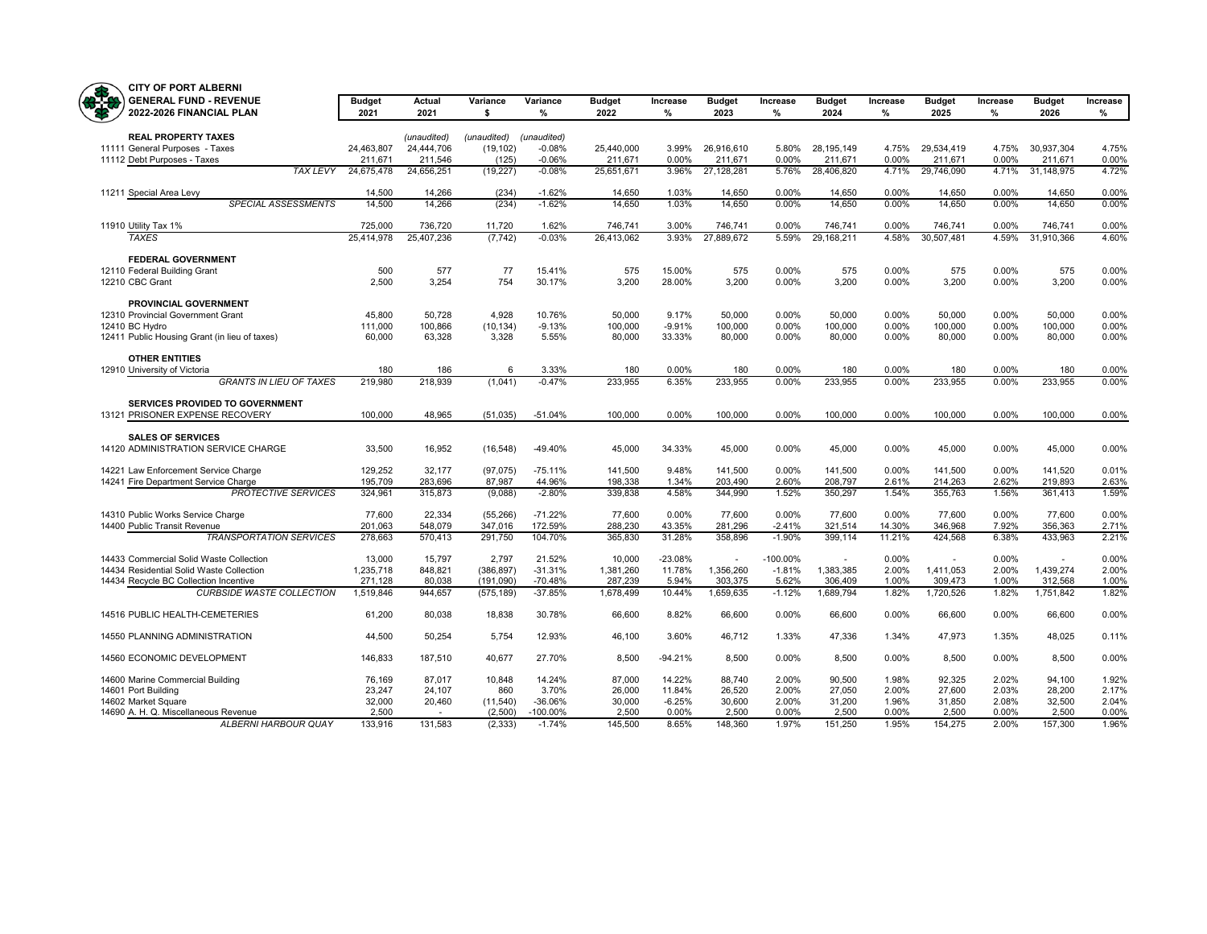# CITY OF PORT ALBERNI
## GENERAL FUND - REVENUE
## 2022-2026 FINANCIAL PLAN

| | Budget 2021 | Actual 2021 | Variance $ | Variance % | Budget 2022 | Increase % | Budget 2023 | Increase % | Budget 2024 | Increase % | Budget 2025 | Increase % | Budget 2026 | Increase % |
|---|---|---|---|---|---|---|---|---|---|---|---|---|---|---|
| **REAL PROPERTY TAXES** | | (unaudited) | (unaudited) | (unaudited) | | | | | | | | | | |
| 11111 General Purposes - Taxes | 24,463,807 | 24,444,706 | (19,102) | -0.08% | 25,440,000 | 3.99% | 26,916,610 | 5.80% | 28,195,149 | 4.75% | 29,534,419 | 4.75% | 30,937,304 | 4.75% |
| 11112 Debt Purposes - Taxes | 211,671 | 211,546 | (125) | -0.06% | 211,671 | 0.00% | 211,671 | 0.00% | 211,671 | 0.00% | 211,671 | 0.00% | 211,671 | 0.00% |
| *TAX LEVY* | 24,675,478 | 24,656,251 | (19,227) | -0.08% | 25,651,671 | 3.96% | 27,128,281 | 5.76% | 28,406,820 | 4.71% | 29,746,090 | 4.71% | 31,148,975 | 4.72% |
| 11211 Special Area Levy | 14,500 | 14,266 | (234) | -1.62% | 14,650 | 1.03% | 14,650 | 0.00% | 14,650 | 0.00% | 14,650 | 0.00% | 14,650 | 0.00% |
| *SPECIAL ASSESSMENTS* | 14,500 | 14,266 | (234) | -1.62% | 14,650 | 1.03% | 14,650 | 0.00% | 14,650 | 0.00% | 14,650 | 0.00% | 14,650 | 0.00% |
| 11910 Utility Tax 1% | 725,000 | 736,720 | 11,720 | 1.62% | 746,741 | 3.00% | 746,741 | 0.00% | 746,741 | 0.00% | 746,741 | 0.00% | 746,741 | 0.00% |
| *TAXES* | 25,414,978 | 25,407,236 | (7,742) | -0.03% | 26,413,062 | 3.93% | 27,889,672 | 5.59% | 29,168,211 | 4.58% | 30,507,481 | 4.59% | 31,910,366 | 4.60% |
| **FEDERAL GOVERNMENT** | | | | | | | | | | | | | | |
| 12110 Federal Building Grant | 500 | 577 | 77 | 15.41% | 575 | 15.00% | 575 | 0.00% | 575 | 0.00% | 575 | 0.00% | 575 | 0.00% |
| 12210 CBC Grant | 2,500 | 3,254 | 754 | 30.17% | 3,200 | 28.00% | 3,200 | 0.00% | 3,200 | 0.00% | 3,200 | 0.00% | 3,200 | 0.00% |
| **PROVINCIAL GOVERNMENT** | | | | | | | | | | | | | | |
| 12310 Provincial Government Grant | 45,800 | 50,728 | 4,928 | 10.76% | 50,000 | 9.17% | 50,000 | 0.00% | 50,000 | 0.00% | 50,000 | 0.00% | 50,000 | 0.00% |
| 12410 BC Hydro | 111,000 | 100,866 | (10,134) | -9.13% | 100,000 | -9.91% | 100,000 | 0.00% | 100,000 | 0.00% | 100,000 | 0.00% | 100,000 | 0.00% |
| 12411 Public Housing Grant (in lieu of taxes) | 60,000 | 63,328 | 3,328 | 5.55% | 80,000 | 33.33% | 80,000 | 0.00% | 80,000 | 0.00% | 80,000 | 0.00% | 80,000 | 0.00% |
| **OTHER ENTITIES** | | | | | | | | | | | | | | |
| 12910 University of Victoria | 180 | 186 | 6 | 3.33% | 180 | 0.00% | 180 | 0.00% | 180 | 0.00% | 180 | 0.00% | 180 | 0.00% |
| *GRANTS IN LIEU OF TAXES* | 219,980 | 218,939 | (1,041) | -0.47% | 233,955 | 6.35% | 233,955 | 0.00% | 233,955 | 0.00% | 233,955 | 0.00% | 233,955 | 0.00% |
| **SERVICES PROVIDED TO GOVERNMENT** | | | | | | | | | | | | | | |
| 13121 PRISONER EXPENSE RECOVERY | 100,000 | 48,965 | (51,035) | -51.04% | 100,000 | 0.00% | 100,000 | 0.00% | 100,000 | 0.00% | 100,000 | 0.00% | 100,000 | 0.00% |
| **SALES OF SERVICES** | | | | | | | | | | | | | | |
| 14120 ADMINISTRATION SERVICE CHARGE | 33,500 | 16,952 | (16,548) | -49.40% | 45,000 | 34.33% | 45,000 | 0.00% | 45,000 | 0.00% | 45,000 | 0.00% | 45,000 | 0.00% |
| 14221 Law Enforcement Service Charge | 129,252 | 32,177 | (97,075) | -75.11% | 141,500 | 9.48% | 141,500 | 0.00% | 141,500 | 0.00% | 141,500 | 0.00% | 141,520 | 0.01% |
| 14241 Fire Department Service Charge | 195,709 | 283,696 | 87,987 | 44.96% | 198,338 | 1.34% | 203,490 | 2.60% | 208,797 | 2.61% | 214,263 | 2.62% | 219,893 | 2.63% |
| *PROTECTIVE SERVICES* | 324,961 | 315,873 | (9,088) | -2.80% | 339,838 | 4.58% | 344,990 | 1.52% | 350,297 | 1.54% | 355,763 | 1.56% | 361,413 | 1.59% |
| 14310 Public Works Service Charge | 77,600 | 22,334 | (55,266) | -71.22% | 77,600 | 0.00% | 77,600 | 0.00% | 77,600 | 0.00% | 77,600 | 0.00% | 77,600 | 0.00% |
| 14400 Public Transit Revenue | 201,063 | 548,079 | 347,016 | 172.59% | 288,230 | 43.35% | 281,296 | -2.41% | 321,514 | 14.30% | 346,968 | 7.92% | 356,363 | 2.71% |
| *TRANSPORTATION SERVICES* | 278,663 | 570,413 | 291,750 | 104.70% | 365,830 | 31.28% | 358,896 | -1.90% | 399,114 | 11.21% | 424,568 | 6.38% | 433,963 | 2.21% |
| 14433 Commercial Solid Waste Collection | 13,000 | 15,797 | 2,797 | 21.52% | 10,000 | -23.08% | - | -100.00% | - | 0.00% | - | 0.00% | - | 0.00% |
| 14434 Residential Solid Waste Collection | 1,235,718 | 848,821 | (386,897) | -31.31% | 1,381,260 | 11.78% | 1,356,260 | -1.81% | 1,383,385 | 2.00% | 1,411,053 | 2.00% | 1,439,274 | 2.00% |
| 14434 Recycle BC Collection Incentive | 271,128 | 80,038 | (191,090) | -70.48% | 287,239 | 5.94% | 303,375 | 5.62% | 306,409 | 1.00% | 309,473 | 1.00% | 312,568 | 1.00% |
| *CURBSIDE WASTE COLLECTION* | 1,519,846 | 944,657 | (575,189) | -37.85% | 1,678,499 | 10.44% | 1,659,635 | -1.12% | 1,689,794 | 1.82% | 1,720,526 | 1.82% | 1,751,842 | 1.82% |
| 14516 PUBLIC HEALTH-CEMETERIES | 61,200 | 80,038 | 18,838 | 30.78% | 66,600 | 8.82% | 66,600 | 0.00% | 66,600 | 0.00% | 66,600 | 0.00% | 66,600 | 0.00% |
| 14550 PLANNING ADMINISTRATION | 44,500 | 50,254 | 5,754 | 12.93% | 46,100 | 3.60% | 46,712 | 1.33% | 47,336 | 1.34% | 47,973 | 1.35% | 48,025 | 0.11% |
| 14560 ECONOMIC DEVELOPMENT | 146,833 | 187,510 | 40,677 | 27.70% | 8,500 | -94.21% | 8,500 | 0.00% | 8,500 | 0.00% | 8,500 | 0.00% | 8,500 | 0.00% |
| 14600 Marine Commercial Building | 76,169 | 87,017 | 10,848 | 14.24% | 87,000 | 14.22% | 88,740 | 2.00% | 90,500 | 1.98% | 92,325 | 2.02% | 94,100 | 1.92% |
| 14601 Port Building | 23,247 | 24,107 | 860 | 3.70% | 26,000 | 11.84% | 26,520 | 2.00% | 27,050 | 2.00% | 27,600 | 2.03% | 28,200 | 2.17% |
| 14602 Market Square | 32,000 | 20,460 | (11,540) | -36.06% | 30,000 | -6.25% | 30,600 | 2.00% | 31,200 | 1.96% | 31,850 | 2.08% | 32,500 | 2.04% |
| 14690 A. H. Q. Miscellaneous Revenue | 2,500 | - | (2,500) | -100.00% | 2,500 | 0.00% | 2,500 | 0.00% | 2,500 | 0.00% | 2,500 | 0.00% | 2,500 | 0.00% |
| *ALBERNI HARBOUR QUAY* | 133,916 | 131,583 | (2,333) | -1.74% | 145,500 | 8.65% | 148,360 | 1.97% | 151,250 | 1.95% | 154,275 | 2.00% | 157,300 | 1.96% |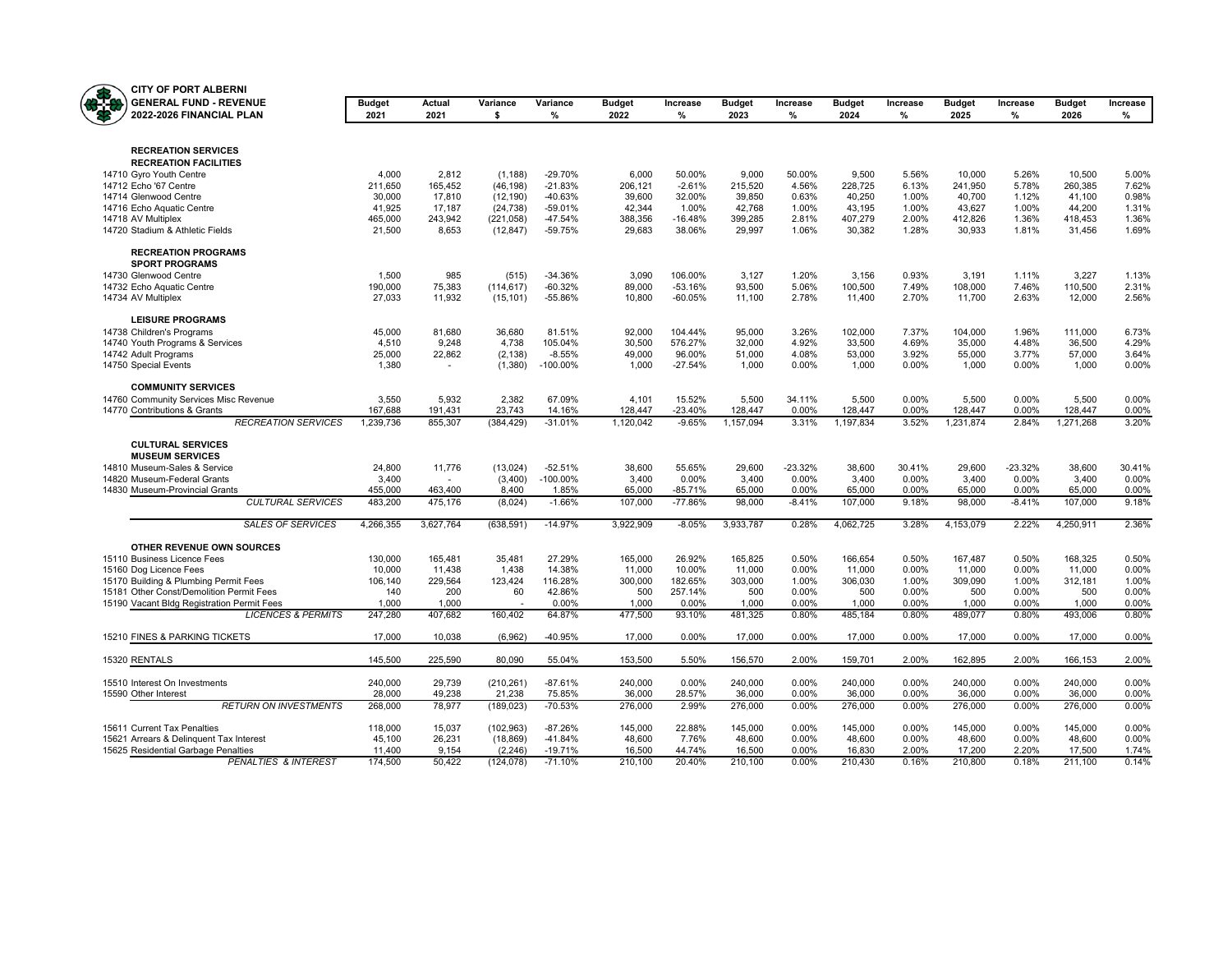**CITY OF PORT ALBERNI**
**GENERAL FUND - REVENUE**
**2022-2026 FINANCIAL PLAN**

| | Budget 2021 | Actual 2021 | Variance $ | Variance % | Budget 2022 | Increase % | Budget 2023 | Increase % | Budget 2024 | Increase % | Budget 2025 | Increase % | Budget 2026 | Increase % |
|---|---|---|---|---|---|---|---|---|---|---|---|---|---|---|
| **RECREATION SERVICES** | | | | | | | | | | | | | | |
| **RECREATION FACILITIES** | | | | | | | | | | | | | | |
| 14710 Gyro Youth Centre | 4,000 | 2,812 | (1,188) | -29.70% | 6,000 | 50.00% | 9,000 | 50.00% | 9,500 | 5.56% | 10,000 | 5.26% | 10,500 | 5.00% |
| 14712 Echo '67 Centre | 211,650 | 165,452 | (46,198) | -21.83% | 206,121 | -2.61% | 215,520 | 4.56% | 228,725 | 6.13% | 241,950 | 5.78% | 260,385 | 7.62% |
| 14714 Glenwood Centre | 30,000 | 17,810 | (12,190) | -40.63% | 39,600 | 32.00% | 39,850 | 0.63% | 40,250 | 1.00% | 40,700 | 1.12% | 41,100 | 0.98% |
| 14716 Echo Aquatic Centre | 41,925 | 17,187 | (24,738) | -59.01% | 42,344 | 1.00% | 42,768 | 1.00% | 43,195 | 1.00% | 43,627 | 1.00% | 44,200 | 1.31% |
| 14718 AV Multiplex | 465,000 | 243,942 | (221,058) | -47.54% | 388,356 | -16.48% | 399,285 | 2.81% | 407,279 | 2.00% | 412,826 | 1.36% | 418,453 | 1.36% |
| 14720 Stadium & Athletic Fields | 21,500 | 8,653 | (12,847) | -59.75% | 29,683 | 38.06% | 29,997 | 1.06% | 30,382 | 1.28% | 30,933 | 1.81% | 31,456 | 1.69% |
| **RECREATION PROGRAMS** | | | | | | | | | | | | | | |
| **SPORT PROGRAMS** | | | | | | | | | | | | | | |
| 14730 Glenwood Centre | 1,500 | 985 | (515) | -34.36% | 3,090 | 106.00% | 3,127 | 1.20% | 3,156 | 0.93% | 3,191 | 1.11% | 3,227 | 1.13% |
| 14732 Echo Aquatic Centre | 190,000 | 75,383 | (114,617) | -60.32% | 89,000 | -53.16% | 93,500 | 5.06% | 100,500 | 7.49% | 108,000 | 7.46% | 110,500 | 2.31% |
| 14734 AV Multiplex | 27,033 | 11,932 | (15,101) | -55.86% | 10,800 | -60.05% | 11,100 | 2.78% | 11,400 | 2.70% | 11,700 | 2.63% | 12,000 | 2.56% |
| **LEISURE PROGRAMS** | | | | | | | | | | | | | | |
| 14738 Children's Programs | 45,000 | 81,680 | 36,680 | 81.51% | 92,000 | 104.44% | 95,000 | 3.26% | 102,000 | 7.37% | 104,000 | 1.96% | 111,000 | 6.73% |
| 14740 Youth Programs & Services | 4,510 | 9,248 | 4,738 | 105.04% | 30,500 | 576.27% | 32,000 | 4.92% | 33,500 | 4.69% | 35,000 | 4.48% | 36,500 | 4.29% |
| 14742 Adult Programs | 25,000 | 22,862 | (2,138) | -8.55% | 49,000 | 96.00% | 51,000 | 4.08% | 53,000 | 3.92% | 55,000 | 3.77% | 57,000 | 3.64% |
| 14750 Special Events | 1,380 | - | (1,380) | -100.00% | 1,000 | -27.54% | 1,000 | 0.00% | 1,000 | 0.00% | 1,000 | 0.00% | 1,000 | 0.00% |
| **COMMUNITY SERVICES** | | | | | | | | | | | | | | |
| 14760 Community Services Misc Revenue | 3,550 | 5,932 | 2,382 | 67.09% | 4,101 | 15.52% | 5,500 | 34.11% | 5,500 | 0.00% | 5,500 | 0.00% | 5,500 | 0.00% |
| 14770 Contributions & Grants | 167,688 | 191,431 | 23,743 | 14.16% | 128,447 | -23.40% | 128,447 | 0.00% | 128,447 | 0.00% | 128,447 | 0.00% | 128,447 | 0.00% |
| *RECREATION SERVICES* | 1,239,736 | 855,307 | (384,429) | -31.01% | 1,120,042 | -9.65% | 1,157,094 | 3.31% | 1,197,834 | 3.52% | 1,231,874 | 2.84% | 1,271,268 | 3.20% |
| **CULTURAL SERVICES** | | | | | | | | | | | | | | |
| **MUSEUM SERVICES** | | | | | | | | | | | | | | |
| 14810 Museum-Sales & Service | 24,800 | 11,776 | (13,024) | -52.51% | 38,600 | 55.65% | 29,600 | -23.32% | 38,600 | 30.41% | 29,600 | -23.32% | 38,600 | 30.41% |
| 14820 Museum-Federal Grants | 3,400 | - | (3,400) | -100.00% | 3,400 | 0.00% | 3,400 | 0.00% | 3,400 | 0.00% | 3,400 | 0.00% | 3,400 | 0.00% |
| 14830 Museum-Provincial Grants | 455,000 | 463,400 | 8,400 | 1.85% | 65,000 | -85.71% | 65,000 | 0.00% | 65,000 | 0.00% | 65,000 | 0.00% | 65,000 | 0.00% |
| *CULTURAL SERVICES* | 483,200 | 475,176 | (8,024) | -1.66% | 107,000 | -77.86% | 98,000 | -8.41% | 107,000 | 9.18% | 98,000 | -8.41% | 107,000 | 9.18% |
| *SALES OF SERVICES* | 4,266,355 | 3,627,764 | (638,591) | -14.97% | 3,922,909 | -8.05% | 3,933,787 | 0.28% | 4,062,725 | 3.28% | 4,153,079 | 2.22% | 4,250,911 | 2.36% |
| **OTHER REVENUE OWN SOURCES** | | | | | | | | | | | | | | |
| 15110 Business Licence Fees | 130,000 | 165,481 | 35,481 | 27.29% | 165,000 | 26.92% | 165,825 | 0.50% | 166,654 | 0.50% | 167,487 | 0.50% | 168,325 | 0.50% |
| 15160 Dog Licence Fees | 10,000 | 11,438 | 1,438 | 14.38% | 11,000 | 10.00% | 11,000 | 0.00% | 11,000 | 0.00% | 11,000 | 0.00% | 11,000 | 0.00% |
| 15170 Building & Plumbing Permit Fees | 106,140 | 229,564 | 123,424 | 116.28% | 300,000 | 182.65% | 303,000 | 1.00% | 306,030 | 1.00% | 309,090 | 1.00% | 312,181 | 1.00% |
| 15181 Other Const/Demolition Permit Fees | 140 | 200 | 60 | 42.86% | 500 | 257.14% | 500 | 0.00% | 500 | 0.00% | 500 | 0.00% | 500 | 0.00% |
| 15190 Vacant Bldg Registration Permit Fees | 1,000 | 1,000 | - | 0.00% | 1,000 | 0.00% | 1,000 | 0.00% | 1,000 | 0.00% | 1,000 | 0.00% | 1,000 | 0.00% |
| *LICENCES & PERMITS* | 247,280 | 407,682 | 160,402 | 64.87% | 477,500 | 93.10% | 481,325 | 0.80% | 485,184 | 0.80% | 489,077 | 0.80% | 493,006 | 0.80% |
| 15210 FINES & PARKING TICKETS | 17,000 | 10,038 | (6,962) | -40.95% | 17,000 | 0.00% | 17,000 | 0.00% | 17,000 | 0.00% | 17,000 | 0.00% | 17,000 | 0.00% |
| 15320 RENTALS | 145,500 | 225,590 | 80,090 | 55.04% | 153,500 | 5.50% | 156,570 | 2.00% | 159,701 | 2.00% | 162,895 | 2.00% | 166,153 | 2.00% |
| 15510 Interest On Investments | 240,000 | 29,739 | (210,261) | -87.61% | 240,000 | 0.00% | 240,000 | 0.00% | 240,000 | 0.00% | 240,000 | 0.00% | 240,000 | 0.00% |
| 15590 Other Interest | 28,000 | 49,238 | 21,238 | 75.85% | 36,000 | 28.57% | 36,000 | 0.00% | 36,000 | 0.00% | 36,000 | 0.00% | 36,000 | 0.00% |
| *RETURN ON INVESTMENTS* | 268,000 | 78,977 | (189,023) | -70.53% | 276,000 | 2.99% | 276,000 | 0.00% | 276,000 | 0.00% | 276,000 | 0.00% | 276,000 | 0.00% |
| 15611 Current Tax Penalties | 118,000 | 15,037 | (102,963) | -87.26% | 145,000 | 22.88% | 145,000 | 0.00% | 145,000 | 0.00% | 145,000 | 0.00% | 145,000 | 0.00% |
| 15621 Arrears & Delinquent Tax Interest | 45,100 | 26,231 | (18,869) | -41.84% | 48,600 | 7.76% | 48,600 | 0.00% | 48,600 | 0.00% | 48,600 | 0.00% | 48,600 | 0.00% |
| 15625 Residential Garbage Penalties | 11,400 | 9,154 | (2,246) | -19.71% | 16,500 | 44.74% | 16,500 | 0.00% | 16,830 | 2.00% | 17,200 | 2.20% | 17,500 | 1.74% |
| *PENALTIES & INTEREST* | 174,500 | 50,422 | (124,078) | -71.10% | 210,100 | 20.40% | 210,100 | 0.00% | 210,430 | 0.16% | 210,800 | 0.18% | 211,100 | 0.14% |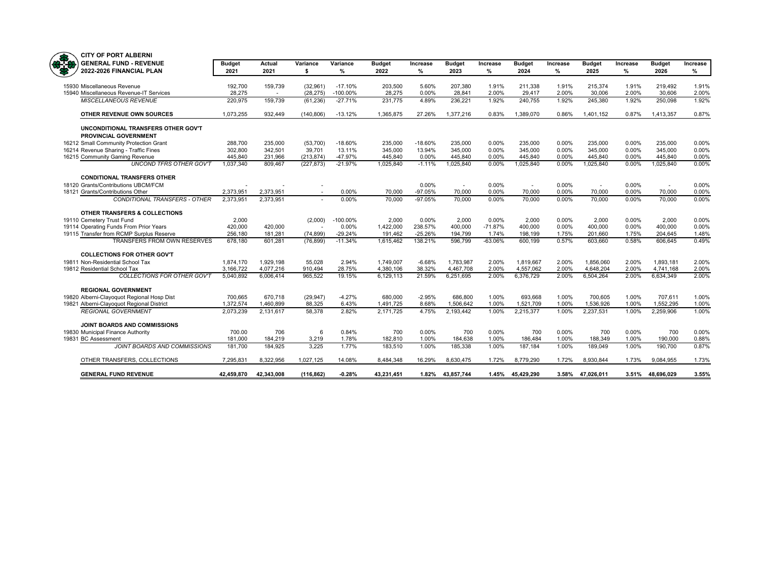**CITY OF PORT ALBERNI**
**GENERAL FUND - REVENUE**
**2022-2026 FINANCIAL PLAN**

| | Budget 2021 | Actual 2021 | Variance $ | Variance % | Budget 2022 | Increase % | Budget 2023 | Increase % | Budget 2024 | Increase % | Budget 2025 | Increase % | Budget 2026 | Increase % |
|---|---|---|---|---|---|---|---|---|---|---|---|---|---|---|
| 15930 Miscellaneous Revenue | 192,700 | 159,739 | (32,961) | -17.10% | 203,500 | 5.60% | 207,380 | 1.91% | 211,338 | 1.91% | 215,374 | 1.91% | 219,492 | 1.91% |
| 15940 Miscellaneous Revenue-IT Services | 28,275 | - | (28,275) | -100.00% | 28,275 | 0.00% | 28,841 | 2.00% | 29,417 | 2.00% | 30,006 | 2.00% | 30,606 | 2.00% |
| *MISCELLANEOUS REVENUE* | 220,975 | 159,739 | (61,236) | -27.71% | 231,775 | 4.89% | 236,221 | 1.92% | 240,755 | 1.92% | 245,380 | 1.92% | 250,098 | 1.92% |
| **OTHER REVENUE OWN SOURCES** | 1,073,255 | 932,449 | (140,806) | -13.12% | 1,365,875 | 27.26% | 1,377,216 | 0.83% | 1,389,070 | 0.86% | 1,401,152 | 0.87% | 1,413,357 | 0.87% |
| **UNCONDITIONAL TRANSFERS OTHER GOV'T** | | | | | | | | | | | | | | |
| **PROVINCIAL GOVERNMENT** | | | | | | | | | | | | | | |
| 16212 Small Community Protection Grant | 288,700 | 235,000 | (53,700) | -18.60% | 235,000 | -18.60% | 235,000 | 0.00% | 235,000 | 0.00% | 235,000 | 0.00% | 235,000 | 0.00% |
| 16214 Revenue Sharing - Traffic Fines | 302,800 | 342,501 | 39,701 | 13.11% | 345,000 | 13.94% | 345,000 | 0.00% | 345,000 | 0.00% | 345,000 | 0.00% | 345,000 | 0.00% |
| 16215 Community Gaming Revenue | 445,840 | 231,966 | (213,874) | -47.97% | 445,840 | 0.00% | 445,840 | 0.00% | 445,840 | 0.00% | 445,840 | 0.00% | 445,840 | 0.00% |
| *UNCOND TFRS OTHER GOV'T* | 1,037,340 | 809,467 | (227,873) | -21.97% | 1,025,840 | -1.11% | 1,025,840 | 0.00% | 1,025,840 | 0.00% | 1,025,840 | 0.00% | 1,025,840 | 0.00% |
| **CONDITIONAL TRANSFERS OTHER** | | | | | | | | | | | | | | |
| 18120 Grants/Contributions UBCM/FCM | - | - | - | | | 0.00% | - | 0.00% | - | 0.00% | - | 0.00% | - | 0.00% |
| 18121 Grants/Contributions Other | 2,373,951 | 2,373,951 | - | 0.00% | 70,000 | -97.05% | 70,000 | 0.00% | 70,000 | 0.00% | 70,000 | 0.00% | 70,000 | 0.00% |
| *CONDITIONAL TRANSFERS - OTHER* | 2,373,951 | 2,373,951 | - | 0.00% | 70,000 | -97.05% | 70,000 | 0.00% | 70,000 | 0.00% | 70,000 | 0.00% | 70,000 | 0.00% |
| **OTHER TRANSFERS & COLLECTIONS** | | | | | | | | | | | | | | |
| 19110 Cemetery Trust Fund | 2,000 | | (2,000) | -100.00% | 2,000 | 0.00% | 2,000 | 0.00% | 2,000 | 0.00% | 2,000 | 0.00% | 2,000 | 0.00% |
| 19114 Operating Funds From Prior Years | 420,000 | 420,000 | - | 0.00% | 1,422,000 | 238.57% | 400,000 | -71.87% | 400,000 | 0.00% | 400,000 | 0.00% | 400,000 | 0.00% |
| 19115 Transfer from RCMP Surplus Reserve | 256,180 | 181,281 | (74,899) | -29.24% | 191,462 | -25.26% | 194,799 | 1.74% | 198,199 | 1.75% | 201,660 | 1.75% | 204,645 | 1.48% |
| TRANSFERS FROM OWN RESERVES | 678,180 | 601,281 | (76,899) | -11.34% | 1,615,462 | 138.21% | 596,799 | -63.06% | 600,199 | 0.57% | 603,660 | 0.58% | 606,645 | 0.49% |
| **COLLECTIONS FOR OTHER GOV'T** | | | | | | | | | | | | | | |
| 19811 Non-Residential School Tax | 1,874,170 | 1,929,198 | 55,028 | 2.94% | 1,749,007 | -6.68% | 1,783,987 | 2.00% | 1,819,667 | 2.00% | 1,856,060 | 2.00% | 1,893,181 | 2.00% |
| 19812 Residential School Tax | 3,166,722 | 4,077,216 | 910,494 | 28.75% | 4,380,106 | 38.32% | 4,467,708 | 2.00% | 4,557,062 | 2.00% | 4,648,204 | 2.00% | 4,741,168 | 2.00% |
| *COLLECTIONS FOR OTHER GOV'T* | 5,040,892 | 6,006,414 | 965,522 | 19.15% | 6,129,113 | 21.59% | 6,251,695 | 2.00% | 6,376,729 | 2.00% | 6,504,264 | 2.00% | 6,634,349 | 2.00% |
| **REGIONAL GOVERNMENT** | | | | | | | | | | | | | | |
| 19820 Alberni-Clayoquot Regional Hosp Dist | 700,665 | 670,718 | (29,947) | -4.27% | 680,000 | -2.95% | 686,800 | 1.00% | 693,668 | 1.00% | 700,605 | 1.00% | 707,611 | 1.00% |
| 19821 Alberni-Clayoquot Regional District | 1,372,574 | 1,460,899 | 88,325 | 6.43% | 1,491,725 | 8.68% | 1,506,642 | 1.00% | 1,521,709 | 1.00% | 1,536,926 | 1.00% | 1,552,295 | 1.00% |
| *REGIONAL GOVERNMENT* | 2,073,239 | 2,131,617 | 58,378 | 2.82% | 2,171,725 | 4.75% | 2,193,442 | 1.00% | 2,215,377 | 1.00% | 2,237,531 | 1.00% | 2,259,906 | 1.00% |
| **JOINT BOARDS AND COMMISSIONS** | | | | | | | | | | | | | | |
| 19830 Municipal Finance Authority | 700.00 | 706 | 6 | 0.84% | 700 | 0.00% | 700 | 0.00% | 700 | 0.00% | 700 | 0.00% | 700 | 0.00% |
| 19831 BC Assessment | 181,000 | 184,219 | 3,219 | 1.78% | 182,810 | 1.00% | 184,638 | 1.00% | 186,484 | 1.00% | 188,349 | 1.00% | 190,000 | 0.88% |
| *JOINT BOARDS AND COMMISSIONS* | 181,700 | 184,925 | 3,225 | 1.77% | 183,510 | 1.00% | 185,338 | 1.00% | 187,184 | 1.00% | 189,049 | 1.00% | 190,700 | 0.87% |
| OTHER TRANSFERS, COLLECTIONS | 7,295,831 | 8,322,956 | 1,027,125 | 14.08% | 8,484,348 | 16.29% | 8,630,475 | 1.72% | 8,779,290 | 1.72% | 8,930,844 | 1.73% | 9,084,955 | 1.73% |
| **GENERAL FUND REVENUE** | **42,459,870** | **42,343,008** | **(116,862)** | **-0.28%** | **43,231,451** | **1.82%** | **43,857,744** | **1.45%** | **45,429,290** | **3.58%** | **47,026,011** | **3.51%** | **48,696,029** | **3.55%** |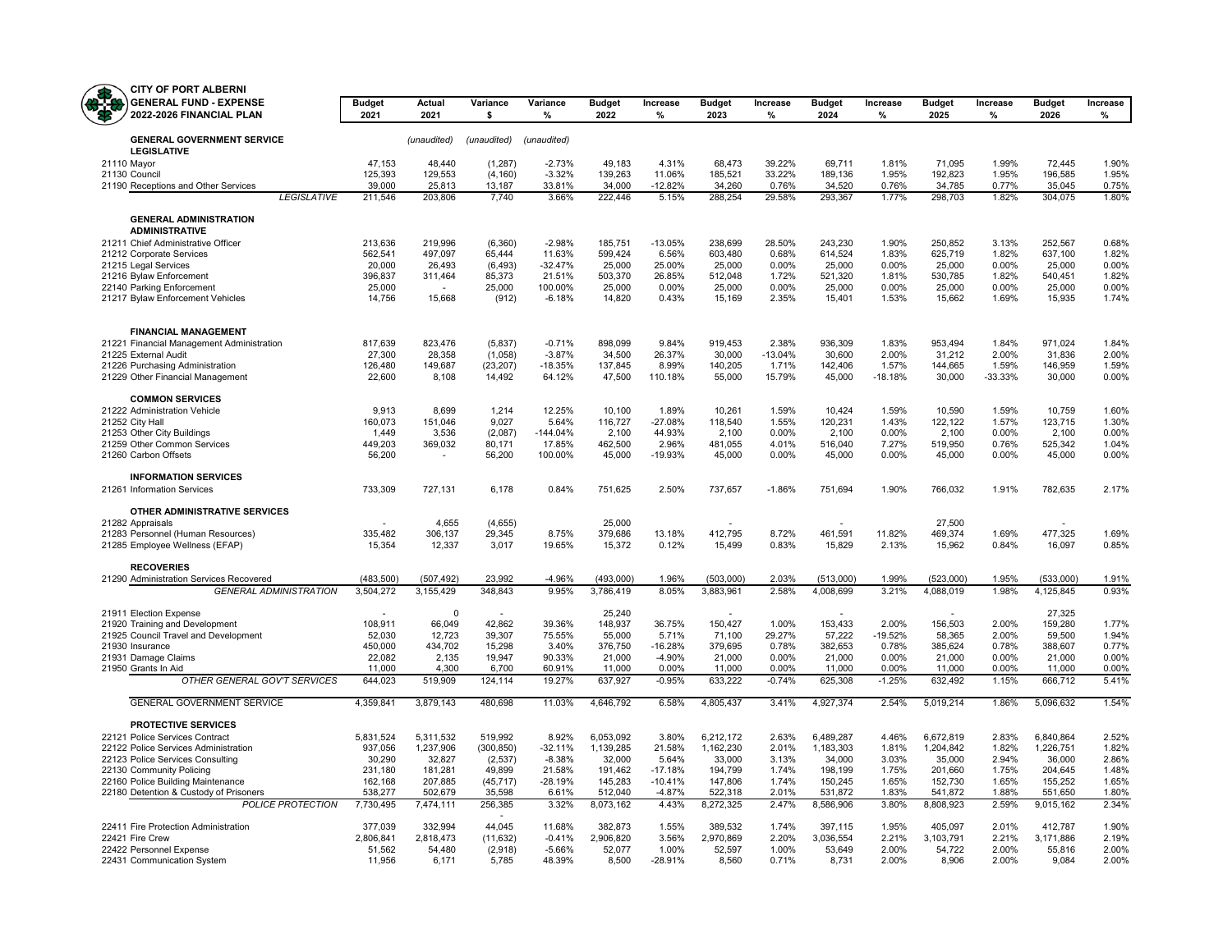# CITY OF PORT ALBERNI
## GENERAL FUND - EXPENSE
## 2022-2026 FINANCIAL PLAN

| | Budget 2021 | Actual 2021 | Variance $ | Variance % | Budget 2022 | Increase % | Budget 2023 | Increase % | Budget 2024 | Increase % | Budget 2025 | Increase % | Budget 2026 | Increase % |
|---|---|---|---|---|---|---|---|---|---|---|---|---|---|---|
| **GENERAL GOVERNMENT SERVICE** | | (unaudited) | (unaudited) | (unaudited) | | | | | | | | | | |
| **LEGISLATIVE** | | | | | | | | | | | | | | |
| 21110 Mayor | 47,153 | 48,440 | (1,287) | -2.73% | 49,183 | 4.31% | 68,473 | 39.22% | 69,711 | 1.81% | 71,095 | 1.99% | 72,445 | 1.90% |
| 21130 Council | 125,393 | 129,553 | (4,160) | -3.32% | 139,263 | 11.06% | 185,521 | 33.22% | 189,136 | 1.95% | 192,823 | 1.95% | 196,585 | 1.95% |
| 21190 Receptions and Other Services | 39,000 | 25,813 | 13,187 | 33.81% | 34,000 | -12.82% | 34,260 | 0.76% | 34,520 | 0.76% | 34,785 | 0.77% | 35,045 | 0.75% |
| *LEGISLATIVE* | 211,546 | 203,806 | 7,740 | 3.66% | 222,446 | 5.15% | 288,254 | 29.58% | 293,367 | 1.77% | 298,703 | 1.82% | 304,075 | 1.80% |
| **GENERAL ADMINISTRATION** | | | | | | | | | | | | | | |
| **ADMINISTRATIVE** | | | | | | | | | | | | | | |
| 21211 Chief Administrative Officer | 213,636 | 219,996 | (6,360) | -2.98% | 185,751 | -13.05% | 238,699 | 28.50% | 243,230 | 1.90% | 250,852 | 3.13% | 252,567 | 0.68% |
| 21212 Corporate Services | 562,541 | 497,097 | 65,444 | 11.63% | 599,424 | 6.56% | 603,480 | 0.68% | 614,524 | 1.83% | 625,719 | 1.82% | 637,100 | 1.82% |
| 21215 Legal Services | 20,000 | 26,493 | (6,493) | -32.47% | 25,000 | 25.00% | 25,000 | 0.00% | 25,000 | 0.00% | 25,000 | 0.00% | 25,000 | 0.00% |
| 21216 Bylaw Enforcement | 396,837 | 311,464 | 85,373 | 21.51% | 503,370 | 26.85% | 512,048 | 1.72% | 521,320 | 1.81% | 530,785 | 1.82% | 540,451 | 1.82% |
| 22140 Parking Enforcement | 25,000 | - | 25,000 | 100.00% | 25,000 | 0.00% | 25,000 | 0.00% | 25,000 | 0.00% | 25,000 | 0.00% | 25,000 | 0.00% |
| 21217 Bylaw Enforcement Vehicles | 14,756 | 15,668 | (912) | -6.18% | 14,820 | 0.43% | 15,169 | 2.35% | 15,401 | 1.53% | 15,662 | 1.69% | 15,935 | 1.74% |
| **FINANCIAL MANAGEMENT** | | | | | | | | | | | | | | |
| 21221 Financial Management Administration | 817,639 | 823,476 | (5,837) | -0.71% | 898,099 | 9.84% | 919,453 | 2.38% | 936,309 | 1.83% | 953,494 | 1.84% | 971,024 | 1.84% |
| 21225 External Audit | 27,300 | 28,358 | (1,058) | -3.87% | 34,500 | 26.37% | 30,000 | -13.04% | 30,600 | 2.00% | 31,212 | 2.00% | 31,836 | 2.00% |
| 21226 Purchasing Administration | 126,480 | 149,687 | (23,207) | -18.35% | 137,845 | 8.99% | 140,205 | 1.71% | 142,406 | 1.57% | 144,665 | 1.59% | 146,959 | 1.59% |
| 21229 Other Financial Management | 22,600 | 8,108 | 14,492 | 64.12% | 47,500 | 110.18% | 55,000 | 15.79% | 45,000 | -18.18% | 30,000 | -33.33% | 30,000 | 0.00% |
| **COMMON SERVICES** | | | | | | | | | | | | | | |
| 21222 Administration Vehicle | 9,913 | 8,699 | 1,214 | 12.25% | 10,100 | 1.89% | 10,261 | 1.59% | 10,424 | 1.59% | 10,590 | 1.59% | 10,759 | 1.60% |
| 21252 City Hall | 160,073 | 151,046 | 9,027 | 5.64% | 116,727 | -27.08% | 118,540 | 1.55% | 120,231 | 1.43% | 122,122 | 1.57% | 123,715 | 1.30% |
| 21253 Other City Buildings | 1,449 | 3,536 | (2,087) | -144.04% | 2,100 | 44.93% | 2,100 | 0.00% | 2,100 | 0.00% | 2,100 | 0.00% | 2,100 | 0.00% |
| 21259 Other Common Services | 449,203 | 369,032 | 80,171 | 17.85% | 462,500 | 2.96% | 481,055 | 4.01% | 516,040 | 7.27% | 519,950 | 0.76% | 525,342 | 1.04% |
| 21260 Carbon Offsets | 56,200 | - | 56,200 | 100.00% | 45,000 | -19.93% | 45,000 | 0.00% | 45,000 | 0.00% | 45,000 | 0.00% | 45,000 | 0.00% |
| **INFORMATION SERVICES** | | | | | | | | | | | | | | |
| 21261 Information Services | 733,309 | 727,131 | 6,178 | 0.84% | 751,625 | 2.50% | 737,657 | -1.86% | 751,694 | 1.90% | 766,032 | 1.91% | 782,635 | 2.17% |
| **OTHER ADMINISTRATIVE SERVICES** | | | | | | | | | | | | | | |
| 21282 Appraisals | - | 4,655 | (4,655) | | 25,000 | | - | | - | | 27,500 | | - | |
| 21283 Personnel (Human Resources) | 335,482 | 306,137 | 29,345 | 8.75% | 379,686 | 13.18% | 412,795 | 8.72% | 461,591 | 11.82% | 469,374 | 1.69% | 477,325 | 1.69% |
| 21285 Employee Wellness (EFAP) | 15,354 | 12,337 | 3,017 | 19.65% | 15,372 | 0.12% | 15,499 | 0.83% | 15,829 | 2.13% | 15,962 | 0.84% | 16,097 | 0.85% |
| **RECOVERIES** | | | | | | | | | | | | | | |
| 21290 Administration Services Recovered | (483,500) | (507,492) | 23,992 | -4.96% | (493,000) | 1.96% | (503,000) | 2.03% | (513,000) | 1.99% | (523,000) | 1.95% | (533,000) | 1.91% |
| *GENERAL ADMINISTRATION* | 3,504,272 | 3,155,429 | 348,843 | 9.95% | 3,786,419 | 8.05% | 3,883,961 | 2.58% | 4,008,699 | 3.21% | 4,088,019 | 1.98% | 4,125,845 | 0.93% |
| 21911 Election Expense | - | 0 | - | | 25,240 | | - | | - | | - | | 27,325 | |
| 21920 Training and Development | 108,911 | 66,049 | 42,862 | 39.36% | 148,937 | 36.75% | 150,427 | 1.00% | 153,433 | 2.00% | 156,503 | 2.00% | 159,280 | 1.77% |
| 21925 Council Travel and Development | 52,030 | 12,723 | 39,307 | 75.55% | 55,000 | 5.71% | 71,100 | 29.27% | 57,222 | -19.52% | 58,365 | 2.00% | 59,500 | 1.94% |
| 21930 Insurance | 450,000 | 434,702 | 15,298 | 3.40% | 376,750 | -16.28% | 379,695 | 0.78% | 382,653 | 0.78% | 385,624 | 0.78% | 388,607 | 0.77% |
| 21931 Damage Claims | 22,082 | 2,135 | 19,947 | 90.33% | 21,000 | -4.90% | 21,000 | 0.00% | 21,000 | 0.00% | 21,000 | 0.00% | 21,000 | 0.00% |
| 21950 Grants In Aid | 11,000 | 4,300 | 6,700 | 60.91% | 11,000 | 0.00% | 11,000 | 0.00% | 11,000 | 0.00% | 11,000 | 0.00% | 11,000 | 0.00% |
| *OTHER GENERAL GOV'T SERVICES* | 644,023 | 519,909 | 124,114 | 19.27% | 637,927 | -0.95% | 633,222 | -0.74% | 625,308 | -1.25% | 632,492 | 1.15% | 666,712 | 5.41% |
| GENERAL GOVERNMENT SERVICE | 4,359,841 | 3,879,143 | 480,698 | 11.03% | 4,646,792 | 6.58% | 4,805,437 | 3.41% | 4,927,374 | 2.54% | 5,019,214 | 1.86% | 5,096,632 | 1.54% |
| **PROTECTIVE SERVICES** | | | | | | | | | | | | | | |
| 22121 Police Services Contract | 5,831,524 | 5,311,532 | 519,992 | 8.92% | 6,053,092 | 3.80% | 6,212,172 | 2.63% | 6,489,287 | 4.46% | 6,672,819 | 2.83% | 6,840,864 | 2.52% |
| 22122 Police Services Administration | 937,056 | 1,237,906 | (300,850) | -32.11% | 1,139,285 | 21.58% | 1,162,230 | 2.01% | 1,183,303 | 1.81% | 1,204,842 | 1.82% | 1,226,751 | 1.82% |
| 22123 Police Services Consulting | 30,290 | 32,827 | (2,537) | -8.38% | 32,000 | 5.64% | 33,000 | 3.13% | 34,000 | 3.03% | 35,000 | 2.94% | 36,000 | 2.86% |
| 22130 Community Policing | 231,180 | 181,281 | 49,899 | 21.58% | 191,462 | -17.18% | 194,799 | 1.74% | 198,199 | 1.75% | 201,660 | 1.75% | 204,645 | 1.48% |
| 22160 Police Building Maintenance | 162,168 | 207,885 | (45,717) | -28.19% | 145,283 | -10.41% | 147,806 | 1.74% | 150,245 | 1.65% | 152,730 | 1.65% | 155,252 | 1.65% |
| 22180 Detention & Custody of Prisoners | 538,277 | 502,679 | 35,598 | 6.61% | 512,040 | -4.87% | 522,318 | 2.01% | 531,872 | 1.83% | 541,872 | 1.88% | 551,650 | 1.80% |
| *POLICE PROTECTION* | 7,730,495 | 7,474,111 | 256,385 | 3.32% | 8,073,162 | 4.43% | 8,272,325 | 2.47% | 8,586,906 | 3.80% | 8,808,923 | 2.59% | 9,015,162 | 2.34% |
| 22411 Fire Protection Administration | 377,039 | 332,994 | 44,045 | 11.68% | 382,873 | 1.55% | 389,532 | 1.74% | 397,115 | 1.95% | 405,097 | 2.01% | 412,787 | 1.90% |
| 22421 Fire Crew | 2,806,841 | 2,818,473 | (11,632) | -0.41% | 2,906,820 | 3.56% | 2,970,869 | 2.20% | 3,036,554 | 2.21% | 3,103,791 | 2.21% | 3,171,886 | 2.19% |
| 22422 Personnel Expense | 51,562 | 54,480 | (2,918) | -5.66% | 52,077 | 1.00% | 52,597 | 1.00% | 53,649 | 2.00% | 54,722 | 2.00% | 55,816 | 2.00% |
| 22431 Communication System | 11,956 | 6,171 | 5,785 | 48.39% | 8,500 | -28.91% | 8,560 | 0.71% | 8,731 | 2.00% | 8,906 | 2.00% | 9,084 | 2.00% |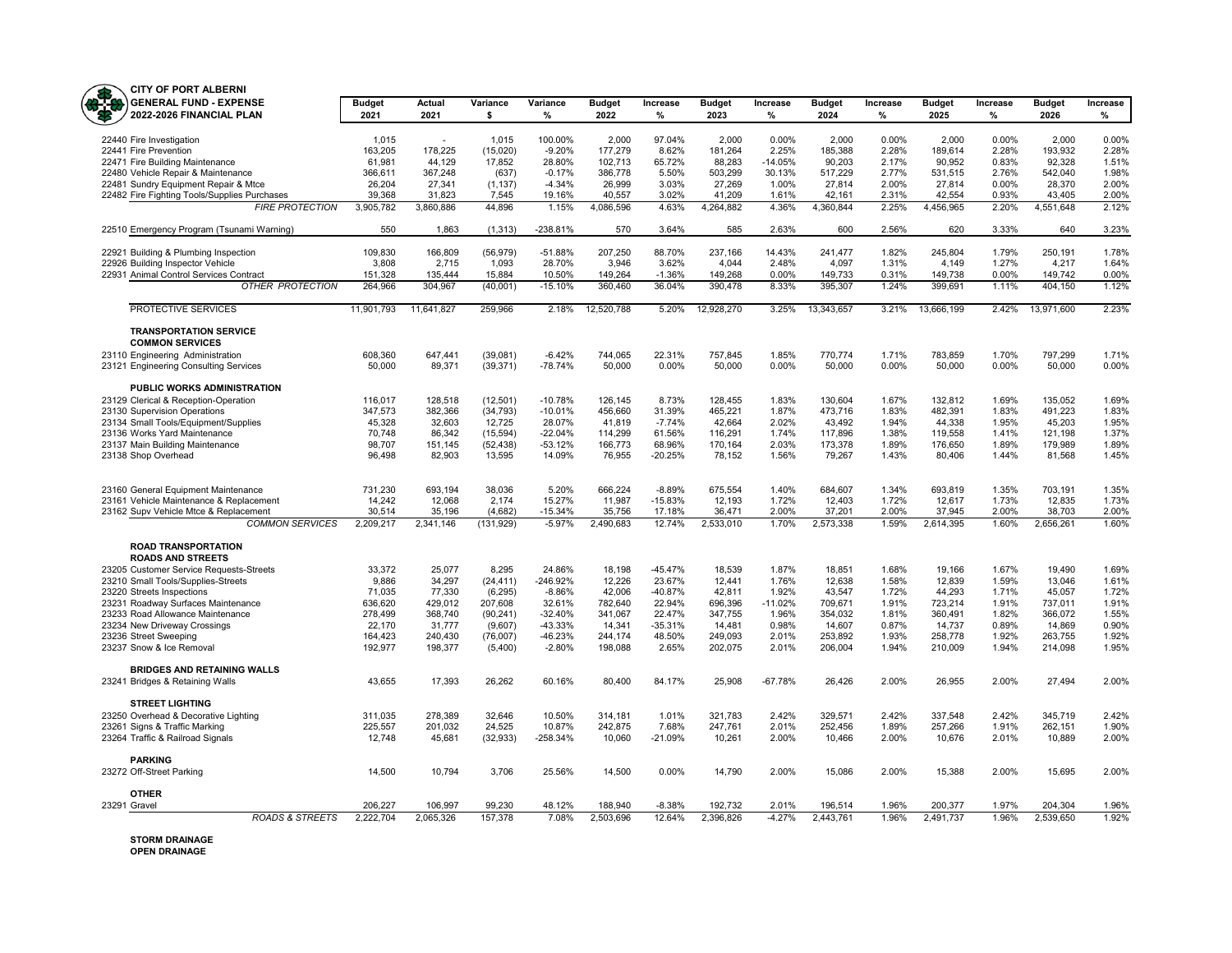**CITY OF PORT ALBERNI**
**GENERAL FUND - EXPENSE**
**2022-2026 FINANCIAL PLAN**

| | Budget 2021 | Actual 2021 | Variance $ | Variance % | Budget 2022 | Increase % | Budget 2023 | Increase % | Budget 2024 | Increase % | Budget 2025 | Increase % | Budget 2026 | Increase % |
|---|---|---|---|---|---|---|---|---|---|---|---|---|---|---|
| 22440 Fire Investigation | 1,015 | - | 1,015 | 100.00% | 2,000 | 97.04% | 2,000 | 0.00% | 2,000 | 0.00% | 2,000 | 0.00% | 2,000 | 0.00% |
| 22441 Fire Prevention | 163,205 | 178,225 | (15,020) | -9.20% | 177,279 | 8.62% | 181,264 | 2.25% | 185,388 | 2.28% | 189,614 | 2.28% | 193,932 | 2.28% |
| 22471 Fire Building Maintenance | 61,981 | 44,129 | 17,852 | 28.80% | 102,713 | 65.72% | 88,283 | -14.05% | 90,203 | 2.17% | 90,952 | 0.83% | 92,328 | 1.51% |
| 22480 Vehicle Repair & Maintenance | 366,611 | 367,248 | (637) | -0.17% | 386,778 | 5.50% | 503,299 | 30.13% | 517,229 | 2.77% | 531,515 | 2.76% | 542,040 | 1.98% |
| 22481 Sundry Equipment Repair & Mtce | 26,204 | 27,341 | (1,137) | -4.34% | 26,999 | 3.03% | 27,269 | 1.00% | 27,814 | 2.00% | 27,814 | 0.00% | 28,370 | 2.00% |
| 22482 Fire Fighting Tools/Supplies Purchases | 39,368 | 31,823 | 7,545 | 19.16% | 40,557 | 3.02% | 41,209 | 1.61% | 42,161 | 2.31% | 42,554 | 0.93% | 43,405 | 2.00% |
| *FIRE PROTECTION* | 3,905,782 | 3,860,886 | 44,896 | 1.15% | 4,086,596 | 4.63% | 4,264,882 | 4.36% | 4,360,844 | 2.25% | 4,456,965 | 2.20% | 4,551,648 | 2.12% |
| 22510 Emergency Program (Tsunami Warning) | 550 | 1,863 | (1,313) | -238.81% | 570 | 3.64% | 585 | 2.63% | 600 | 2.56% | 620 | 3.33% | 640 | 3.23% |
| 22921 Building & Plumbing Inspection | 109,830 | 166,809 | (56,979) | -51.88% | 207,250 | 88.70% | 237,166 | 14.43% | 241,477 | 1.82% | 245,804 | 1.79% | 250,191 | 1.78% |
| 22926 Building Inspector Vehicle | 3,808 | 2,715 | 1,093 | 28.70% | 3,946 | 3.62% | 4,044 | 2.48% | 4,097 | 1.31% | 4,149 | 1.27% | 4,217 | 1.64% |
| 22931 Animal Control Services Contract | 151,328 | 135,444 | 15,884 | 10.50% | 149,264 | -1.36% | 149,268 | 0.00% | 149,733 | 0.31% | 149,738 | 0.00% | 149,742 | 0.00% |
| *OTHER PROTECTION* | 264,966 | 304,967 | (40,001) | -15.10% | 360,460 | 36.04% | 390,478 | 8.33% | 395,307 | 1.24% | 399,691 | 1.11% | 404,150 | 1.12% |
| PROTECTIVE SERVICES | 11,901,793 | 11,641,827 | 259,966 | 2.18% | 12,520,788 | 5.20% | 12,928,270 | 3.25% | 13,343,657 | 3.21% | 13,666,199 | 2.42% | 13,971,600 | 2.23% |
| **TRANSPORTATION SERVICE** | | | | | | | | | | | | | | |
| **COMMON SERVICES** | | | | | | | | | | | | | | |
| 23110 Engineering Administration | 608,360 | 647,441 | (39,081) | -6.42% | 744,065 | 22.31% | 757,845 | 1.85% | 770,774 | 1.71% | 783,859 | 1.70% | 797,299 | 1.71% |
| 23121 Engineering Consulting Services | 50,000 | 89,371 | (39,371) | -78.74% | 50,000 | 0.00% | 50,000 | 0.00% | 50,000 | 0.00% | 50,000 | 0.00% | 50,000 | 0.00% |
| **PUBLIC WORKS ADMINISTRATION** | | | | | | | | | | | | | | |
| 23129 Clerical & Reception-Operation | 116,017 | 128,518 | (12,501) | -10.78% | 126,145 | 8.73% | 128,455 | 1.83% | 130,604 | 1.67% | 132,812 | 1.69% | 135,052 | 1.69% |
| 23130 Supervision Operations | 347,573 | 382,366 | (34,793) | -10.01% | 456,660 | 31.39% | 465,221 | 1.87% | 473,716 | 1.83% | 482,391 | 1.83% | 491,223 | 1.83% |
| 23134 Small Tools/Equipment/Supplies | 45,328 | 32,603 | 12,725 | 28.07% | 41,819 | -7.74% | 42,664 | 2.02% | 43,492 | 1.94% | 44,338 | 1.95% | 45,203 | 1.95% |
| 23136 Works Yard Maintenance | 70,748 | 86,342 | (15,594) | -22.04% | 114,299 | 61.56% | 116,291 | 1.74% | 117,896 | 1.38% | 119,558 | 1.41% | 121,198 | 1.37% |
| 23137 Main Building Maintenance | 98,707 | 151,145 | (52,438) | -53.12% | 166,773 | 68.96% | 170,164 | 2.03% | 173,378 | 1.89% | 176,650 | 1.89% | 179,989 | 1.89% |
| 23138 Shop Overhead | 96,498 | 82,903 | 13,595 | 14.09% | 76,955 | -20.25% | 78,152 | 1.56% | 79,267 | 1.43% | 80,406 | 1.44% | 81,568 | 1.45% |
| 23160 General Equipment Maintenance | 731,230 | 693,194 | 38,036 | 5.20% | 666,224 | -8.89% | 675,554 | 1.40% | 684,607 | 1.34% | 693,819 | 1.35% | 703,191 | 1.35% |
| 23161 Vehicle Maintenance & Replacement | 14,242 | 12,068 | 2,174 | 15.27% | 11,987 | -15.83% | 12,193 | 1.72% | 12,403 | 1.72% | 12,617 | 1.73% | 12,835 | 1.73% |
| 23162 Supv Vehicle Mtce & Replacement | 30,514 | 35,196 | (4,682) | -15.34% | 35,756 | 17.18% | 36,471 | 2.00% | 37,201 | 2.00% | 37,945 | 2.00% | 38,703 | 2.00% |
| *COMMON SERVICES* | 2,209,217 | 2,341,146 | (131,929) | -5.97% | 2,490,683 | 12.74% | 2,533,010 | 1.70% | 2,573,338 | 1.59% | 2,614,395 | 1.60% | 2,656,261 | 1.60% |
| **ROAD TRANSPORTATION** | | | | | | | | | | | | | | |
| **ROADS AND STREETS** | | | | | | | | | | | | | | |
| 23205 Customer Service Requests-Streets | 33,372 | 25,077 | 8,295 | 24.86% | 18,198 | -45.47% | 18,539 | 1.87% | 18,851 | 1.68% | 19,166 | 1.67% | 19,490 | 1.69% |
| 23210 Small Tools/Supplies-Streets | 9,886 | 34,297 | (24,411) | -246.92% | 12,226 | 23.67% | 12,441 | 1.76% | 12,638 | 1.58% | 12,839 | 1.59% | 13,046 | 1.61% |
| 23220 Streets Inspections | 71,035 | 77,330 | (6,295) | -8.86% | 42,006 | -40.87% | 42,811 | 1.92% | 43,547 | 1.72% | 44,293 | 1.71% | 45,057 | 1.72% |
| 23231 Roadway Surfaces Maintenance | 636,620 | 429,012 | 207,608 | 32.61% | 782,640 | 22.94% | 696,396 | -11.02% | 709,671 | 1.91% | 723,214 | 1.91% | 737,011 | 1.91% |
| 23233 Road Allowance Maintenance | 278,499 | 368,740 | (90,241) | -32.40% | 341,067 | 22.47% | 347,755 | 1.96% | 354,032 | 1.81% | 360,491 | 1.82% | 366,072 | 1.55% |
| 23234 New Driveway Crossings | 22,170 | 31,777 | (9,607) | -43.33% | 14,341 | -35.31% | 14,481 | 0.98% | 14,607 | 0.87% | 14,737 | 0.89% | 14,869 | 0.90% |
| 23236 Street Sweeping | 164,423 | 240,430 | (76,007) | -46.23% | 244,174 | 48.50% | 249,093 | 2.01% | 253,892 | 1.93% | 258,778 | 1.92% | 263,755 | 1.92% |
| 23237 Snow & Ice Removal | 192,977 | 198,377 | (5,400) | -2.80% | 198,088 | 2.65% | 202,075 | 2.01% | 206,004 | 1.94% | 210,009 | 1.94% | 214,098 | 1.95% |
| **BRIDGES AND RETAINING WALLS** | | | | | | | | | | | | | | |
| 23241 Bridges & Retaining Walls | 43,655 | 17,393 | 26,262 | 60.16% | 80,400 | 84.17% | 25,908 | -67.78% | 26,426 | 2.00% | 26,955 | 2.00% | 27,494 | 2.00% |
| **STREET LIGHTING** | | | | | | | | | | | | | | |
| 23250 Overhead & Decorative Lighting | 311,035 | 278,389 | 32,646 | 10.50% | 314,181 | 1.01% | 321,783 | 2.42% | 329,571 | 2.42% | 337,548 | 2.42% | 345,719 | 2.42% |
| 23261 Signs & Traffic Marking | 225,557 | 201,032 | 24,525 | 10.87% | 242,875 | 7.68% | 247,761 | 2.01% | 252,456 | 1.89% | 257,266 | 1.91% | 262,151 | 1.90% |
| 23264 Traffic & Railroad Signals | 12,748 | 45,681 | (32,933) | -258.34% | 10,060 | -21.09% | 10,261 | 2.00% | 10,466 | 2.00% | 10,676 | 2.01% | 10,889 | 2.00% |
| **PARKING** | | | | | | | | | | | | | | |
| 23272 Off-Street Parking | 14,500 | 10,794 | 3,706 | 25.56% | 14,500 | 0.00% | 14,790 | 2.00% | 15,086 | 2.00% | 15,388 | 2.00% | 15,695 | 2.00% |
| **OTHER** | | | | | | | | | | | | | | |
| 23291 Gravel | 206,227 | 106,997 | 99,230 | 48.12% | 188,940 | -8.38% | 192,732 | 2.01% | 196,514 | 1.96% | 200,377 | 1.97% | 204,304 | 1.96% |
| *ROADS & STREETS* | 2,222,704 | 2,065,326 | 157,378 | 7.08% | 2,503,696 | 12.64% | 2,396,826 | -4.27% | 2,443,761 | 1.96% | 2,491,737 | 1.96% | 2,539,650 | 1.92% |
| **STORM DRAINAGE** | | | | | | | | | | | | | | |
| **OPEN DRAINAGE** | | | | | | | | | | | | | | |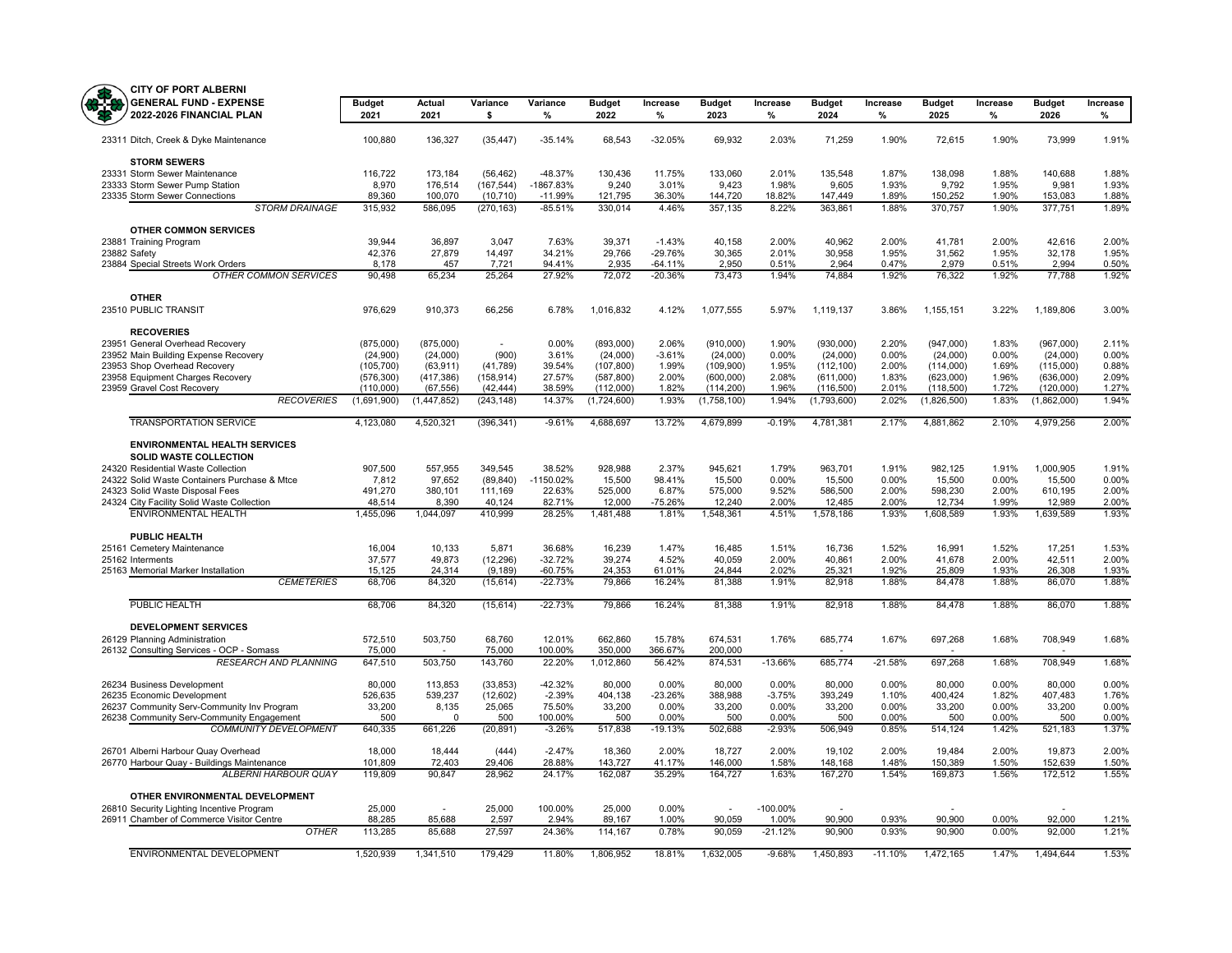**CITY OF PORT ALBERNI**
**GENERAL FUND - EXPENSE**
**2022-2026 FINANCIAL PLAN**

| | Budget 2021 | Actual 2021 | Variance $ | Variance % | Budget 2022 | Increase % | Budget 2023 | Increase % | Budget 2024 | Increase % | Budget 2025 | Increase % | Budget 2026 | Increase % |
|---|---|---|---|---|---|---|---|---|---|---|---|---|---|---|
| 23311 Ditch, Creek & Dyke Maintenance | 100,880 | 136,327 | (35,447) | -35.14% | 68,543 | -32.05% | 69,932 | 2.03% | 71,259 | 1.90% | 72,615 | 1.90% | 73,999 | 1.91% |
| **STORM SEWERS** | | | | | | | | | | | | | | |
| 23331 Storm Sewer Maintenance | 116,722 | 173,184 | (56,462) | -48.37% | 130,436 | 11.75% | 133,060 | 2.01% | 135,548 | 1.87% | 138,098 | 1.88% | 140,688 | 1.88% |
| 23333 Storm Sewer Pump Station | 8,970 | 176,514 | (167,544) | -1867.83% | 9,240 | 3.01% | 9,423 | 1.98% | 9,605 | 1.93% | 9,792 | 1.95% | 9,981 | 1.93% |
| 23335 Storm Sewer Connections | 89,360 | 100,070 | (10,710) | -11.99% | 121,795 | 36.30% | 144,720 | 18.82% | 147,449 | 1.89% | 150,252 | 1.90% | 153,083 | 1.88% |
| *STORM DRAINAGE* | 315,932 | 586,095 | (270,163) | -85.51% | 330,014 | 4.46% | 357,135 | 8.22% | 363,861 | 1.88% | 370,757 | 1.90% | 377,751 | 1.89% |
| **OTHER COMMON SERVICES** | | | | | | | | | | | | | | |
| 23881 Training Program | 39,944 | 36,897 | 3,047 | 7.63% | 39,371 | -1.43% | 40,158 | 2.00% | 40,962 | 2.00% | 41,781 | 2.00% | 42,616 | 2.00% |
| 23882 Safety | 42,376 | 27,879 | 14,497 | 34.21% | 29,766 | -29.76% | 30,365 | 2.01% | 30,958 | 1.95% | 31,562 | 1.95% | 32,178 | 1.95% |
| 23884 Special Streets Work Orders | 8,178 | 457 | 7,721 | 94.41% | 2,935 | -64.11% | 2,950 | 0.51% | 2,964 | 0.47% | 2,979 | 0.51% | 2,994 | 0.50% |
| *OTHER COMMON SERVICES* | 90,498 | 65,234 | 25,264 | 27.92% | 72,072 | -20.36% | 73,473 | 1.94% | 74,884 | 1.92% | 76,322 | 1.92% | 77,788 | 1.92% |
| **OTHER** | | | | | | | | | | | | | | |
| 23510 PUBLIC TRANSIT | 976,629 | 910,373 | 66,256 | 6.78% | 1,016,832 | 4.12% | 1,077,555 | 5.97% | 1,119,137 | 3.86% | 1,155,151 | 3.22% | 1,189,806 | 3.00% |
| **RECOVERIES** | | | | | | | | | | | | | | |
| 23951 General Overhead Recovery | (875,000) | (875,000) | - | 0.00% | (893,000) | 2.06% | (910,000) | 1.90% | (930,000) | 2.20% | (947,000) | 1.83% | (967,000) | 2.11% |
| 23952 Main Building Expense Recovery | (24,900) | (24,000) | (900) | 3.61% | (24,000) | -3.61% | (24,000) | 0.00% | (24,000) | 0.00% | (24,000) | 0.00% | (24,000) | 0.00% |
| 23953 Shop Overhead Recovery | (105,700) | (63,911) | (41,789) | 39.54% | (107,800) | 1.99% | (109,900) | 1.95% | (112,100) | 2.00% | (114,000) | 1.69% | (115,000) | 0.88% |
| 23958 Equipment Charges Recovery | (576,300) | (417,386) | (158,914) | 27.57% | (587,800) | 2.00% | (600,000) | 2.08% | (611,000) | 1.83% | (623,000) | 1.96% | (636,000) | 2.09% |
| 23959 Gravel Cost Recovery | (110,000) | (67,556) | (42,444) | 38.59% | (112,000) | 1.82% | (114,200) | 1.96% | (116,500) | 2.01% | (118,500) | 1.72% | (120,000) | 1.27% |
| *RECOVERIES* | (1,691,900) | (1,447,852) | (243,148) | 14.37% | (1,724,600) | 1.93% | (1,758,100) | 1.94% | (1,793,600) | 2.02% | (1,826,500) | 1.83% | (1,862,000) | 1.94% |
| TRANSPORTATION SERVICE | 4,123,080 | 4,520,321 | (396,341) | -9.61% | 4,688,697 | 13.72% | 4,679,899 | -0.19% | 4,781,381 | 2.17% | 4,881,862 | 2.10% | 4,979,256 | 2.00% |
| **ENVIRONMENTAL HEALTH SERVICES** | | | | | | | | | | | | | | |
| **SOLID WASTE COLLECTION** | | | | | | | | | | | | | | |
| 24320 Residential Waste Collection | 907,500 | 557,955 | 349,545 | 38.52% | 928,988 | 2.37% | 945,621 | 1.79% | 963,701 | 1.91% | 982,125 | 1.91% | 1,000,905 | 1.91% |
| 24322 Solid Waste Containers Purchase & Mtce | 7,812 | 97,652 | (89,840) | -1150.02% | 15,500 | 98.41% | 15,500 | 0.00% | 15,500 | 0.00% | 15,500 | 0.00% | 15,500 | 0.00% |
| 24323 Solid Waste Disposal Fees | 491,270 | 380,101 | 111,169 | 22.63% | 525,000 | 6.87% | 575,000 | 9.52% | 586,500 | 2.00% | 598,230 | 2.00% | 610,195 | 2.00% |
| 24324 City Facility Solid Waste Collection | 48,514 | 8,390 | 40,124 | 82.71% | 12,000 | -75.26% | 12,240 | 2.00% | 12,485 | 2.00% | 12,734 | 1.99% | 12,989 | 2.00% |
| ENVIRONMENTAL HEALTH | 1,455,096 | 1,044,097 | 410,999 | 28.25% | 1,481,488 | 1.81% | 1,548,361 | 4.51% | 1,578,186 | 1.93% | 1,608,589 | 1.93% | 1,639,589 | 1.93% |
| **PUBLIC HEALTH** | | | | | | | | | | | | | | |
| 25161 Cemetery Maintenance | 16,004 | 10,133 | 5,871 | 36.68% | 16,239 | 1.47% | 16,485 | 1.51% | 16,736 | 1.52% | 16,991 | 1.52% | 17,251 | 1.53% |
| 25162 Interments | 37,577 | 49,873 | (12,296) | -32.72% | 39,274 | 4.52% | 40,059 | 2.00% | 40,861 | 2.00% | 41,678 | 2.00% | 42,511 | 2.00% |
| 25163 Memorial Marker Installation | 15,125 | 24,314 | (9,189) | -60.75% | 24,353 | 61.01% | 24,844 | 2.02% | 25,321 | 1.92% | 25,809 | 1.93% | 26,308 | 1.93% |
| *CEMETERIES* | 68,706 | 84,320 | (15,614) | -22.73% | 79,866 | 16.24% | 81,388 | 1.91% | 82,918 | 1.88% | 84,478 | 1.88% | 86,070 | 1.88% |
| PUBLIC HEALTH | 68,706 | 84,320 | (15,614) | -22.73% | 79,866 | 16.24% | 81,388 | 1.91% | 82,918 | 1.88% | 84,478 | 1.88% | 86,070 | 1.88% |
| **DEVELOPMENT SERVICES** | | | | | | | | | | | | | | |
| 26129 Planning Administration | 572,510 | 503,750 | 68,760 | 12.01% | 662,860 | 15.78% | 674,531 | 1.76% | 685,774 | 1.67% | 697,268 | 1.68% | 708,949 | 1.68% |
| 26132 Consulting Services - OCP - Somass | 75,000 | - | 75,000 | 100.00% | 350,000 | 366.67% | 200,000 | | - | | - | | - | |
| *RESEARCH AND PLANNING* | 647,510 | 503,750 | 143,760 | 22.20% | 1,012,860 | 56.42% | 874,531 | -13.66% | 685,774 | -21.58% | 697,268 | 1.68% | 708,949 | 1.68% |
| 26234 Business Development | 80,000 | 113,853 | (33,853) | -42.32% | 80,000 | 0.00% | 80,000 | 0.00% | 80,000 | 0.00% | 80,000 | 0.00% | 80,000 | 0.00% |
| 26235 Economic Development | 526,635 | 539,237 | (12,602) | -2.39% | 404,138 | -23.26% | 388,988 | -3.75% | 393,249 | 1.10% | 400,424 | 1.82% | 407,483 | 1.76% |
| 26237 Community Serv-Community Inv Program | 33,200 | 8,135 | 25,065 | 75.50% | 33,200 | 0.00% | 33,200 | 0.00% | 33,200 | 0.00% | 33,200 | 0.00% | 33,200 | 0.00% |
| 26238 Community Serv-Community Engagement | 500 | 0 | 500 | 100.00% | 500 | 0.00% | 500 | 0.00% | 500 | 0.00% | 500 | 0.00% | 500 | 0.00% |
| *COMMUNITY DEVELOPMENT* | 640,335 | 661,226 | (20,891) | -3.26% | 517,838 | -19.13% | 502,688 | -2.93% | 506,949 | 0.85% | 514,124 | 1.42% | 521,183 | 1.37% |
| 26701 Alberni Harbour Quay Overhead | 18,000 | 18,444 | (444) | -2.47% | 18,360 | 2.00% | 18,727 | 2.00% | 19,102 | 2.00% | 19,484 | 2.00% | 19,873 | 2.00% |
| 26770 Harbour Quay - Buildings Maintenance | 101,809 | 72,403 | 29,406 | 28.88% | 143,727 | 41.17% | 146,000 | 1.58% | 148,168 | 1.48% | 150,389 | 1.50% | 152,639 | 1.50% |
| *ALBERNI HARBOUR QUAY* | 119,809 | 90,847 | 28,962 | 24.17% | 162,087 | 35.29% | 164,727 | 1.63% | 167,270 | 1.54% | 169,873 | 1.56% | 172,512 | 1.55% |
| **OTHER ENVIRONMENTAL DEVELOPMENT** | | | | | | | | | | | | | | |
| 26810 Security Lighting Incentive Program | 25,000 | - | 25,000 | 100.00% | 25,000 | 0.00% | - | -100.00% | - | | - | | - | |
| 26911 Chamber of Commerce Visitor Centre | 88,285 | 85,688 | 2,597 | 2.94% | 89,167 | 1.00% | 90,059 | 1.00% | 90,900 | 0.93% | 90,900 | 0.00% | 92,000 | 1.21% |
| *OTHER* | 113,285 | 85,688 | 27,597 | 24.36% | 114,167 | 0.78% | 90,059 | -21.12% | 90,900 | 0.93% | 90,900 | 0.00% | 92,000 | 1.21% |
| ENVIRONMENTAL DEVELOPMENT | 1,520,939 | 1,341,510 | 179,429 | 11.80% | 1,806,952 | 18.81% | 1,632,005 | -9.68% | 1,450,893 | -11.10% | 1,472,165 | 1.47% | 1,494,644 | 1.53% |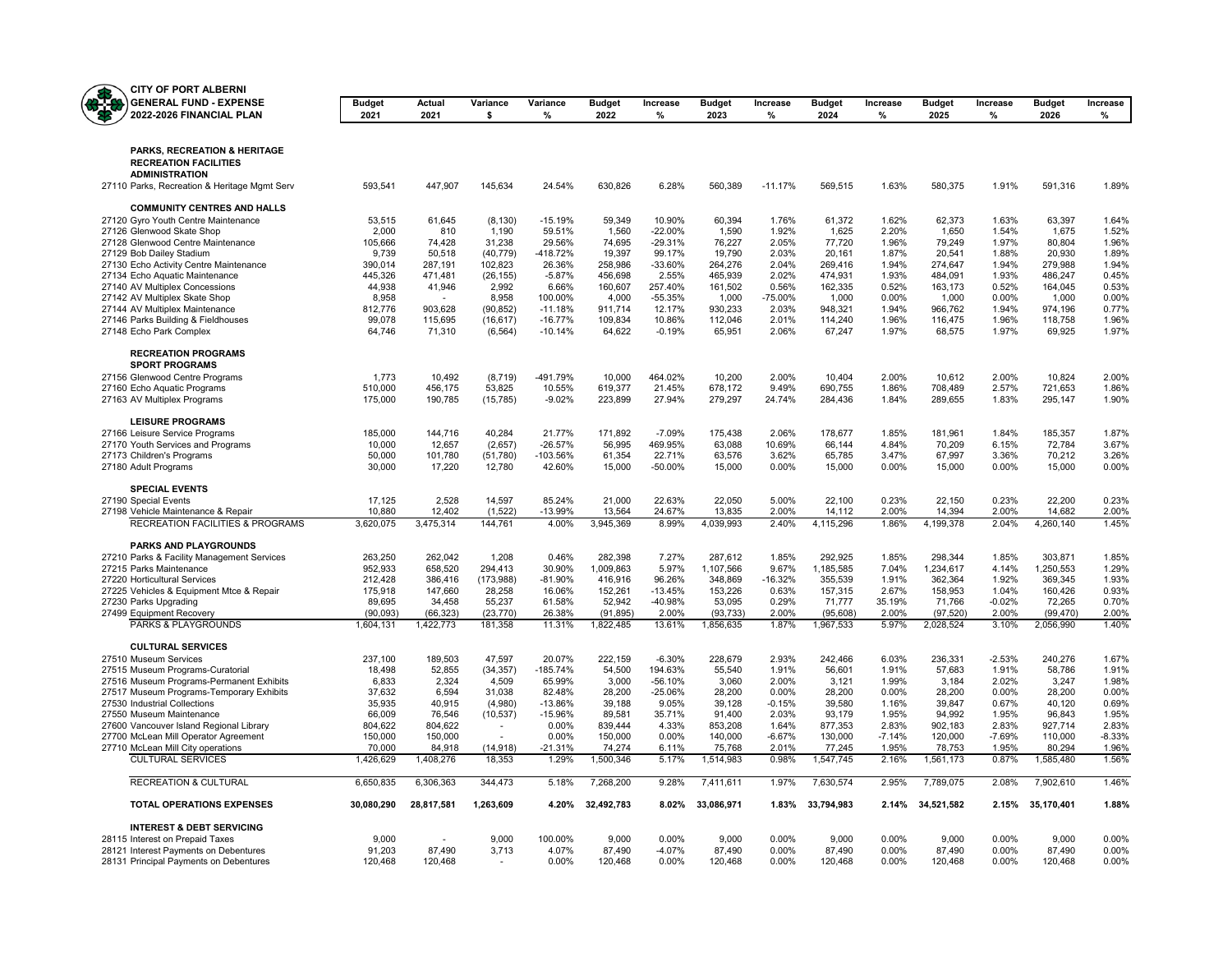**CITY OF PORT ALBERNI**
**GENERAL FUND - EXPENSE**
**2022-2026 FINANCIAL PLAN**

| | Budget 2021 | Actual 2021 | Variance $ | Variance % | Budget 2022 | Increase % | Budget 2023 | Increase % | Budget 2024 | Increase % | Budget 2025 | Increase % | Budget 2026 | Increase % |
|---|---|---|---|---|---|---|---|---|---|---|---|---|---|---|
| **PARKS, RECREATION & HERITAGE** | | | | | | | | | | | | | | |
| **RECREATION FACILITIES** | | | | | | | | | | | | | | |
| **ADMINISTRATION** | | | | | | | | | | | | | | |
| 27110 Parks, Recreation & Heritage Mgmt Serv | 593,541 | 447,907 | 145,634 | 24.54% | 630,826 | 6.28% | 560,389 | -11.17% | 569,515 | 1.63% | 580,375 | 1.91% | 591,316 | 1.89% |
| **COMMUNITY CENTRES AND HALLS** | | | | | | | | | | | | | | |
| 27120 Gyro Youth Centre Maintenance | 53,515 | 61,645 | (8,130) | -15.19% | 59,349 | 10.90% | 60,394 | 1.76% | 61,372 | 1.62% | 62,373 | 1.63% | 63,397 | 1.64% |
| 27126 Glenwood Skate Shop | 2,000 | 810 | 1,190 | 59.51% | 1,560 | -22.00% | 1,590 | 1.92% | 1,625 | 2.20% | 1,650 | 1.54% | 1,675 | 1.52% |
| 27128 Glenwood Centre Maintenance | 105,666 | 74,428 | 31,238 | 29.56% | 74,695 | -29.31% | 76,227 | 2.05% | 77,720 | 1.96% | 79,249 | 1.97% | 80,804 | 1.96% |
| 27129 Bob Dailey Stadium | 9,739 | 50,518 | (40,779) | -418.72% | 19,397 | 99.17% | 19,790 | 2.03% | 20,161 | 1.87% | 20,541 | 1.88% | 20,930 | 1.89% |
| 27130 Echo Activity Centre Maintenance | 390,014 | 287,191 | 102,823 | 26.36% | 258,986 | -33.60% | 264,276 | 2.04% | 269,416 | 1.94% | 274,647 | 1.94% | 279,988 | 1.94% |
| 27134 Echo Aquatic Maintenance | 445,326 | 471,481 | (26,155) | -5.87% | 456,698 | 2.55% | 465,939 | 2.02% | 474,931 | 1.93% | 484,091 | 1.93% | 486,247 | 0.45% |
| 27140 AV Multiplex Concessions | 44,938 | 41,946 | 2,992 | 6.66% | 160,607 | 257.40% | 161,502 | 0.56% | 162,335 | 0.52% | 163,173 | 0.52% | 164,045 | 0.53% |
| 27142 AV Multiplex Skate Shop | 8,958 | - | 8,958 | 100.00% | 4,000 | -55.35% | 1,000 | -75.00% | 1,000 | 0.00% | 1,000 | 0.00% | 1,000 | 0.00% |
| 27144 AV Multiplex Maintenance | 812,776 | 903,628 | (90,852) | -11.18% | 911,714 | 12.17% | 930,233 | 2.03% | 948,321 | 1.94% | 966,762 | 1.94% | 974,196 | 0.77% |
| 27146 Parks Building & Fieldhouses | 99,078 | 115,695 | (16,617) | -16.77% | 109,834 | 10.86% | 112,046 | 2.01% | 114,240 | 1.96% | 116,475 | 1.96% | 118,758 | 1.96% |
| 27148 Echo Park Complex | 64,746 | 71,310 | (6,564) | -10.14% | 64,622 | -0.19% | 65,951 | 2.06% | 67,247 | 1.97% | 68,575 | 1.97% | 69,925 | 1.97% |
| **RECREATION PROGRAMS** | | | | | | | | | | | | | | |
| **SPORT PROGRAMS** | | | | | | | | | | | | | | |
| 27156 Glenwood Centre Programs | 1,773 | 10,492 | (8,719) | -491.79% | 10,000 | 464.02% | 10,200 | 2.00% | 10,404 | 2.00% | 10,612 | 2.00% | 10,824 | 2.00% |
| 27160 Echo Aquatic Programs | 510,000 | 456,175 | 53,825 | 10.55% | 619,377 | 21.45% | 678,172 | 9.49% | 690,755 | 1.86% | 708,489 | 2.57% | 721,653 | 1.86% |
| 27163 AV Multiplex Programs | 175,000 | 190,785 | (15,785) | -9.02% | 223,899 | 27.94% | 279,297 | 24.74% | 284,436 | 1.84% | 289,655 | 1.83% | 295,147 | 1.90% |
| **LEISURE PROGRAMS** | | | | | | | | | | | | | | |
| 27166 Leisure Service Programs | 185,000 | 144,716 | 40,284 | 21.77% | 171,892 | -7.09% | 175,438 | 2.06% | 178,677 | 1.85% | 181,961 | 1.84% | 185,357 | 1.87% |
| 27170 Youth Services and Programs | 10,000 | 12,657 | (2,657) | -26.57% | 56,995 | 469.95% | 63,088 | 10.69% | 66,144 | 4.84% | 70,209 | 6.15% | 72,784 | 3.67% |
| 27173 Children's Programs | 50,000 | 101,780 | (51,780) | -103.56% | 61,354 | 22.71% | 63,576 | 3.62% | 65,785 | 3.47% | 67,997 | 3.36% | 70,212 | 3.26% |
| 27180 Adult Programs | 30,000 | 17,220 | 12,780 | 42.60% | 15,000 | -50.00% | 15,000 | 0.00% | 15,000 | 0.00% | 15,000 | 0.00% | 15,000 | 0.00% |
| **SPECIAL EVENTS** | | | | | | | | | | | | | | |
| 27190 Special Events | 17,125 | 2,528 | 14,597 | 85.24% | 21,000 | 22.63% | 22,050 | 5.00% | 22,100 | 0.23% | 22,150 | 0.23% | 22,200 | 0.23% |
| 27198 Vehicle Maintenance & Repair | 10,880 | 12,402 | (1,522) | -13.99% | 13,564 | 24.67% | 13,835 | 2.00% | 14,112 | 2.00% | 14,394 | 2.00% | 14,682 | 2.00% |
| RECREATION FACILITIES & PROGRAMS | 3,620,075 | 3,475,314 | 144,761 | 4.00% | 3,945,369 | 8.99% | 4,039,993 | 2.40% | 4,115,296 | 1.86% | 4,199,378 | 2.04% | 4,260,140 | 1.45% |
| **PARKS AND PLAYGROUNDS** | | | | | | | | | | | | | | |
| 27210 Parks & Facility Management Services | 263,250 | 262,042 | 1,208 | 0.46% | 282,398 | 7.27% | 287,612 | 1.85% | 292,925 | 1.85% | 298,344 | 1.85% | 303,871 | 1.85% |
| 27215 Parks Maintenance | 952,933 | 658,520 | 294,413 | 30.90% | 1,009,863 | 5.97% | 1,107,566 | 9.67% | 1,185,585 | 7.04% | 1,234,617 | 4.14% | 1,250,553 | 1.29% |
| 27220 Horticultural Services | 212,428 | 386,416 | (173,988) | -81.90% | 416,916 | 96.26% | 348,869 | -16.32% | 355,539 | 1.91% | 362,364 | 1.92% | 369,345 | 1.93% |
| 27225 Vehicles & Equipment Mtce & Repair | 175,918 | 147,660 | 28,258 | 16.06% | 152,261 | -13.45% | 153,226 | 0.63% | 157,315 | 2.67% | 158,953 | 1.04% | 160,426 | 0.93% |
| 27230 Parks Upgrading | 89,695 | 34,458 | 55,237 | 61.58% | 52,942 | -40.98% | 53,095 | 0.29% | 71,777 | 35.19% | 71,766 | -0.02% | 72,265 | 0.70% |
| 27499 Equipment Recovery | (90,093) | (66,323) | (23,770) | 26.38% | (91,895) | 2.00% | (93,733) | 2.00% | (95,608) | 2.00% | (97,520) | 2.00% | (99,470) | 2.00% |
| PARKS & PLAYGROUNDS | 1,604,131 | 1,422,773 | 181,358 | 11.31% | 1,822,485 | 13.61% | 1,856,635 | 1.87% | 1,967,533 | 5.97% | 2,028,524 | 3.10% | 2,056,990 | 1.40% |
| **CULTURAL SERVICES** | | | | | | | | | | | | | | |
| 27510 Museum Services | 237,100 | 189,503 | 47,597 | 20.07% | 222,159 | -6.30% | 228,679 | 2.93% | 242,466 | 6.03% | 236,331 | -2.53% | 240,276 | 1.67% |
| 27515 Museum Programs-Curatorial | 18,498 | 52,855 | (34,357) | -185.74% | 54,500 | 194.63% | 55,540 | 1.91% | 56,601 | 1.91% | 57,683 | 1.91% | 58,786 | 1.91% |
| 27516 Museum Programs-Permanent Exhibits | 6,833 | 2,324 | 4,509 | 65.99% | 3,000 | -56.10% | 3,060 | 2.00% | 3,121 | 1.99% | 3,184 | 2.02% | 3,247 | 1.98% |
| 27517 Museum Programs-Temporary Exhibits | 37,632 | 6,594 | 31,038 | 82.48% | 28,200 | -25.06% | 28,200 | 0.00% | 28,200 | 0.00% | 28,200 | 0.00% | 28,200 | 0.00% |
| 27530 Industrial Collections | 35,935 | 40,915 | (4,980) | -13.86% | 39,188 | 9.05% | 39,128 | -0.15% | 39,580 | 1.16% | 39,847 | 0.67% | 40,120 | 0.69% |
| 27550 Museum Maintenance | 66,009 | 76,546 | (10,537) | -15.96% | 89,581 | 35.71% | 91,400 | 2.03% | 93,179 | 1.95% | 94,992 | 1.95% | 96,843 | 1.95% |
| 27600 Vancouver Island Regional Library | 804,622 | 804,622 | - | 0.00% | 839,444 | 4.33% | 853,208 | 1.64% | 877,353 | 2.83% | 902,183 | 2.83% | 927,714 | 2.83% |
| 27700 McLean Mill Operator Agreement | 150,000 | 150,000 | - | 0.00% | 150,000 | 0.00% | 140,000 | -6.67% | 130,000 | -7.14% | 120,000 | -7.69% | 110,000 | -8.33% |
| 27710 McLean Mill City operations | 70,000 | 84,918 | (14,918) | -21.31% | 74,274 | 6.11% | 75,768 | 2.01% | 77,245 | 1.95% | 78,753 | 1.95% | 80,294 | 1.96% |
| CULTURAL SERVICES | 1,426,629 | 1,408,276 | 18,353 | 1.29% | 1,500,346 | 5.17% | 1,514,983 | 0.98% | 1,547,745 | 2.16% | 1,561,173 | 0.87% | 1,585,480 | 1.56% |
| RECREATION & CULTURAL | 6,650,835 | 6,306,363 | 344,473 | 5.18% | 7,268,200 | 9.28% | 7,411,611 | 1.97% | 7,630,574 | 2.95% | 7,789,075 | 2.08% | 7,902,610 | 1.46% |
| **TOTAL OPERATIONS EXPENSES** | **30,080,290** | **28,817,581** | **1,263,609** | **4.20%** | **32,492,783** | **8.02%** | **33,086,971** | **1.83%** | **33,794,983** | **2.14%** | **34,521,582** | **2.15%** | **35,170,401** | **1.88%** |
| **INTEREST & DEBT SERVICING** | | | | | | | | | | | | | | |
| 28115 Interest on Prepaid Taxes | 9,000 | - | 9,000 | 100.00% | 9,000 | 0.00% | 9,000 | 0.00% | 9,000 | 0.00% | 9,000 | 0.00% | 9,000 | 0.00% |
| 28121 Interest Payments on Debentures | 91,203 | 87,490 | 3,713 | 4.07% | 87,490 | -4.07% | 87,490 | 0.00% | 87,490 | 0.00% | 87,490 | 0.00% | 87,490 | 0.00% |
| 28131 Principal Payments on Debentures | 120,468 | 120,468 | - | 0.00% | 120,468 | 0.00% | 120,468 | 0.00% | 120,468 | 0.00% | 120,468 | 0.00% | 120,468 | 0.00% |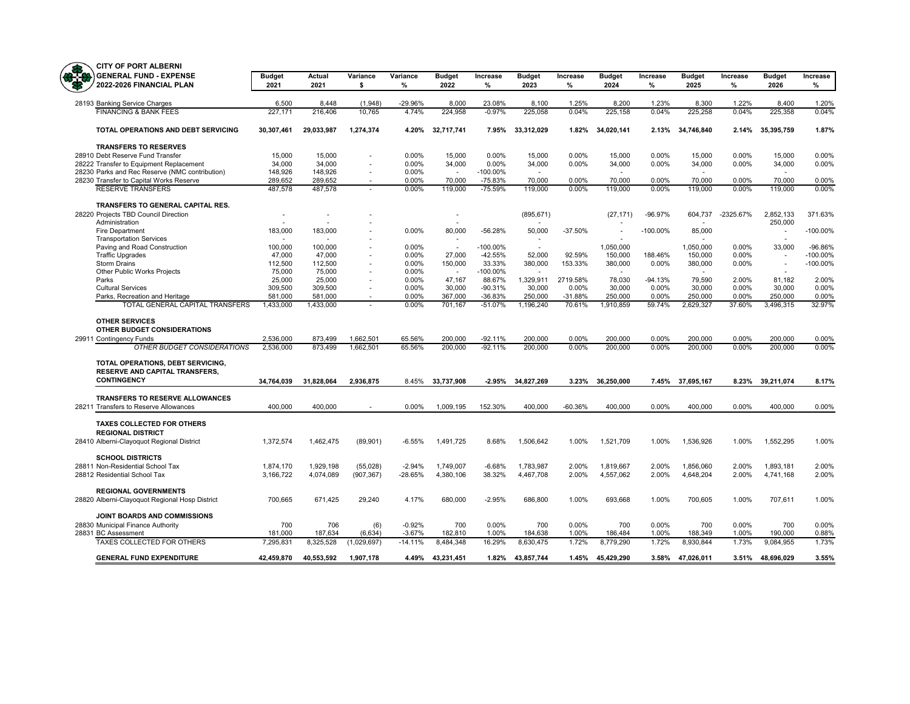**CITY OF PORT ALBERNI**
**GENERAL FUND - EXPENSE**
**2022-2026 FINANCIAL PLAN**

| | Budget 2021 | Actual 2021 | Variance $ | Variance % | Budget 2022 | Increase % | Budget 2023 | Increase % | Budget 2024 | Increase % | Budget 2025 | Increase % | Budget 2026 | Increase % |
|---|---|---|---|---|---|---|---|---|---|---|---|---|---|---|
| 28193 Banking Service Charges | 6,500 | 8,448 | (1,948) | -29.96% | 8,000 | 23.08% | 8,100 | 1.25% | 8,200 | 1.23% | 8,300 | 1.22% | 8,400 | 1.20% |
| FINANCING & BANK FEES | 227,171 | 216,406 | 10,765 | 4.74% | 224,958 | -0.97% | 225,058 | 0.04% | 225,158 | 0.04% | 225,258 | 0.04% | 225,358 | 0.04% |
| **TOTAL OPERATIONS AND DEBT SERVICING** | **30,307,461** | **29,033,987** | **1,274,374** | **4.20%** | **32,717,741** | **7.95%** | **33,312,029** | **1.82%** | **34,020,141** | **2.13%** | **34,746,840** | **2.14%** | **35,395,759** | **1.87%** |
| **TRANSFERS TO RESERVES** | | | | | | | | | | | | | | |
| 28910 Debt Reserve Fund Transfer | 15,000 | 15,000 | - | 0.00% | 15,000 | 0.00% | 15,000 | 0.00% | 15,000 | 0.00% | 15,000 | 0.00% | 15,000 | 0.00% |
| 28222 Transfer to Equipment Replacement | 34,000 | 34,000 | - | 0.00% | 34,000 | 0.00% | 34,000 | 0.00% | 34,000 | 0.00% | 34,000 | 0.00% | 34,000 | 0.00% |
| 28230 Parks and Rec Reserve (NMC contribution) | 148,926 | 148,926 | - | 0.00% | - | -100.00% | - | | - | | - | | - | |
| 28230 Transfer to Capital Works Reserve | 289,652 | 289,652 | - | 0.00% | 70,000 | -75.83% | 70,000 | 0.00% | 70,000 | 0.00% | 70,000 | 0.00% | 70,000 | 0.00% |
| RESERVE TRANSFERS | 487,578 | 487,578 | - | 0.00% | 119,000 | -75.59% | 119,000 | 0.00% | 119,000 | 0.00% | 119,000 | 0.00% | 119,000 | 0.00% |
| **TRANSFERS TO GENERAL CAPITAL RES.** | | | | | | | | | | | | | | |
| 28220 Projects TBD Council Direction | - | - | - | | - | | (895,671) | | (27,171) | -96.97% | 604,737 | -2325.67% | 2,852,133 | 371.63% |
| Administration | - | - | - | | - | | - | | - | | - | | 250,000 | |
| Fire Department | 183,000 | 183,000 | - | 0.00% | 80,000 | -56.28% | 50,000 | -37.50% | - | -100.00% | 85,000 | | - | -100.00% |
| Transportation Services | - | - | - | | - | | - | | - | | - | | - | |
| Paving and Road Construction | 100,000 | 100,000 | - | 0.00% | - | -100.00% | - | | 1,050,000 | | 1,050,000 | 0.00% | 33,000 | -96.86% |
| Traffic Upgrades | 47,000 | 47,000 | - | 0.00% | 27,000 | -42.55% | 52,000 | 92.59% | 150,000 | 188.46% | 150,000 | 0.00% | - | -100.00% |
| Storm Drains | 112,500 | 112,500 | - | 0.00% | 150,000 | 33.33% | 380,000 | 153.33% | 380,000 | 0.00% | 380,000 | 0.00% | - | -100.00% |
| Other Public Works Projects | 75,000 | 75,000 | - | 0.00% | - | -100.00% | - | | - | | - | | - | |
| Parks | 25,000 | 25,000 | - | 0.00% | 47,167 | 88.67% | 1,329,911 | 2719.58% | 78,030 | -94.13% | 79,590 | 2.00% | 81,182 | 2.00% |
| Cultural Services | 309,500 | 309,500 | - | 0.00% | 30,000 | -90.31% | 30,000 | 0.00% | 30,000 | 0.00% | 30,000 | 0.00% | 30,000 | 0.00% |
| Parks, Recreation and Heritage | 581,000 | 581,000 | - | 0.00% | 367,000 | -36.83% | 250,000 | -31.88% | 250,000 | 0.00% | 250,000 | 0.00% | 250,000 | 0.00% |
| TOTAL GENERAL CAPITAL TRANSFERS | 1,433,000 | 1,433,000 | - | 0.00% | 701,167 | -51.07% | 1,196,240 | 70.61% | 1,910,859 | 59.74% | 2,629,327 | 37.60% | 3,496,315 | 32.97% |
| **OTHER SERVICES** | | | | | | | | | | | | | | |
| **OTHER BUDGET CONSIDERATIONS** | | | | | | | | | | | | | | |
| 29911 Contingency Funds | 2,536,000 | 873,499 | 1,662,501 | 65.56% | 200,000 | -92.11% | 200,000 | 0.00% | 200,000 | 0.00% | 200,000 | 0.00% | 200,000 | 0.00% |
| *OTHER BUDGET CONSIDERATIONS* | 2,536,000 | 873,499 | 1,662,501 | 65.56% | 200,000 | -92.11% | 200,000 | 0.00% | 200,000 | 0.00% | 200,000 | 0.00% | 200,000 | 0.00% |
| **TOTAL OPERATIONS, DEBT SERVICING, RESERVE AND CAPITAL TRANSFERS, CONTINGENCY** | **34,764,039** | **31,828,064** | **2,936,875** | **8.45%** | **33,737,908** | **-2.95%** | **34,827,269** | **3.23%** | **36,250,000** | **7.45%** | **37,695,167** | **8.23%** | **39,211,074** | **8.17%** |
| **TRANSFERS TO RESERVE ALLOWANCES** | | | | | | | | | | | | | | |
| 28211 Transfers to Reserve Allowances | 400,000 | 400,000 | - | 0.00% | 1,009,195 | 152.30% | 400,000 | -60.36% | 400,000 | 0.00% | 400,000 | 0.00% | 400,000 | 0.00% |
| **TAXES COLLECTED FOR OTHERS** | | | | | | | | | | | | | | |
| **REGIONAL DISTRICT** | | | | | | | | | | | | | | |
| 28410 Alberni-Clayoquot Regional District | 1,372,574 | 1,462,475 | (89,901) | -6.55% | 1,491,725 | 8.68% | 1,506,642 | 1.00% | 1,521,709 | 1.00% | 1,536,926 | 1.00% | 1,552,295 | 1.00% |
| **SCHOOL DISTRICTS** | | | | | | | | | | | | | | |
| 28811 Non-Residential School Tax | 1,874,170 | 1,929,198 | (55,028) | -2.94% | 1,749,007 | -6.68% | 1,783,987 | 2.00% | 1,819,667 | 2.00% | 1,856,060 | 2.00% | 1,893,181 | 2.00% |
| 28812 Residential School Tax | 3,166,722 | 4,074,089 | (907,367) | -28.65% | 4,380,106 | 38.32% | 4,467,708 | 2.00% | 4,557,062 | 2.00% | 4,648,204 | 2.00% | 4,741,168 | 2.00% |
| **REGIONAL GOVERNMENTS** | | | | | | | | | | | | | | |
| 28820 Alberni-Clayoquot Regional Hosp District | 700,665 | 671,425 | 29,240 | 4.17% | 680,000 | -2.95% | 686,800 | 1.00% | 693,668 | 1.00% | 700,605 | 1.00% | 707,611 | 1.00% |
| **JOINT BOARDS AND COMMISSIONS** | | | | | | | | | | | | | | |
| 28830 Municipal Finance Authority | 700 | 706 | (6) | -0.92% | 700 | 0.00% | 700 | 0.00% | 700 | 0.00% | 700 | 0.00% | 700 | 0.00% |
| 28831 BC Assessment | 181,000 | 187,634 | (6,634) | -3.67% | 182,810 | 1.00% | 184,638 | 1.00% | 186,484 | 1.00% | 188,349 | 1.00% | 190,000 | 0.88% |
| TAXES COLLECTED FOR OTHERS | 7,295,831 | 8,325,528 | (1,029,697) | -14.11% | 8,484,348 | 16.29% | 8,630,475 | 1.72% | 8,779,290 | 1.72% | 8,930,844 | 1.73% | 9,084,955 | 1.73% |
| **GENERAL FUND EXPENDITURE** | **42,459,870** | **40,553,592** | **1,907,178** | **4.49%** | **43,231,451** | **1.82%** | **43,857,744** | **1.45%** | **45,429,290** | **3.58%** | **47,026,011** | **3.51%** | **48,696,029** | **3.55%** |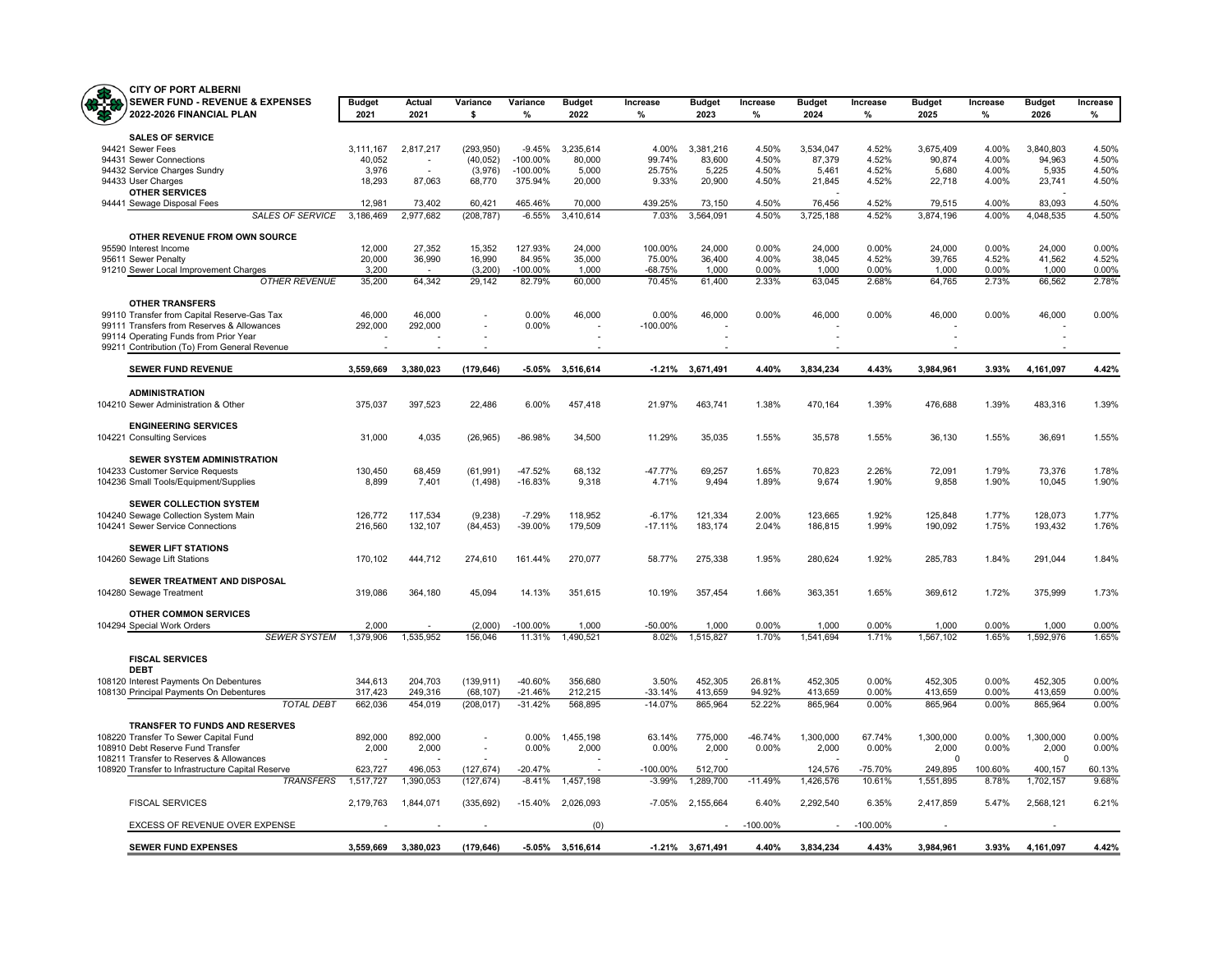**CITY OF PORT ALBERNI**
**SEWER FUND - REVENUE & EXPENSES**
**2022-2026 FINANCIAL PLAN**

| | Budget 2021 | Actual 2021 | Variance $ | Variance % | Budget 2022 | Increase % | Budget 2023 | Increase % | Budget 2024 | Increase % | Budget 2025 | Increase % | Budget 2026 | Increase % |
|---|---|---|---|---|---|---|---|---|---|---|---|---|---|---|
| **SALES OF SERVICE** | | | | | | | | | | | | | | |
| 94421 Sewer Fees | 3,111,167 | 2,817,217 | (293,950) | -9.45% | 3,235,614 | 4.00% | 3,381,216 | 4.50% | 3,534,047 | 4.52% | 3,675,409 | 4.00% | 3,840,803 | 4.50% |
| 94431 Sewer Connections | 40,052 | - | (40,052) | -100.00% | 80,000 | 99.74% | 83,600 | 4.50% | 87,379 | 4.52% | 90,874 | 4.00% | 94,963 | 4.50% |
| 94432 Service Charges Sundry | 3,976 | - | (3,976) | -100.00% | 5,000 | 25.75% | 5,225 | 4.50% | 5,461 | 4.52% | 5,680 | 4.00% | 5,935 | 4.50% |
| 94433 User Charges | 18,293 | 87,063 | 68,770 | 375.94% | 20,000 | 9.33% | 20,900 | 4.50% | 21,845 | 4.52% | 22,718 | 4.00% | 23,741 | 4.50% |
| **OTHER SERVICES** | | | | | | | | | - | | | | - | |
| 94441 Sewage Disposal Fees | 12,981 | 73,402 | 60,421 | 465.46% | 70,000 | 439.25% | 73,150 | 4.50% | 76,456 | 4.52% | 79,515 | 4.00% | 83,093 | 4.50% |
| *SALES OF SERVICE* | 3,186,469 | 2,977,682 | (208,787) | -6.55% | 3,410,614 | 7.03% | 3,564,091 | 4.50% | 3,725,188 | 4.52% | 3,874,196 | 4.00% | 4,048,535 | 4.50% |
| **OTHER REVENUE FROM OWN SOURCE** | | | | | | | | | | | | | | |
| 95590 Interest Income | 12,000 | 27,352 | 15,352 | 127.93% | 24,000 | 100.00% | 24,000 | 0.00% | 24,000 | 0.00% | 24,000 | 0.00% | 24,000 | 0.00% |
| 95611 Sewer Penalty | 20,000 | 36,990 | 16,990 | 84.95% | 35,000 | 75.00% | 36,400 | 4.00% | 38,045 | 4.52% | 39,765 | 4.52% | 41,562 | 4.52% |
| 91210 Sewer Local Improvement Charges | 3,200 | - | (3,200) | -100.00% | 1,000 | -68.75% | 1,000 | 0.00% | 1,000 | 0.00% | 1,000 | 0.00% | 1,000 | 0.00% |
| *OTHER REVENUE* | 35,200 | 64,342 | 29,142 | 82.79% | 60,000 | 70.45% | 61,400 | 2.33% | 63,045 | 2.68% | 64,765 | 2.73% | 66,562 | 2.78% |
| **OTHER TRANSFERS** | | | | | | | | | | | | | | |
| 99110 Transfer from Capital Reserve-Gas Tax | 46,000 | 46,000 | - | 0.00% | 46,000 | 0.00% | 46,000 | 0.00% | 46,000 | 0.00% | 46,000 | 0.00% | 46,000 | 0.00% |
| 99111 Transfers from Reserves & Allowances | 292,000 | 292,000 | - | 0.00% | - | -100.00% | - | | - | | - | | - | |
| 99114 Operating Funds from Prior Year | - | - | - | | - | | - | | - | | - | | - | |
| 99211 Contribution (To) From General Revenue | - | - | - | | - | | - | | - | | - | | - | |
| **SEWER FUND REVENUE** | **3,559,669** | **3,380,023** | **(179,646)** | **-5.05%** | **3,516,614** | **-1.21%** | **3,671,491** | **4.40%** | **3,834,234** | **4.43%** | **3,984,961** | **3.93%** | **4,161,097** | **4.42%** |
| **ADMINISTRATION** | | | | | | | | | | | | | | |
| 104210 Sewer Administration & Other | 375,037 | 397,523 | 22,486 | 6.00% | 457,418 | 21.97% | 463,741 | 1.38% | 470,164 | 1.39% | 476,688 | 1.39% | 483,316 | 1.39% |
| **ENGINEERING SERVICES** | | | | | | | | | | | | | | |
| 104221 Consulting Services | 31,000 | 4,035 | (26,965) | -86.98% | 34,500 | 11.29% | 35,035 | 1.55% | 35,578 | 1.55% | 36,130 | 1.55% | 36,691 | 1.55% |
| **SEWER SYSTEM ADMINISTRATION** | | | | | | | | | | | | | | |
| 104233 Customer Service Requests | 130,450 | 68,459 | (61,991) | -47.52% | 68,132 | -47.77% | 69,257 | 1.65% | 70,823 | 2.26% | 72,091 | 1.79% | 73,376 | 1.78% |
| 104236 Small Tools/Equipment/Supplies | 8,899 | 7,401 | (1,498) | -16.83% | 9,318 | 4.71% | 9,494 | 1.89% | 9,674 | 1.90% | 9,858 | 1.90% | 10,045 | 1.90% |
| **SEWER COLLECTION SYSTEM** | | | | | | | | | | | | | | |
| 104240 Sewage Collection System Main | 126,772 | 117,534 | (9,238) | -7.29% | 118,952 | -6.17% | 121,334 | 2.00% | 123,665 | 1.92% | 125,848 | 1.77% | 128,073 | 1.77% |
| 104241 Sewer Service Connections | 216,560 | 132,107 | (84,453) | -39.00% | 179,509 | -17.11% | 183,174 | 2.04% | 186,815 | 1.99% | 190,092 | 1.75% | 193,432 | 1.76% |
| **SEWER LIFT STATIONS** | | | | | | | | | | | | | | |
| 104260 Sewage Lift Stations | 170,102 | 444,712 | 274,610 | 161.44% | 270,077 | 58.77% | 275,338 | 1.95% | 280,624 | 1.92% | 285,783 | 1.84% | 291,044 | 1.84% |
| **SEWER TREATMENT AND DISPOSAL** | | | | | | | | | | | | | | |
| 104280 Sewage Treatment | 319,086 | 364,180 | 45,094 | 14.13% | 351,615 | 10.19% | 357,454 | 1.66% | 363,351 | 1.65% | 369,612 | 1.72% | 375,999 | 1.73% |
| **OTHER COMMON SERVICES** | | | | | | | | | | | | | | |
| 104294 Special Work Orders | 2,000 | - | (2,000) | -100.00% | 1,000 | -50.00% | 1,000 | 0.00% | 1,000 | 0.00% | 1,000 | 0.00% | 1,000 | 0.00% |
| *SEWER SYSTEM* | 1,379,906 | 1,535,952 | 156,046 | 11.31% | 1,490,521 | 8.02% | 1,515,827 | 1.70% | 1,541,694 | 1.71% | 1,567,102 | 1.65% | 1,592,976 | 1.65% |
| **FISCAL SERVICES** | | | | | | | | | | | | | | |
| **DEBT** | | | | | | | | | | | | | | |
| 108120 Interest Payments On Debentures | 344,613 | 204,703 | (139,911) | -40.60% | 356,680 | 3.50% | 452,305 | 26.81% | 452,305 | 0.00% | 452,305 | 0.00% | 452,305 | 0.00% |
| 108130 Principal Payments On Debentures | 317,423 | 249,316 | (68,107) | -21.46% | 212,215 | -33.14% | 413,659 | 94.92% | 413,659 | 0.00% | 413,659 | 0.00% | 413,659 | 0.00% |
| *TOTAL DEBT* | 662,036 | 454,019 | (208,017) | -31.42% | 568,895 | -14.07% | 865,964 | 52.22% | 865,964 | 0.00% | 865,964 | 0.00% | 865,964 | 0.00% |
| **TRANSFER TO FUNDS AND RESERVES** | | | | | | | | | | | | | | |
| 108220 Transfer To Sewer Capital Fund | 892,000 | 892,000 | - | 0.00% | 1,455,198 | 63.14% | 775,000 | -46.74% | 1,300,000 | 67.74% | 1,300,000 | 0.00% | 1,300,000 | 0.00% |
| 108910 Debt Reserve Fund Transfer | 2,000 | 2,000 | - | 0.00% | 2,000 | 0.00% | 2,000 | 0.00% | 2,000 | 0.00% | 2,000 | 0.00% | 2,000 | 0.00% |
| 108211 Transfer to Reserves & Allowances | - | - | - | | - | | - | | - | | 0 | | 0 | |
| 108920 Transfer to Infrastructure Capital Reserve | 623,727 | 496,053 | (127,674) | -20.47% | - | -100.00% | 512,700 | | 124,576 | -75.70% | 249,895 | 100.60% | 400,157 | 60.13% |
| *TRANSFERS* | 1,517,727 | 1,390,053 | (127,674) | -8.41% | 1,457,198 | -3.99% | 1,289,700 | -11.49% | 1,426,576 | 10.61% | 1,551,895 | 8.78% | 1,702,157 | 9.68% |
| FISCAL SERVICES | 2,179,763 | 1,844,071 | (335,692) | -15.40% | 2,026,093 | -7.05% | 2,155,664 | 6.40% | 2,292,540 | 6.35% | 2,417,859 | 5.47% | 2,568,121 | 6.21% |
| EXCESS OF REVENUE OVER EXPENSE | - | - | - | | (0) | | - | -100.00% | - | -100.00% | - | | - | |
| **SEWER FUND EXPENSES** | **3,559,669** | **3,380,023** | **(179,646)** | **-5.05%** | **3,516,614** | **-1.21%** | **3,671,491** | **4.40%** | **3,834,234** | **4.43%** | **3,984,961** | **3.93%** | **4,161,097** | **4.42%** |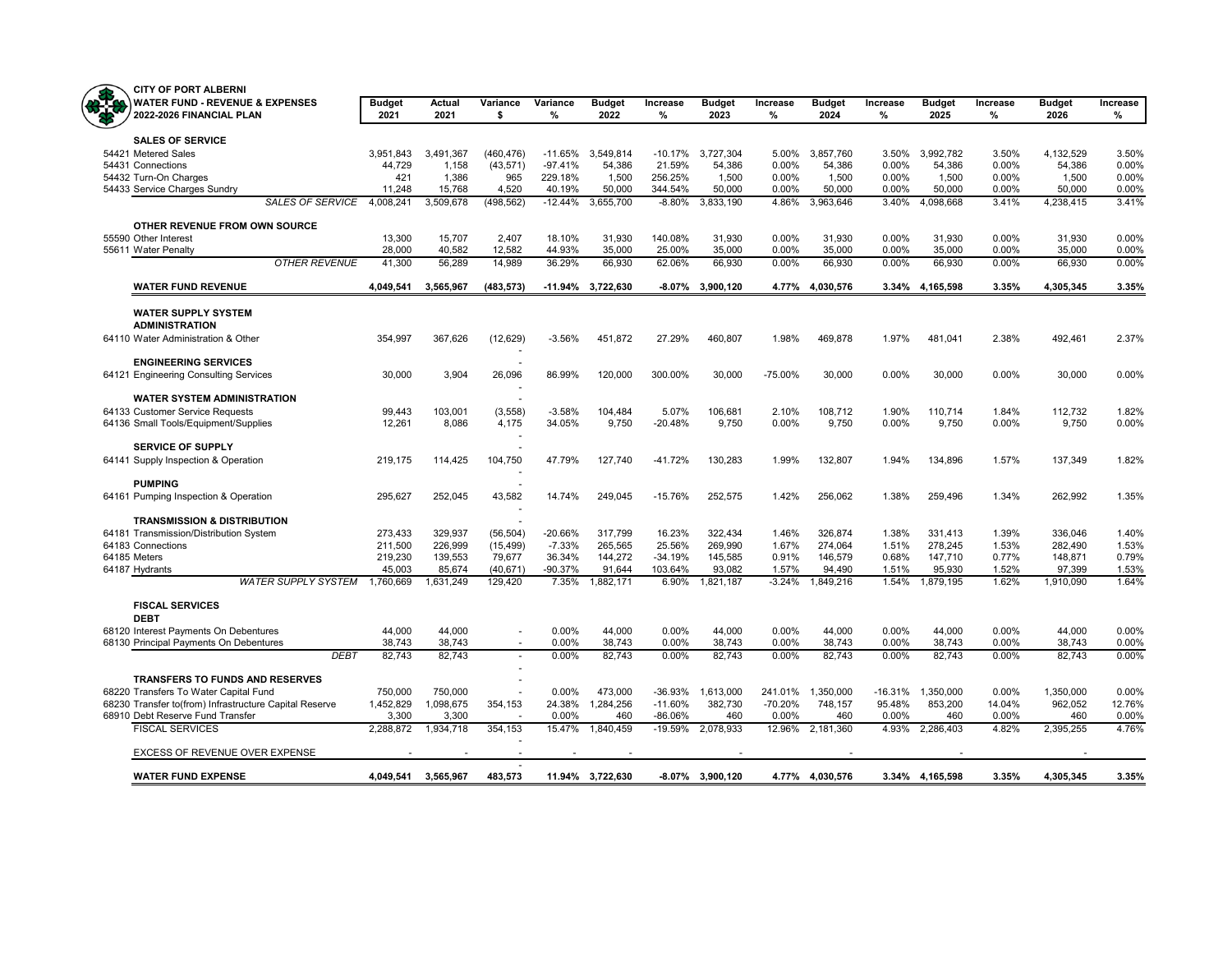**CITY OF PORT ALBERNI**
**WATER FUND - REVENUE & EXPENSES**
**2022-2026 FINANCIAL PLAN**

| | Budget 2021 | Actual 2021 | Variance $ | Variance % | Budget 2022 | Increase % | Budget 2023 | Increase % | Budget 2024 | Increase % | Budget 2025 | Increase % | Budget 2026 | Increase % |
|---|---|---|---|---|---|---|---|---|---|---|---|---|---|---|
| **SALES OF SERVICE** | | | | | | | | | | | | | | |
| 54421 Metered Sales | 3,951,843 | 3,491,367 | (460,476) | -11.65% | 3,549,814 | -10.17% | 3,727,304 | 5.00% | 3,857,760 | 3.50% | 3,992,782 | 3.50% | 4,132,529 | 3.50% |
| 54431 Connections | 44,729 | 1,158 | (43,571) | -97.41% | 54,386 | 21.59% | 54,386 | 0.00% | 54,386 | 0.00% | 54,386 | 0.00% | 54,386 | 0.00% |
| 54432 Turn-On Charges | 421 | 1,386 | 965 | 229.18% | 1,500 | 256.25% | 1,500 | 0.00% | 1,500 | 0.00% | 1,500 | 0.00% | 1,500 | 0.00% |
| 54433 Service Charges Sundry | 11,248 | 15,768 | 4,520 | 40.19% | 50,000 | 344.54% | 50,000 | 0.00% | 50,000 | 0.00% | 50,000 | 0.00% | 50,000 | 0.00% |
| *SALES OF SERVICE* | 4,008,241 | 3,509,678 | (498,562) | -12.44% | 3,655,700 | -8.80% | 3,833,190 | 4.86% | 3,963,646 | 3.40% | 4,098,668 | 3.41% | 4,238,415 | 3.41% |
| **OTHER REVENUE FROM OWN SOURCE** | | | | | | | | | | | | | | |
| 55590 Other Interest | 13,300 | 15,707 | 2,407 | 18.10% | 31,930 | 140.08% | 31,930 | 0.00% | 31,930 | 0.00% | 31,930 | 0.00% | 31,930 | 0.00% |
| 55611 Water Penalty | 28,000 | 40,582 | 12,582 | 44.93% | 35,000 | 25.00% | 35,000 | 0.00% | 35,000 | 0.00% | 35,000 | 0.00% | 35,000 | 0.00% |
| *OTHER REVENUE* | 41,300 | 56,289 | 14,989 | 36.29% | 66,930 | 62.06% | 66,930 | 0.00% | 66,930 | 0.00% | 66,930 | 0.00% | 66,930 | 0.00% |
| **WATER FUND REVENUE** | **4,049,541** | **3,565,967** | **(483,573)** | **-11.94%** | **3,722,630** | **-8.07%** | **3,900,120** | **4.77%** | **4,030,576** | **3.34%** | **4,165,598** | **3.35%** | **4,305,345** | **3.35%** |
| **WATER SUPPLY SYSTEM** | | | | | | | | | | | | | | |
| **ADMINISTRATION** | | | | | | | | | | | | | | |
| 64110 Water Administration & Other | 354,997 | 367,626 | (12,629) | -3.56% | 451,872 | 27.29% | 460,807 | 1.98% | 469,878 | 1.97% | 481,041 | 2.38% | 492,461 | 2.37% |
| **ENGINEERING SERVICES** | | | - | | | | | | | | | | | |
| 64121 Engineering Consulting Services | 30,000 | 3,904 | 26,096 | 86.99% | 120,000 | 300.00% | 30,000 | -75.00% | 30,000 | 0.00% | 30,000 | 0.00% | 30,000 | 0.00% |
| **WATER SYSTEM ADMINISTRATION** | | | - | | | | | | | | | | | |
| 64133 Customer Service Requests | 99,443 | 103,001 | (3,558) | -3.58% | 104,484 | 5.07% | 106,681 | 2.10% | 108,712 | 1.90% | 110,714 | 1.84% | 112,732 | 1.82% |
| 64136 Small Tools/Equipment/Supplies | 12,261 | 8,086 | 4,175 | 34.05% | 9,750 | -20.48% | 9,750 | 0.00% | 9,750 | 0.00% | 9,750 | 0.00% | 9,750 | 0.00% |
| **SERVICE OF SUPPLY** | | | - | | | | | | | | | | | |
| 64141 Supply Inspection & Operation | 219,175 | 114,425 | 104,750 | 47.79% | 127,740 | -41.72% | 130,283 | 1.99% | 132,807 | 1.94% | 134,896 | 1.57% | 137,349 | 1.82% |
| **PUMPING** | | | - | | | | | | | | | | | |
| 64161 Pumping Inspection & Operation | 295,627 | 252,045 | 43,582 | 14.74% | 249,045 | -15.76% | 252,575 | 1.42% | 256,062 | 1.38% | 259,496 | 1.34% | 262,992 | 1.35% |
| **TRANSMISSION & DISTRIBUTION** | | | - | | | | | | | | | | | |
| 64181 Transmission/Distribution System | 273,433 | 329,937 | (56,504) | -20.66% | 317,799 | 16.23% | 322,434 | 1.46% | 326,874 | 1.38% | 331,413 | 1.39% | 336,046 | 1.40% |
| 64183 Connections | 211,500 | 226,999 | (15,499) | -7.33% | 265,565 | 25.56% | 269,990 | 1.67% | 274,064 | 1.51% | 278,245 | 1.53% | 282,490 | 1.53% |
| 64185 Meters | 219,230 | 139,553 | 79,677 | 36.34% | 144,272 | -34.19% | 145,585 | 0.91% | 146,579 | 0.68% | 147,710 | 0.77% | 148,871 | 0.79% |
| 64187 Hydrants | 45,003 | 85,674 | (40,671) | -90.37% | 91,644 | 103.64% | 93,082 | 1.57% | 94,490 | 1.51% | 95,930 | 1.52% | 97,399 | 1.53% |
| *WATER SUPPLY SYSTEM* | 1,760,669 | 1,631,249 | 129,420 | 7.35% | 1,882,171 | 6.90% | 1,821,187 | -3.24% | 1,849,216 | 1.54% | 1,879,195 | 1.62% | 1,910,090 | 1.64% |
| **FISCAL SERVICES** | | | | | | | | | | | | | | |
| **DEBT** | | | | | | | | | | | | | | |
| 68120 Interest Payments On Debentures | 44,000 | 44,000 | - | 0.00% | 44,000 | 0.00% | 44,000 | 0.00% | 44,000 | 0.00% | 44,000 | 0.00% | 44,000 | 0.00% |
| 68130 Principal Payments On Debentures | 38,743 | 38,743 | - | 0.00% | 38,743 | 0.00% | 38,743 | 0.00% | 38,743 | 0.00% | 38,743 | 0.00% | 38,743 | 0.00% |
| *DEBT* | 82,743 | 82,743 | - | 0.00% | 82,743 | 0.00% | 82,743 | 0.00% | 82,743 | 0.00% | 82,743 | 0.00% | 82,743 | 0.00% |
| **TRANSFERS TO FUNDS AND RESERVES** | | | - | | | | | | | | | | | |
| 68220 Transfers To Water Capital Fund | 750,000 | 750,000 | - | 0.00% | 473,000 | -36.93% | 1,613,000 | 241.01% | 1,350,000 | -16.31% | 1,350,000 | 0.00% | 1,350,000 | 0.00% |
| 68230 Transfer to(from) Infrastructure Capital Reserve | 1,452,829 | 1,098,675 | 354,153 | 24.38% | 1,284,256 | -11.60% | 382,730 | -70.20% | 748,157 | 95.48% | 853,200 | 14.04% | 962,052 | 12.76% |
| 68910 Debt Reserve Fund Transfer | 3,300 | 3,300 | - | 0.00% | 460 | -86.06% | 460 | 0.00% | 460 | 0.00% | 460 | 0.00% | 460 | 0.00% |
| FISCAL SERVICES | 2,288,872 | 1,934,718 | 354,153 | 15.47% | 1,840,459 | -19.59% | 2,078,933 | 12.96% | 2,181,360 | 4.93% | 2,286,403 | 4.82% | 2,395,255 | 4.76% |
| EXCESS OF REVENUE OVER EXPENSE | - | - | - | - | - | | - | | - | | - | | - | |
| **WATER FUND EXPENSE** | **4,049,541** | **3,565,967** | **483,573** | **11.94%** | **3,722,630** | **-8.07%** | **3,900,120** | **4.77%** | **4,030,576** | **3.34%** | **4,165,598** | **3.35%** | **4,305,345** | **3.35%** |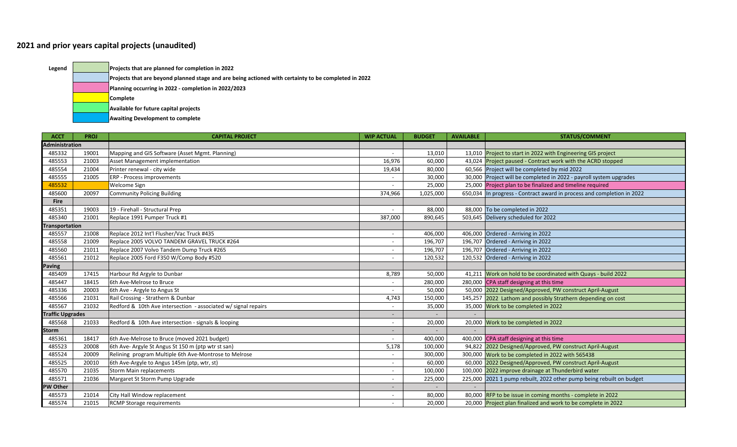## 2021 and prior years capital projects (unaudited)

**Legend**

- **Projects that are planned for completion in 2022**
- **Projects that are beyond planned stage and are being actioned with certainty to be completed in 2022**
- **Planning occurring in 2022 - completion in 2022/2023**
- **Complete**
- **Available for future capital projects**
- **Awaiting Development to complete**

| ACCT | PROJ | CAPITAL PROJECT | WIP ACTUAL | BUDGET | AVAILABLE | STATUS/COMMENT |
|---|---|---|---|---|---|---|
| **Administration** | | | | | | |
| 485332 | 19001 | Mapping and GIS Software (Asset Mgmt. Planning) | - | 13,010 | 13,010 | Project to start in 2022 with Engineering GIS project |
| 485553 | 21003 | Asset Management implementation | 16,976 | 60,000 | 43,024 | Project paused - Contract work with the ACRD stopped |
| 485554 | 21004 | Printer renewal - city wide | 19,434 | 80,000 | 60,566 | Project will be completed by mid 2022 |
| 485555 | 21005 | ERP - Process improvements | - | 30,000 | 30,000 | Project will be completed in 2022 - payroll system upgrades |
| 485532 | | Welcome Sign | - | 25,000 | 25,000 | Project plan to be finalized and timeline required |
| 485600 | 20097 | Community Policing Building | 374,966 | 1,025,000 | 650,034 | In progress - Contract award in process and completion in 2022 |
| **Fire** | | | | | | |
| 485351 | 19003 | 19 - Firehall - Structural Prep | - | 88,000 | 88,000 | To be completed in 2022 |
| 485340 | 21001 | Replace 1991 Pumper Truck #1 | 387,000 | 890,645 | 503,645 | Delivery scheduled for 2022 |
| **Transportation** | | | | | | |
| 485557 | 21008 | Replace 2012 Int'l Flusher/Vac Truck #435 | - | 406,000 | 406,000 | Ordered - Arriving in 2022 |
| 485558 | 21009 | Replace 2005 VOLVO TANDEM GRAVEL TRUCK #264 | - | 196,707 | 196,707 | Ordered - Arriving in 2022 |
| 485560 | 21011 | Replace 2007 Volvo Tandem Dump Truck #265 | - | 196,707 | 196,707 | Ordered - Arriving in 2022 |
| 485561 | 21012 | Replace 2005 Ford F350 W/Comp Body #520 | - | 120,532 | 120,532 | Ordered - Arriving in 2022 |
| **Paving** | | | | | | |
| 485409 | 17415 | Harbour Rd Argyle to Dunbar | 8,789 | 50,000 | 41,211 | Work on hold to be coordinated with Quays - build 2022 |
| 485447 | 18415 | 6th Ave-Melrose to Bruce | - | 280,000 | 280,000 | CPA staff designing at this time |
| 485336 | 20003 | 6th Ave - Argyle to Angus St | - | 50,000 | 50,000 | 2022 Designed/Approved, PW construct April-August |
| 485566 | 21031 | Rail Crossing - Strathern & Dunbar | 4,743 | 150,000 | 145,257 | 2022 Lathom and possibly Strathern depending on cost |
| 485567 | 21032 | Redford & 10th Ave intersection - associated w/ signal repairs | - | 35,000 | 35,000 | Work to be completed in 2022 |
| **Traffic Upgrades** | | | - | - | - | |
| 485568 | 21033 | Redford & 10th Ave intersection - signals & looping | - | 20,000 | 20,000 | Work to be completed in 2022 |
| **Storm** | | | - | - | - | |
| 485361 | 18417 | 6th Ave-Melrose to Bruce (moved 2021 budget) | - | 400,000 | 400,000 | CPA staff designing at this time |
| 485523 | 20008 | 6th Ave- Argyle St Angus St 150 m (ptp wtr st san) | 5,178 | 100,000 | 94,822 | 2022 Designed/Approved, PW construct April-August |
| 485524 | 20009 | Relining program Multiple 6th Ave-Montrose to Melrose | - | 300,000 | 300,000 | Work to be completed in 2022 with 565438 |
| 485525 | 20010 | 6th Ave-Argyle to Angus 145m (ptp, wtr, st) | - | 60,000 | 60,000 | 2022 Designed/Approved, PW construct April-August |
| 485570 | 21035 | Storm Main replacements | - | 100,000 | 100,000 | 2022 improve drainage at Thunderbird water |
| 485571 | 21036 | Margaret St Storm Pump Upgrade | - | 225,000 | 225,000 | 2021 1 pump rebuilt, 2022 other pump being rebuilt on budget |
| **PW Other** | | | - | - | - | |
| 485573 | 21014 | City Hall Window replacement | - | 80,000 | 80,000 | RFP to be issue in coming months - complete in 2022 |
| 485574 | 21015 | RCMP Storage requirements | - | 20,000 | 20,000 | Project plan finalized and work to be complete in 2022 |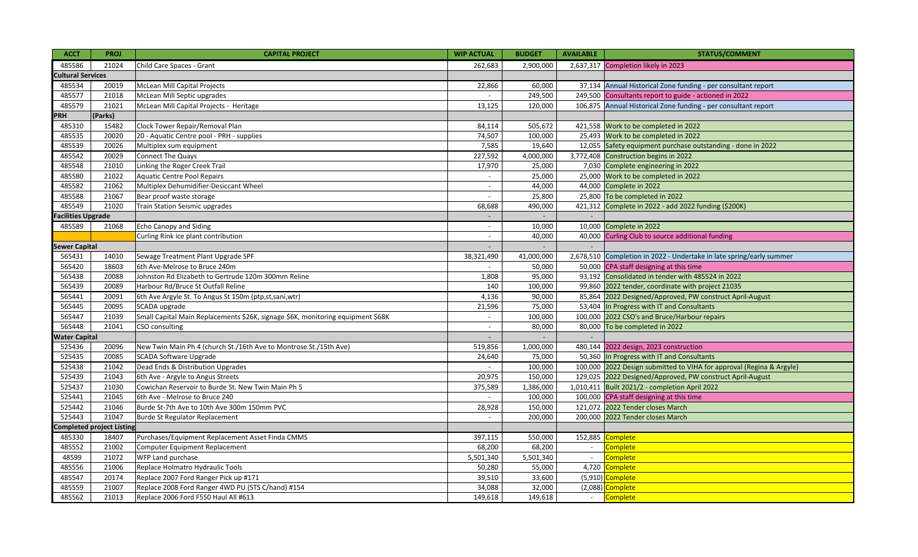| ACCT | PROJ | CAPITAL PROJECT | WIP ACTUAL | BUDGET | AVAILABLE | STATUS/COMMENT |
|---|---|---|---|---|---|---|
| 485586 | 21024 | Child Care Spaces - Grant | 262,683 | 2,900,000 | 2,637,317 | Completion likely in 2023 |
| **Cultural Services** | | | | | | |
| 485534 | 20019 | McLean Mill Capital Projects | 22,866 | 60,000 | 37,134 | Annual Historical Zone funding - per consultant report |
| 485577 | 21018 | McLean Mill Septic upgrades | - | 249,500 | 249,500 | Consultants report to guide - actioned in 2022 |
| 485579 | 21021 | McLean Mill Capital Projects - Heritage | 13,125 | 120,000 | 106,875 | Annual Historical Zone funding - per consultant report |
| **PRH** | **(Parks)** | | | | | |
| 485310 | 15482 | Clock Tower Repair/Removal Plan | 84,114 | 505,672 | 421,558 | Work to be completed in 2022 |
| 485535 | 20020 | 20 - Aquatic Centre pool - PRH - supplies | 74,507 | 100,000 | 25,493 | Work to be completed in 2022 |
| 485539 | 20026 | Multiplex sum equipment | 7,585 | 19,640 | 12,055 | Safety equipment purchase outstanding - done in 2022 |
| 485542 | 20029 | Connect The Quays | 227,592 | 4,000,000 | 3,772,408 | Construction begins in 2022 |
| 485548 | 21010 | Linking the Roger Creek Trail | 17,970 | 25,000 | 7,030 | Complete engineering in 2022 |
| 485580 | 21022 | Aquatic Centre Pool Repairs | - | 25,000 | 25,000 | Work to be completed in 2022 |
| 485582 | 21062 | Multiplex Dehumidifier-Desiccant Wheel | - | 44,000 | 44,000 | Complete in 2022 |
| 485588 | 21067 | Bear proof waste storage | - | 25,800 | 25,800 | To be completed in 2022 |
| 485549 | 21020 | Train Station Seismic upgrades | 68,688 | 490,000 | 421,312 | Complete in 2022 - add 2022 funding ($200K) |
| **Facilities Upgrade** | | | - | - | - | |
| 485589 | 21068 | Echo Canopy and Siding | - | 10,000 | 10,000 | Complete in 2022 |
| | | Curling Rink ice plant contribution | - | 40,000 | 40,000 | Curling Club to source additional funding |
| **Sewer Capital** | | | - | - | - | |
| 565431 | 14010 | Sewage Treatment Plant Upgrade SPF | 38,321,490 | 41,000,000 | 2,678,510 | Completion in 2022 - Undertake in late spring/early summer |
| 565420 | 18603 | 6th Ave-Melrose to Bruce 240m | - | 50,000 | 50,000 | CPA staff designing at this time |
| 565438 | 20088 | Johnston Rd Elizabeth to Gertrude 120m 300mm Reline | 1,808 | 95,000 | 93,192 | Consolidated in tender with 485524 in 2022 |
| 565439 | 20089 | Harbour Rd/Bruce St Outfall Reline | 140 | 100,000 | 99,860 | 2022 tender, coordinate with project 21035 |
| 565441 | 20091 | 6th Ave Argyle St. To Angus St 150m (ptp,st,sani,wtr) | 4,136 | 90,000 | 85,864 | 2022 Designed/Approved, PW construct April-August |
| 565445 | 20095 | SCADA upgrade | 21,596 | 75,000 | 53,404 | In Progress with IT and Consultants |
| 565447 | 21039 | Small Capital Main Replacements $26K, signage $6K, monitoring equipment $68K | - | 100,000 | 100,000 | 2022 CSO's and Bruce/Harbour repairs |
| 565448 | 21041 | CSO consulting | - | 80,000 | 80,000 | To be completed in 2022 |
| **Water Capital** | | | - | - | - | |
| 525436 | 20096 | New Twin Main Ph 4 (church St./16th Ave to Montrose St./15th Ave) | 519,856 | 1,000,000 | 480,144 | 2022 design, 2023 construction |
| 525435 | 20085 | SCADA Software Upgrade | 24,640 | 75,000 | 50,360 | In Progress with IT and Consultants |
| 525438 | 21042 | Dead Ends & Distribution Upgrades | - | 100,000 | 100,000 | 2022 Design submitted to VIHA for approval (Regina & Argyle) |
| 525439 | 21043 | 6th Ave - Argyle to Angus Streets | 20,975 | 150,000 | 129,025 | 2022 Designed/Approved, PW construct April-August |
| 525437 | 21030 | Cowichan Reservoir to Burde St. New Twin Main Ph 5 | 375,589 | 1,386,000 | 1,010,411 | Built 2021/2 - completion April 2022 |
| 525441 | 21045 | 6th Ave - Melrose to Bruce 240 | - | 100,000 | 100,000 | CPA staff designing at this time |
| 525442 | 21046 | Burde St-7th Ave to 10th Ave 300m 150mm PVC | 28,928 | 150,000 | 121,072 | 2022 Tender closes March |
| 525443 | 21047 | Burde St Regulator Replacement | - | 200,000 | 200,000 | 2022 Tender closes March |
| **Completed project Listing** | | | | | | |
| 485330 | 18407 | Purchases/Equipment Replacement Asset Finda CMMS | 397,115 | 550,000 | 152,885 | Complete |
| 485552 | 21002 | Computer Equipment Replacement | 68,200 | 68,200 | - | Complete |
| 48599 | 21072 | WFP Land purchase | 5,501,340 | 5,501,340 | - | Complete |
| 485556 | 21006 | Replace Holmatro Hydraulic Tools | 50,280 | 55,000 | 4,720 | Complete |
| 485547 | 20174 | Replace 2007 Ford Ranger Pick up #171 | 39,510 | 33,600 | (5,910) | Complete |
| 485559 | 21007 | Replace 2008 Ford Ranger 4WD PU (STS C/hand) #154 | 34,088 | 32,000 | (2,088) | Complete |
| 485562 | 21013 | Replace 2006 Ford F550 Haul All #613 | 149,618 | 149,618 | - | Complete |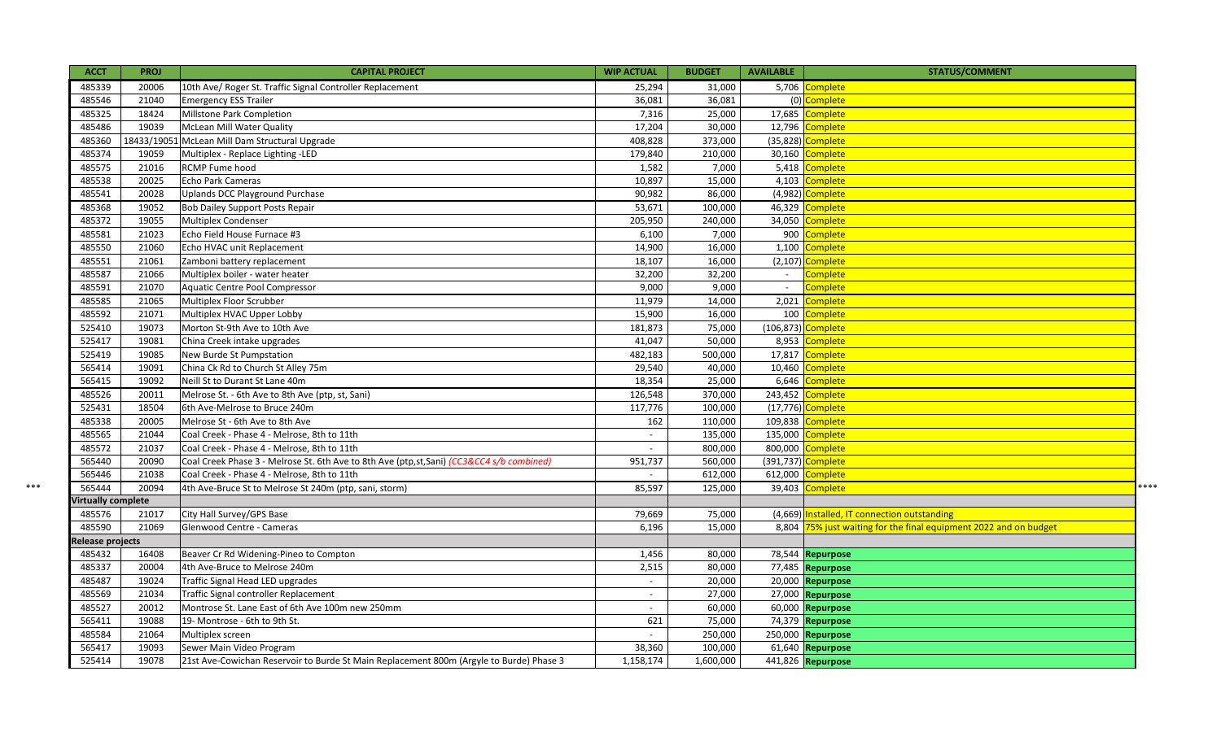| ACCT | PROJ | CAPITAL PROJECT | WIP ACTUAL | BUDGET | AVAILABLE | STATUS/COMMENT |
|---|---|---|---|---|---|---|
| 485339 | 20006 | 10th Ave/ Roger St. Traffic Signal Controller Replacement | 25,294 | 31,000 | 5,706 | Complete |
| 485546 | 21040 | Emergency ESS Trailer | 36,081 | 36,081 | (0) | Complete |
| 485325 | 18424 | Millstone Park Completion | 7,316 | 25,000 | 17,685 | Complete |
| 485486 | 19039 | McLean Mill Water Quality | 17,204 | 30,000 | 12,796 | Complete |
| 485360 | 18433/19051 | McLean Mill Dam Structural Upgrade | 408,828 | 373,000 | (35,828) | Complete |
| 485374 | 19059 | Multiplex - Replace Lighting -LED | 179,840 | 210,000 | 30,160 | Complete |
| 485575 | 21016 | RCMP Fume hood | 1,582 | 7,000 | 5,418 | Complete |
| 485538 | 20025 | Echo Park Cameras | 10,897 | 15,000 | 4,103 | Complete |
| 485541 | 20028 | Uplands DCC Playground Purchase | 90,982 | 86,000 | (4,982) | Complete |
| 485368 | 19052 | Bob Dailey Support Posts Repair | 53,671 | 100,000 | 46,329 | Complete |
| 485372 | 19055 | Multiplex Condenser | 205,950 | 240,000 | 34,050 | Complete |
| 485581 | 21023 | Echo Field House Furnace #3 | 6,100 | 7,000 | 900 | Complete |
| 485550 | 21060 | Echo HVAC unit Replacement | 14,900 | 16,000 | 1,100 | Complete |
| 485551 | 21061 | Zamboni battery replacement | 18,107 | 16,000 | (2,107) | Complete |
| 485587 | 21066 | Multiplex boiler - water heater | 32,200 | 32,200 | - | Complete |
| 485591 | 21070 | Aquatic Centre Pool Compressor | 9,000 | 9,000 | - | Complete |
| 485585 | 21065 | Multiplex Floor Scrubber | 11,979 | 14,000 | 2,021 | Complete |
| 485592 | 21071 | Multiplex HVAC Upper Lobby | 15,900 | 16,000 | 100 | Complete |
| 525410 | 19073 | Morton St-9th Ave to 10th Ave | 181,873 | 75,000 | (106,873) | Complete |
| 525417 | 19081 | China Creek intake upgrades | 41,047 | 50,000 | 8,953 | Complete |
| 525419 | 19085 | New Burde St Pumpstation | 482,183 | 500,000 | 17,817 | Complete |
| 565414 | 19091 | China Ck Rd to Church St Alley 75m | 29,540 | 40,000 | 10,460 | Complete |
| 565415 | 19092 | Neill St to Durant St Lane 40m | 18,354 | 25,000 | 6,646 | Complete |
| 485526 | 20011 | Melrose St. - 6th Ave to 8th Ave (ptp, st, Sani) | 126,548 | 370,000 | 243,452 | Complete |
| 525431 | 18504 | 6th Ave-Melrose to Bruce 240m | 117,776 | 100,000 | (17,776) | Complete |
| 485338 | 20005 | Melrose St - 6th Ave to 8th Ave | 162 | 110,000 | 109,838 | Complete |
| 485565 | 21044 | Coal Creek - Phase 4 - Melrose, 8th to 11th | - | 135,000 | 135,000 | Complete |
| 485572 | 21037 | Coal Creek - Phase 4 - Melrose, 8th to 11th | - | 800,000 | 800,000 | Complete |
| 565440 | 20090 | Coal Creek Phase 3 - Melrose St. 6th Ave to 8th Ave (ptp,st,Sani) *(CC3&CC4 s/b combined)* | 951,737 | 560,000 | (391,737) | Complete |
| 565446 | 21038 | Coal Creek - Phase 4 - Melrose, 8th to 11th | - | 612,000 | 612,000 | Complete |
| *** 565444 | 20094 | 4th Ave-Bruce St to Melrose St 240m (ptp, sani, storm) | 85,597 | 125,000 | 39,403 | Complete **** |
| **Virtually complete** | | | | | | |
| 485576 | 21017 | City Hall Survey/GPS Base | 79,669 | 75,000 | (4,669) | Installed, IT connection outstanding |
| 485590 | 21069 | Glenwood Centre - Cameras | 6,196 | 15,000 | 8,804 | 75% just waiting for the final equipment 2022 and on budget |
| **Release projects** | | | | | | |
| 485432 | 16408 | Beaver Cr Rd Widening-Pineo to Compton | 1,456 | 80,000 | 78,544 | **Repurpose** |
| 485337 | 20004 | 4th Ave-Bruce to Melrose 240m | 2,515 | 80,000 | 77,485 | **Repurpose** |
| 485487 | 19024 | Traffic Signal Head LED upgrades | - | 20,000 | 20,000 | **Repurpose** |
| 485569 | 21034 | Traffic Signal controller Replacement | - | 27,000 | 27,000 | **Repurpose** |
| 485527 | 20012 | Montrose St. Lane East of 6th Ave 100m new 250mm | - | 60,000 | 60,000 | **Repurpose** |
| 565411 | 19088 | 19- Montrose - 6th to 9th St. | 621 | 75,000 | 74,379 | **Repurpose** |
| 485584 | 21064 | Multiplex screen | - | 250,000 | 250,000 | **Repurpose** |
| 565417 | 19093 | Sewer Main Video Program | 38,360 | 100,000 | 61,640 | **Repurpose** |
| 525414 | 19078 | 21st Ave-Cowichan Reservoir to Burde St Main Replacement 800m (Argyle to Burde) Phase 3 | 1,158,174 | 1,600,000 | 441,826 | **Repurpose** |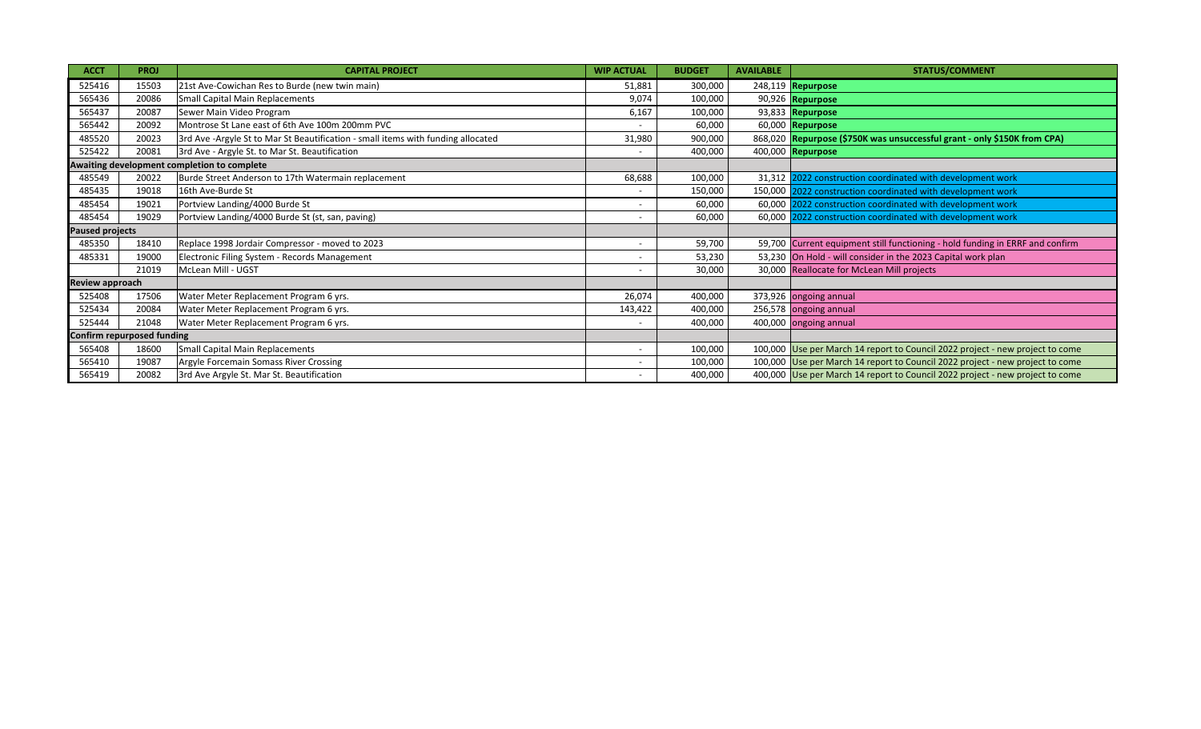| ACCT | PROJ | CAPITAL PROJECT | WIP ACTUAL | BUDGET | AVAILABLE | STATUS/COMMENT |
|---|---|---|---|---|---|---|
| 525416 | 15503 | 21st Ave-Cowichan Res to Burde (new twin main) | 51,881 | 300,000 | 248,119 | **Repurpose** |
| 565436 | 20086 | Small Capital Main Replacements | 9,074 | 100,000 | 90,926 | **Repurpose** |
| 565437 | 20087 | Sewer Main Video Program | 6,167 | 100,000 | 93,833 | **Repurpose** |
| 565442 | 20092 | Montrose St Lane east of 6th Ave 100m 200mm PVC | - | 60,000 | 60,000 | **Repurpose** |
| 485520 | 20023 | 3rd Ave -Argyle St to Mar St Beautification - small items with funding allocated | 31,980 | 900,000 | 868,020 | **Repurpose ($750K was unsuccessful grant - only $150K from CPA)** |
| 525422 | 20081 | 3rd Ave - Argyle St. to Mar St. Beautification | - | 400,000 | 400,000 | **Repurpose** |
| **Awaiting development completion to complete** | | | | | | |
| 485549 | 20022 | Burde Street Anderson to 17th Watermain replacement | 68,688 | 100,000 | 31,312 | 2022 construction coordinated with development work |
| 485435 | 19018 | 16th Ave-Burde St | - | 150,000 | 150,000 | 2022 construction coordinated with development work |
| 485454 | 19021 | Portview Landing/4000 Burde St | - | 60,000 | 60,000 | 2022 construction coordinated with development work |
| 485454 | 19029 | Portview Landing/4000 Burde St (st, san, paving) | - | 60,000 | 60,000 | 2022 construction coordinated with development work |
| **Paused projects** | | | | | | |
| 485350 | 18410 | Replace 1998 Jordair Compressor - moved to 2023 | - | 59,700 | 59,700 | Current equipment still functioning - hold funding in ERRF and confirm |
| 485331 | 19000 | Electronic Filing System - Records Management | - | 53,230 | 53,230 | On Hold - will consider in the 2023 Capital work plan |
| | 21019 | McLean Mill - UGST | - | 30,000 | 30,000 | Reallocate for McLean Mill projects |
| **Review approach** | | | | | | |
| 525408 | 17506 | Water Meter Replacement Program 6 yrs. | 26,074 | 400,000 | 373,926 | ongoing annual |
| 525434 | 20084 | Water Meter Replacement Program 6 yrs. | 143,422 | 400,000 | 256,578 | ongoing annual |
| 525444 | 21048 | Water Meter Replacement Program 6 yrs. | - | 400,000 | 400,000 | ongoing annual |
| **Confirm repurposed funding** | | | | | | |
| 565408 | 18600 | Small Capital Main Replacements | - | 100,000 | 100,000 | Use per March 14 report to Council 2022 project - new project to come |
| 565410 | 19087 | Argyle Forcemain Somass River Crossing | - | 100,000 | 100,000 | Use per March 14 report to Council 2022 project - new project to come |
| 565419 | 20082 | 3rd Ave Argyle St. Mar St. Beautification | - | 400,000 | 400,000 | Use per March 14 report to Council 2022 project - new project to come |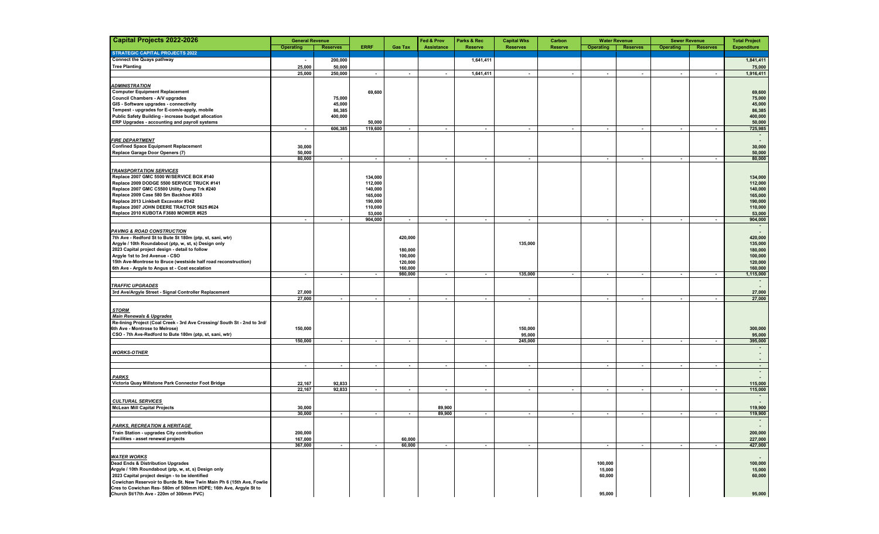| Capital Projects 2022-2026 | General Revenue | | ERRF | Gas Tax | Fed & Prov | Parks & Rec | Capital Wks | Carbon | Water Revenue | | Sewer Revenue | | Total Project |
|---|---|---|---|---|---|---|---|---|---|---|---|---|---|
| | Operating | Reserves | | | Assistance | Reserve | Reserves | Reserve | Operating | Reserves | Operating | Reserves | Expenditure |
| **STRATEGIC CAPITAL PROJECTS 2022** | | | | | | | | | | | | | |
| Connect the Quays pathway | - | 200,000 | | | | 1,641,411 | | | | | | | 1,841,411 |
| Tree Planting | 25,000 | 50,000 | | | | | | | | | | | 75,000 |
| | 25,000 | 250,000 | - | - | - | 1,641,411 | - | - | - | - | - | - | 1,916,411 |
| ***ADMINISTRATION*** | | | | | | | | | | | | | |
| Computer Equipment Replacement | | | 69,600 | | | | | | | | | | 69,600 |
| Council Chambers - A/V upgrades | | 75,000 | | | | | | | | | | | 75,000 |
| GIS - Software upgrades - connectivity | | 45,000 | | | | | | | | | | | 45,000 |
| Tempest - upgrades for E-com/e-apply, mobile | | 86,385 | | | | | | | | | | | 86,385 |
| Public Safety Building - increase budget allocation | | 400,000 | | | | | | | | | | | 400,000 |
| ERP Upgrades - accounting and payroll systems | | | 50,000 | | | | | | | | | | 50,000 |
| | - | 606,385 | 119,600 | - | - | - | - | - | - | - | - | - | 725,985 |
| | | | | | | | | | | | | | - |
| ***FIRE DEPARTMENT*** | | | | | | | | | | | | | - |
| Confined Space Equipment Replacement | 30,000 | | | | | | | | | | | | 30,000 |
| Replace Garage Door Openers (7) | 50,000 | | | | | | | | | | | | 50,000 |
| | 80,000 | - | - | - | - | - | - | | - | - | - | - | 80,000 |
| ***TRANSPORTATION SERVICES*** | | | | | | | | | | | | | |
| Replace 2007 GMC 5500 W/SERVICE BOX #140 | | | 134,000 | | | | | | | | | | 134,000 |
| Replace 2009 DODGE 5500 SERVICE TRUCK #141 | | | 112,000 | | | | | | | | | | 112,000 |
| Replace 2007 GMC C5500 Utility Dump Trk #240 | | | 140,000 | | | | | | | | | | 140,000 |
| Replace 2009 Case 580 Sm Backhoe #303 | | | 165,000 | | | | | | | | | | 165,000 |
| Replace 2013 Linkbelt Excavator #342 | | | 190,000 | | | | | | | | | | 190,000 |
| Replace 2007 JOHN DEERE TRACTOR 5625 #624 | | | 110,000 | | | | | | | | | | 110,000 |
| Replace 2010 KUBOTA F3680 MOWER #625 | | | 53,000 | | | | | | | | | | 53,000 |
| | - | - | 904,000 | - | - | - | - | | - | - | - | - | 904,000 |
| | | | | | | | | | | | | | - |
| ***PAVING & ROAD CONSTRUCTION*** | | | | | | | | | | | | | - |
| 7th Ave - Redford St to Bute St 180m (ptp, st, sani, wtr) | | | | 420,000 | | | | | | | | | 420,000 |
| Argyle / 10th Roundabout (ptp, w, st, s) Design only | | | | | | | 135,000 | | | | | | 135,000 |
| 2023 Capital project design - detail to follow | | | | 180,000 | | | | | | | | | 180,000 |
| Argyle 1st to 3rd Avenue - CSO | | | | 100,000 | | | | | | | | | 100,000 |
| 15th Ave-Montrose to Bruce (westside half road reconstruction) | | | | 120,000 | | | | | | | | | 120,000 |
| 6th Ave - Argyle to Angus st - Cost escalation | | | | 160,000 | | | | | | | | | 160,000 |
| | - | - | - | 980,000 | - | - | 135,000 | - | - | - | - | - | 1,115,000 |
| | | | | | | | | | | | | | - |
| ***TRAFFIC UPGRADES*** | | | | | | | | | | | | | - |
| 3rd Ave/Argyle Street - Signal Controller Replacement | 27,000 | | | | | | | | | | | | 27,000 |
| | 27,000 | - | - | - | - | - | - | | - | - | - | - | 27,000 |
| ***STORM*** | | | | | | | | | | | | | |
| ***Main Renewals & Upgrades*** | | | | | | | | | | | | | |
| Re-lining Project (Coal Creek - 3rd Ave Crossing/ South St - 2nd to 3rd/ 6th Ave - Montrose to Melrose) | 150,000 | | | | | | 150,000 | | | | | | 300,000 |
| CSO - 7th Ave-Redford to Bute 180m (ptp, st, sani, wtr) | | | | | | | 95,000 | | | | | | 95,000 |
| | 150,000 | - | - | - | - | - | 245,000 | | - | - | - | - | 395,000 |
| | | | | | | | | | | | | | - |
| ***WORKS-OTHER*** | | | | | | | | | | | | | - |
| | | | | | | | | | | | | | - |
| | - | - | - | - | - | - | - | | - | - | - | - | - |
| | | | | | | | | | | | | | - |
| ***PARKS*** | | | | | | | | | | | | | - |
| Victoria Quay Millstone Park Connector Foot Bridge | 22,167 | 92,833 | | | | | | | | | | | 115,000 |
| | 22,167 | 92,833 | - | - | - | - | - | - | - | - | - | - | 115,000 |
| | | | | | | | | | | | | | - |
| ***CULTURAL SERVICES*** | | | | | | | | | | | | | - |
| McLean Mill Capital Projects | 30,000 | | | | 89,900 | | | | | | | | 119,900 |
| | 30,000 | - | - | - | 89,900 | - | - | - | - | - | - | - | 119,900 |
| | | | | | | | | | | | | | - |
| ***PARKS, RECREATION & HERITAGE*** | | | | | | | | | | | | | - |
| Train Station - upgrades City contribution | 200,000 | | | | | | | | | | | | 200,000 |
| Facilities - asset renewal projects | 167,000 | | | 60,000 | | | | | | | | | 227,000 |
| | 367,000 | - | - | 60,000 | - | - | - | | - | - | - | - | 427,000 |
| ***WATER WORKS*** | | | | | | | | | | | | | - |
| Dead Ends & Distribution Upgrades | | | | | | | | | 100,000 | | | | 100,000 |
| Argyle / 10th Roundabout (ptp, w, st, s) Design only | | | | | | | | | 15,000 | | | | 15,000 |
| 2023 Capital project design - to be identified | | | | | | | | | 60,000 | | | | 60,000 |
| Cowichan Reservoir to Burde St. New Twin Main Ph 6 (15th Ave, Fowlie Cres to Cowichan Res- 580m of 500mm HDPE; 16th Ave, Argyle St to Church St/17th Ave - 220m of 300mm PVC) | | | | | | | | | 95,000 | | | | 95,000 |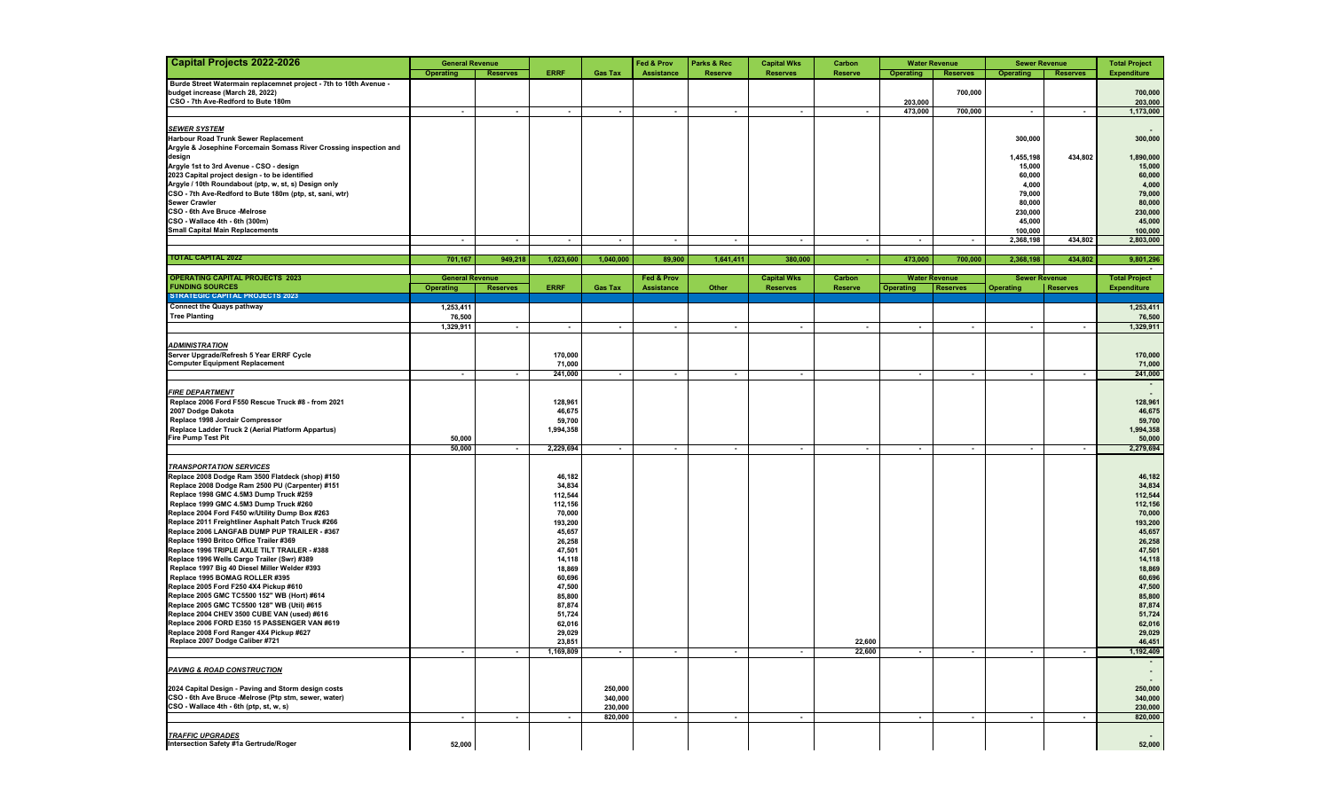| Capital Projects 2022-2026 | General Revenue | | ERRF | Gas Tax | Fed & Prov | Parks & Rec | Capital Wks | Carbon | Water Revenue | | Sewer Revenue | | Total Project |
|---|---|---|---|---|---|---|---|---|---|---|---|---|---|
| | Operating | Reserves | | | Assistance | Reserve | Reserves | Reserve | Operating | Reserves | Operating | Reserves | Expenditure |
| Burde Street Watermain replacemnet project - 7th to 10th Avenue - budget increase (March 28, 2022) | | | | | | | | | | 700,000 | | | 700,000 |
| CSO - 7th Ave-Redford to Bute 180m | | | | | | | | | 203,000 | | | | 203,000 |
| | - | - | - | - | - | - | - | - | 473,000 | 700,000 | - | - | 1,173,000 |
| ***SEWER SYSTEM*** | | | | | | | | | | | | | - |
| Harbour Road Trunk Sewer Replacement | | | | | | | | | | | 300,000 | | 300,000 |
| Argyle & Josephine Forcemain Somass River Crossing inspection and design | | | | | | | | | | | 1,455,198 | 434,802 | 1,890,000 |
| Argyle 1st to 3rd Avenue - CSO - design | | | | | | | | | | | 15,000 | | 15,000 |
| 2023 Capital project design - to be identified | | | | | | | | | | | 60,000 | | 60,000 |
| Argyle / 10th Roundabout (ptp, w, st, s) Design only | | | | | | | | | | | 4,000 | | 4,000 |
| CSO - 7th Ave-Redford to Bute 180m (ptp, st, sani, wtr) | | | | | | | | | | | 79,000 | | 79,000 |
| Sewer Crawler | | | | | | | | | | | 80,000 | | 80,000 |
| CSO - 6th Ave Bruce -Melrose | | | | | | | | | | | 230,000 | | 230,000 |
| CSO - Wallace 4th - 6th (300m) | | | | | | | | | | | 45,000 | | 45,000 |
| Small Capital Main Replacements | | | | | | | | | | | 100,000 | | 100,000 |
| | - | - | - | - | - | - | - | - | - | - | 2,368,198 | 434,802 | 2,803,000 |
| **TOTAL CAPITAL 2022** | 701,167 | 949,218 | 1,023,600 | 1,040,000 | 89,900 | 1,641,411 | 380,000 | - | 473,000 | 700,000 | 2,368,198 | 434,802 | 9,801,296 |

| OPERATING CAPITAL PROJECTS 2023 | General Revenue | | ERRF | Gas Tax | Fed & Prov | Other | Capital Wks | Carbon | Water Revenue | | Sewer Revenue | | Total Project |
|---|---|---|---|---|---|---|---|---|---|---|---|---|---|
| FUNDING SOURCES | Operating | Reserves | | | Assistance | | Reserves | Reserve | Operating | Reserves | Operating | Reserves | Expenditure |
| **STRATEGIC CAPITAL PROJECTS 2023** | | | | | | | | | | | | | |
| Connect the Quays pathway | 1,253,411 | | | | | | | | | | | | 1,253,411 |
| Tree Planting | 76,500 | | | | | | | | | | | | 76,500 |
| | 1,329,911 | - | - | - | - | - | - | - | - | - | - | - | 1,329,911 |
| ***ADMINISTRATION*** | | | | | | | | | | | | | |
| Server Upgrade/Refresh 5 Year ERRF Cycle | | | 170,000 | | | | | | | | | | 170,000 |
| Computer Equipment Replacement | | | 71,000 | | | | | | | | | | 71,000 |
| | - | - | 241,000 | - | - | - | - | | - | - | - | - | 241,000 |
| ***FIRE DEPARTMENT*** | | | | | | | | | | | | | - |
| Replace 2006 Ford F550 Rescue Truck #8 - from 2021 | | | 128,961 | | | | | | | | | | 128,961 |
| 2007 Dodge Dakota | | | 46,675 | | | | | | | | | | 46,675 |
| Replace 1998 Jordair Compressor | | | 59,700 | | | | | | | | | | 59,700 |
| Replace Ladder Truck 2 (Aerial Platform Appartus) | | | 1,994,358 | | | | | | | | | | 1,994,358 |
| Fire Pump Test Pit | 50,000 | | | | | | | | | | | | 50,000 |
| | 50,000 | - | 2,229,694 | - | - | - | - | - | - | - | - | - | 2,279,694 |
| ***TRANSPORTATION SERVICES*** | | | | | | | | | | | | | |
| Replace 2008 Dodge Ram 3500 Flatdeck (shop) #150 | | | 46,182 | | | | | | | | | | 46,182 |
| Replace 2008 Dodge Ram 2500 PU (Carpenter) #151 | | | 34,834 | | | | | | | | | | 34,834 |
| Replace 1998 GMC 4.5M3 Dump Truck #259 | | | 112,544 | | | | | | | | | | 112,544 |
| Replace 1999 GMC 4.5M3 Dump Truck #260 | | | 112,156 | | | | | | | | | | 112,156 |
| Replace 2004 Ford F450 w/Utility Dump Box #263 | | | 70,000 | | | | | | | | | | 70,000 |
| Replace 2011 Freightliner Asphalt Patch Truck #266 | | | 193,200 | | | | | | | | | | 193,200 |
| Replace 2006 LANGFAB DUMP PUP TRAILER - #367 | | | 45,657 | | | | | | | | | | 45,657 |
| Replace 1990 Britco Office Trailer #369 | | | 26,258 | | | | | | | | | | 26,258 |
| Replace 1996 TRIPLE AXLE TILT TRAILER - #388 | | | 47,501 | | | | | | | | | | 47,501 |
| Replace 1996 Wells Cargo Trailer (Swr) #389 | | | 14,118 | | | | | | | | | | 14,118 |
| Replace 1997 Big 40 Diesel Miller Welder #393 | | | 18,869 | | | | | | | | | | 18,869 |
| Replace 1995 BOMAG ROLLER #395 | | | 60,696 | | | | | | | | | | 60,696 |
| Replace 2005 Ford F250 4X4 Pickup #610 | | | 47,500 | | | | | | | | | | 47,500 |
| Replace 2005 GMC TC5500 152" WB (Hort) #614 | | | 85,800 | | | | | | | | | | 85,800 |
| Replace 2005 GMC TC5500 128" WB (Util) #615 | | | 87,874 | | | | | | | | | | 87,874 |
| Replace 2004 CHEV 3500 CUBE VAN (used) #616 | | | 51,724 | | | | | | | | | | 51,724 |
| Replace 2006 FORD E350 15 PASSENGER VAN #619 | | | 62,016 | | | | | | | | | | 62,016 |
| Replace 2008 Ford Ranger 4X4 Pickup #627 | | | 29,029 | | | | | | | | | | 29,029 |
| Replace 2007 Dodge Caliber #721 | | | 23,851 | | | | | 22,600 | | | | | 46,451 |
| | - | - | 1,169,809 | - | - | - | - | 22,600 | - | - | - | - | 1,192,409 |
| ***PAVING & ROAD CONSTRUCTION*** | | | | | | | | | | | | | - |
| | | | | | | | | | | | | | - |
| 2024 Capital Design - Paving and Storm design costs | | | | 250,000 | | | | | | | | | 250,000 |
| CSO - 6th Ave Bruce -Melrose (Ptp stm, sewer, water) | | | | 340,000 | | | | | | | | | 340,000 |
| CSO - Wallace 4th - 6th (ptp, st, w, s) | | | | 230,000 | | | | | | | | | 230,000 |
| | - | - | - | 820,000 | - | - | - | | - | - | - | - | 820,000 |
| ***TRAFFIC UPGRADES*** | | | | | | | | | | | | | - |
| Intersection Safety #1a Gertrude/Roger | 52,000 | | | | | | | | | | | | 52,000 |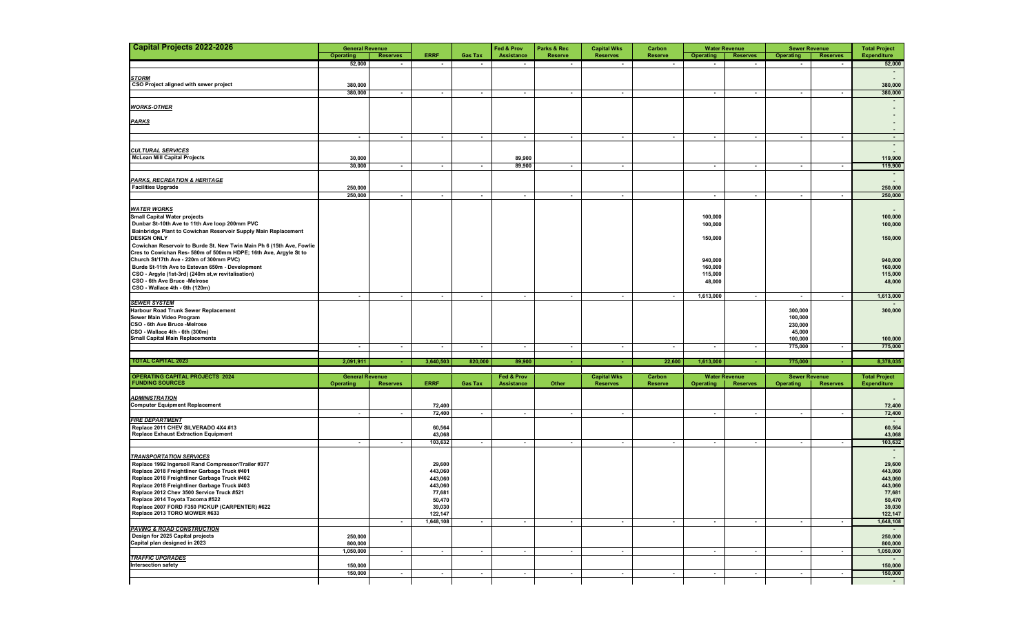| Capital Projects 2022-2026 | General Revenue | | ERRF | Gas Tax | Fed & Prov | Parks & Rec | Capital Wks | Carbon | Water Revenue | | Sewer Revenue | | Total Project |
|---|---|---|---|---|---|---|---|---|---|---|---|---|---|
| | Operating | Reserves | | | Assistance | Reserve | Reserves | Reserve | Operating | Reserves | Operating | Reserves | Expenditure |
| | 52,000 | - | - | - | - | - | - | - | - | - | - | - | 52,000 |
| | | | | | | | | | | | | | - |
| ***STORM*** | | | | | | | | | | | | | - |
| CSO Project aligned with sewer project | 380,000 | | | | | | | | | | | | 380,000 |
| | 380,000 | - | - | - | - | - | - | | - | - | - | - | 380,000 |
| | | | | | | | | | | | | | - |
| ***WORKS-OTHER*** | | | | | | | | | | | | | - |
| | | | | | | | | | | | | | - |
| ***PARKS*** | | | | | | | | | | | | | - |
| | | | | | | | | | | | | | - |
| | - | - | - | - | - | - | - | - | - | - | - | - | - |
| | | | | | | | | | | | | | - |
| ***CULTURAL SERVICES*** | | | | | | | | | | | | | - |
| McLean Mill Capital Projects | 30,000 | | | | 89,900 | | | | | | | | 119,900 |
| | 30,000 | - | - | - | 89,900 | - | - | | - | - | - | - | 119,900 |
| | | | | | | | | | | | | | - |
| ***PARKS, RECREATION & HERITAGE*** | | | | | | | | | | | | | - |
| Facilities Upgrade | 250,000 | | | | | | | | | | | | 250,000 |
| | 250,000 | - | - | - | - | - | - | | - | - | - | - | 250,000 |
| | | | | | | | | | | | | | |
| ***WATER WORKS*** | | | | | | | | | | | | | - |
| Small Capital Water projects | | | | | | | | | 100,000 | | | | 100,000 |
| Dunbar St-10th Ave to 11th Ave loop 200mm PVC | | | | | | | | | 100,000 | | | | 100,000 |
| Bainbridge Plant to Cowichan Reservoir Supply Main Replacement DESIGN ONLY | | | | | | | | | 150,000 | | | | 150,000 |
| Cowichan Reservoir to Burde St. New Twin Main Ph 6 (15th Ave, Fowlie Cres to Cowichan Res- 580m of 500mm HDPE; 16th Ave, Argyle St to Church St/17th Ave - 220m of 300mm PVC) | | | | | | | | | 940,000 | | | | 940,000 |
| Burde St-11th Ave to Estevan 650m - Development | | | | | | | | | 160,000 | | | | 160,000 |
| CSO - Argyle (1st-3rd) (240m st,w revitalisation) | | | | | | | | | 115,000 | | | | 115,000 |
| CSO - 6th Ave Bruce -Melrose | | | | | | | | | 48,000 | | | | 48,000 |
| CSO - Wallace 4th - 6th (120m) | | | | | | | | | | | | | |
| | - | - | - | - | - | - | - | - | 1,613,000 | - | - | - | 1,613,000 |
| ***SEWER SYSTEM*** | | | | | | | | | | | | | - |
| Harbour Road Trunk Sewer Replacement | | | | | | | | | | | 300,000 | | 300,000 |
| Sewer Main Video Program | | | | | | | | | | | 100,000 | | |
| CSO - 6th Ave Bruce -Melrose | | | | | | | | | | | 230,000 | | |
| CSO - Wallace 4th - 6th (300m) | | | | | | | | | | | 45,000 | | |
| Small Capital Main Replacements | | | | | | | | | | | 100,000 | | 100,000 |
| | - | - | - | - | - | - | - | - | - | - | 775,000 | - | 775,000 |
| | | | | | | | | | | | | | |
| **TOTAL CAPITAL 2023** | **2,091,911** | **-** | **3,640,503** | **820,000** | **89,900** | **-** | **-** | **22,600** | **1,613,000** | **-** | **775,000** | **-** | **8,378,035** |
| | | | | | | | | | | | | | |
| **OPERATING CAPITAL PROJECTS 2024 FUNDING SOURCES** | **General Revenue** | | **ERRF** | **Gas Tax** | **Fed & Prov** | **Other** | **Capital Wks** | **Carbon** | **Water Revenue** | | **Sewer Revenue** | | **Total Project** |
| | **Operating** | **Reserves** | | | **Assistance** | | **Reserves** | **Reserve** | **Operating** | **Reserves** | **Operating** | **Reserves** | **Expenditure** |
| | | | | | | | | | | | | | |
| ***ADMINISTRATION*** | | | | | | | | | | | | | - |
| Computer Equipment Replacement | | | 72,400 | | | | | | | | | | 72,400 |
| | - | - | 72,400 | - | - | - | - | | - | - | - | - | 72,400 |
| ***FIRE DEPARTMENT*** | | | | | | | | | | | | | - |
| Replace 2011 CHEV SILVERADO 4X4 #13 | | | 60,564 | | | | | | | | | | 60,564 |
| Replace Exhaust Extraction Equipment | | | 43,068 | | | | | | | | | | 43,068 |
| | - | - | 103,632 | - | - | - | - | - | - | - | - | - | 103,632 |
| | | | | | | | | | | | | | - |
| ***TRANSPORTATION SERVICES*** | | | | | | | | | | | | | - |
| Replace 1992 Ingersoll Rand Compressor/Trailer #377 | | | 29,600 | | | | | | | | | | 29,600 |
| Replace 2018 Freightliner Garbage Truck #401 | | | 443,060 | | | | | | | | | | 443,060 |
| Replace 2018 Freightliner Garbage Truck #402 | | | 443,060 | | | | | | | | | | 443,060 |
| Replace 2018 Freightliner Garbage Truck #403 | | | 443,060 | | | | | | | | | | 443,060 |
| Replace 2012 Chev 3500 Service Truck #521 | | | 77,681 | | | | | | | | | | 77,681 |
| Replace 2014 Toyota Tacoma #522 | | | 50,470 | | | | | | | | | | 50,470 |
| Replace 2007 FORD F350 PICKUP (CARPENTER) #622 | | | 39,030 | | | | | | | | | | 39,030 |
| Replace 2013 TORO MOWER #633 | | | 122,147 | | | | | | | | | | 122,147 |
| | | - | 1,648,108 | - | - | - | - | - | - | - | - | - | 1,648,108 |
| ***PAVING & ROAD CONSTRUCTION*** | | | | | | | | | | | | | - |
| Design for 2025 Capital projects | 250,000 | | | | | | | | | | | | 250,000 |
| Capital plan designed in 2023 | 800,000 | | | | | | | | | | | | 800,000 |
| | 1,050,000 | - | - | - | - | - | - | | - | - | - | - | 1,050,000 |
| ***TRAFFIC UPGRADES*** | | | | | | | | | | | | | - |
| Intersection safety | 150,000 | | | | | | | | | | | | 150,000 |
| | 150,000 | - | - | - | - | - | - | - | - | - | - | - | 150,000 |
| | | | | | | | | | | | | | - |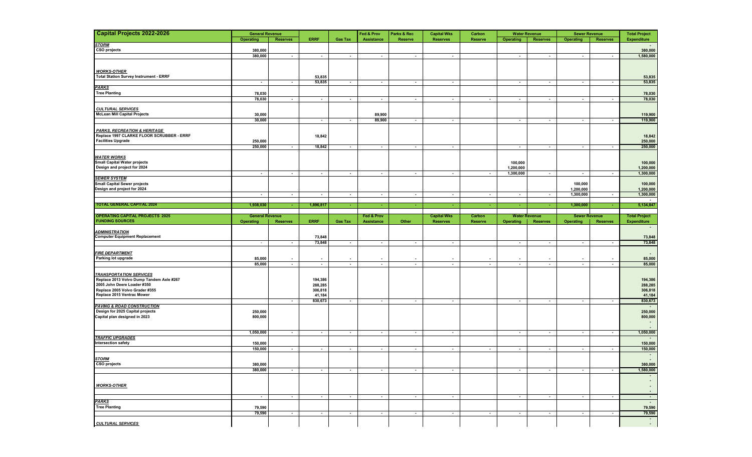| Capital Projects 2022-2026 | General Revenue | | | | Fed & Prov | Parks & Rec | Capital Wks | Carbon | Water Revenue | | Sewer Revenue | | Total Project |
|---|---|---|---|---|---|---|---|---|---|---|---|---|---|
| | Operating | Reserves | ERRF | Gas Tax | Assistance | Reserve | Reserves | Reserve | Operating | Reserves | Operating | Reserves | Expenditure |
| ***STORM*** | | | | | | | | | | | | | - |
| CSO projects | 380,000 | | | | | | | | | | | | 380,000 |
| | 380,000 | - | - | - | - | - | - | | - | - | - | - | 1,580,000 |
| ***WORKS-OTHER*** | | | | | | | | | | | | | |
| Total Station Survey Instrument - ERRF | | | 53,835 | | | | | | | | | | 53,835 |
| | - | - | 53,835 | - | - | - | - | | - | - | - | - | 53,835 |
| ***PARKS*** | | | | | | | | | | | | | |
| Tree Planting | 78,030 | | | | | | | | | | | | 78,030 |
| | 78,030 | - | - | - | - | - | - | - | - | - | - | - | 78,030 |
| ***CULTURAL SERVICES*** | | | | | | | | | | | | | |
| McLean Mill Capital Projects | 30,000 | | | | 89,900 | | | | | | | | 119,900 |
| | 30,000 | | - | - | 89,900 | - | - | | - | - | - | - | 119,900 |
| ***PARKS, RECREATION & HERITAGE*** | | | | | | | | | | | | | |
| Replace 1997 CLARKE FLOOR SCRUBBER - ERRF | | | 18,842 | | | | | | | | | | 18,842 |
| Facilities Upgrade | 250,000 | | | | | | | | | | | | 250,000 |
| | 250,000 | - | 18,842 | - | - | - | - | | - | - | - | - | 250,000 |
| ***WATER WORKS*** | | | | | | | | | | | | | |
| Small Capital Water projects | | | | | | | | | 100,000 | | | | 100,000 |
| Design and project for 2024 | | | | | | | | | 1,200,000 | | | | 1,200,000 |
| | - | - | - | - | - | - | - | - | 1,300,000 | - | - | - | 1,300,000 |
| ***SEWER SYSTEM*** | | | | | | | | | | | | | |
| Small Capital Sewer projects | | | | | | | | | | | 100,000 | | 100,000 |
| Design and project for 2024 | | | | | | | | | | | 1,200,000 | | 1,200,000 |
| | - | - | - | - | - | - | - | - | - | - | 1,300,000 | - | 1,300,000 |
| | | | | | | | | | | | | | - |
| **TOTAL GENERAL CAPITAL 2024** | 1,938,030 | - | 1,896,817 | - | - | - | - | - | - | - | 1,300,000 | - | 5,134,847 |

| OPERATING CAPITAL PROJECTS 2025 FUNDING SOURCES | General Revenue | | | | Fed & Prov | | Capital Wks | Carbon | Water Revenue | | Sewer Revenue | | Total Project |
|---|---|---|---|---|---|---|---|---|---|---|---|---|---|
| | Operating | Reserves | ERRF | Gas Tax | Assistance | Other | Reserves | Reserve | Operating | Reserves | Operating | Reserves | Expenditure |
| | | | | | | | | | | | | | - |
| ***ADMINISTRATION*** | | | | | | | | | | | | | |
| Computer Equipment Replacement | | | 73,848 | | | | | | | | | | 73,848 |
| | - | - | 73,848 | - | - | - | - | | - | - | - | - | 73,848 |
| ***FIRE DEPARTMENT*** | | | | | | | | | | | | | - |
| Parking lot upgrade | 85,000 | - | - | - | - | - | - | - | - | - | - | - | 85,000 |
| | 85,000 | - | - | - | - | - | - | - | - | - | - | - | 85,000 |
| ***TRANSPORTATION SERVICES*** | | | | | | | | | | | | | |
| Replace 2013 Volvo Dump Tandem Axle #267 | | | 194,386 | | | | | | | | | | 194,386 |
| 2005 John Deere Loader #350 | | | 288,285 | | | | | | | | | | 288,285 |
| Replace 2005 Volvo Grader #355 | | | 306,818 | | | | | | | | | | 306,818 |
| Replace 2015 Ventrac Mower | | | 41,184 | | | | | | | | | | 41,184 |
| | | - | 830,673 | - | - | - | - | | - | - | - | - | 830,673 |
| ***PAVING & ROAD CONSTRUCTION*** | | | | | | | | | | | | | - |
| Design for 2025 Capital projects | 250,000 | | | | | | | | | | | | 250,000 |
| Capital plan designed in 2023 | 800,000 | | | | | | | | | | | | 800,000 |
| | | | | | | | | | | | | | - |
| | | | | | | | | | | | | | - |
| | 1,050,000 | - | - | - | - | - | - | | - | - | - | - | 1,050,000 |
| ***TRAFFIC UPGRADES*** | | | | | | | | | | | | | - |
| Intersection safety | 150,000 | | | | | | | | | | | | 150,000 |
| | 150,000 | - | - | - | - | - | - | - | - | - | - | - | 150,000 |
| | | | | | | | | | | | | | - |
| ***STORM*** | | | | | | | | | | | | | - |
| CSO projects | 380,000 | | | | | | | | | | | | 380,000 |
| | 380,000 | - | - | - | - | - | - | | - | - | - | - | 1,580,000 |
| | | | | | | | | | | | | | - |
| | | | | | | | | | | | | | - |
| ***WORKS-OTHER*** | | | | | | | | | | | | | - |
| | | | | | | | | | | | | | - |
| | - | - | - | - | - | - | - | | - | - | - | - | - |
| ***PARKS*** | | | | | | | | | | | | | - |
| Tree Planting | 79,590 | | | | | | | | | | | | 79,590 |
| | 79,590 | - | - | - | - | - | - | - | - | - | - | - | 79,590 |
| | | | | | | | | | | | | | - |
| ***CULTURAL SERVICES*** | | | | | | | | | | | | | - |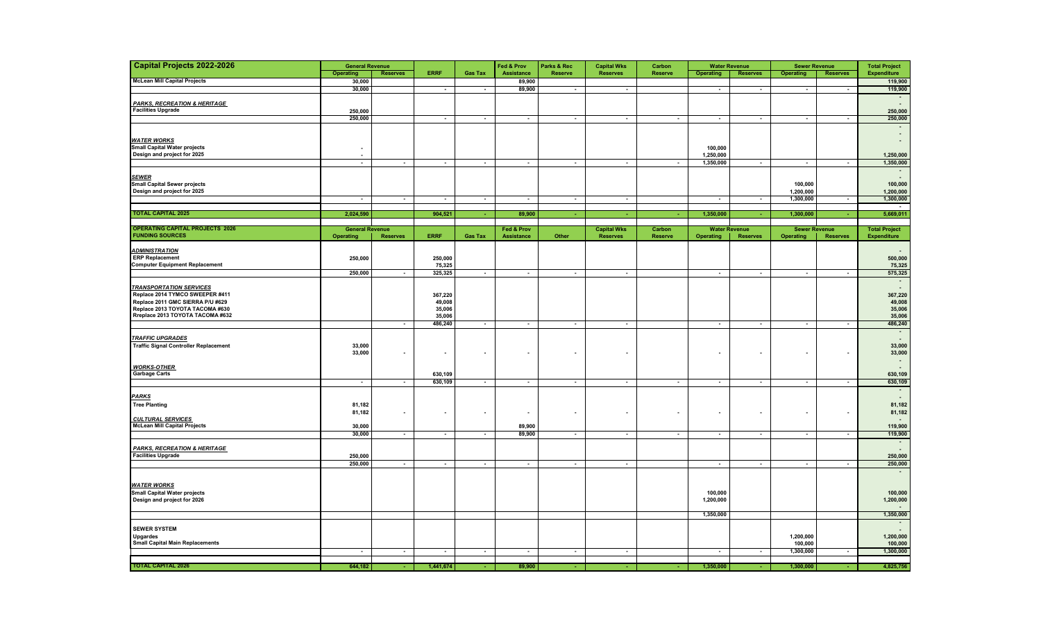| Capital Projects 2022-2026 | General Revenue | | ERRF | Gas Tax | Fed & Prov | Parks & Rec | Capital Wks | Carbon | Water Revenue | | Sewer Revenue | | Total Project |
|---|---|---|---|---|---|---|---|---|---|---|---|---|---|
| | Operating | Reserves | | | Assistance | Reserve | Reserves | Reserve | Operating | Reserves | Operating | Reserves | Expenditure |
| McLean Mill Capital Projects | 30,000 | | | | 89,900 | | | | | | | | 119,900 |
| | 30,000 | | - | - | 89,900 | - | - | | - | - | - | - | 119,900 |
| | | | | | | | | | | | | | - |
| ***PARKS, RECREATION & HERITAGE*** | | | | | | | | | | | | | - |
| Facilities Upgrade | 250,000 | | | | | | | | | | | | 250,000 |
| | 250,000 | | - | - | - | - | - | - | - | - | - | - | 250,000 |
| | | | | | | | | | | | | | - |
| | | | | | | | | | | | | | - |
| ***WATER WORKS*** | | | | | | | | | | | | | - |
| Small Capital Water projects | - | | | | | | | | 100,000 | | | | |
| Design and project for 2025 | - | | | | | | | | 1,250,000 | | | | 1,250,000 |
| | - | - | - | - | - | - | - | - | 1,350,000 | - | - | - | 1,350,000 |
| | | | | | | | | | | | | | - |
| ***SEWER*** | | | | | | | | | | | | | - |
| Small Capital Sewer projects | | | | | | | | | | | 100,000 | | 100,000 |
| Design and project for 2025 | | | | | | | | | | | 1,200,000 | | 1,200,000 |
| | - | - | - | - | - | - | - | | - | - | 1,300,000 | - | 1,300,000 |
| | | | | | | | | | | | | | - |
| **TOTAL CAPITAL 2025** | 2,024,590 | | 904,521 | - | 89,900 | - | - | - | 1,350,000 | - | 1,300,000 | - | 5,669,011 |

| OPERATING CAPITAL PROJECTS 2026 FUNDING SOURCES | General Revenue | | ERRF | Gas Tax | Fed & Prov | Other | Capital Wks | Carbon | Water Revenue | | Sewer Revenue | | Total Project |
|---|---|---|---|---|---|---|---|---|---|---|---|---|---|
| | Operating | Reserves | | | Assistance | | Reserves | Reserve | Operating | Reserves | Operating | Reserves | Expenditure |
| ***ADMINISTRATION*** | | | | | | | | | | | | | - |
| ERP Replacement | 250,000 | | 250,000 | | | | | | | | | | 500,000 |
| Computer Equipment Replacement | | | 75,325 | | | | | | | | | | 75,325 |
| | 250,000 | - | 325,325 | - | - | - | - | | - | - | - | - | 575,325 |
| | | | | | | | | | | | | | - |
| ***TRANSPORTATION SERVICES*** | | | | | | | | | | | | | - |
| Replace 2014 TYMCO SWEEPER #411 | | | 367,220 | | | | | | | | | | 367,220 |
| Replace 2011 GMC SIERRA P/U #629 | | | 49,008 | | | | | | | | | | 49,008 |
| Replace 2013 TOYOTA TACOMA #630 | | | 35,006 | | | | | | | | | | 35,006 |
| Rreplace 2013 TOYOTA TACOMA #632 | | | 35,006 | | | | | | | | | | 35,006 |
| | | - | 486,240 | - | - | - | - | | - | - | - | - | 486,240 |
| | | | | | | | | | | | | | - |
| ***TRAFFIC UPGRADES*** | | | | | | | | | | | | | - |
| Traffic Signal Controller Replacement | 33,000 | | | | | | | | | | | | 33,000 |
| | 33,000 | - | - | - | - | - | - | | - | - | - | - | 33,000 |
| | | | | | | | | | | | | | - |
| ***WORKS-OTHER*** | | | | | | | | | | | | | - |
| Garbage Carts | | | 630,109 | | | | | | | | | | 630,109 |
| | - | - | 630,109 | - | - | - | - | - | - | - | - | - | 630,109 |
| | | | | | | | | | | | | | - |
| ***PARKS*** | | | | | | | | | | | | | - |
| Tree Planting | 81,182 | | | | | | | | | | | | 81,182 |
| | 81,182 | - | - | - | - | - | - | - | - | - | - | - | 81,182 |
| ***CULTURAL SERVICES*** | | | | | | | | | | | | | - |
| McLean Mill Capital Projects | 30,000 | | | | 89,900 | | | | | | | | 119,900 |
| | 30,000 | - | - | - | 89,900 | - | - | - | - | - | - | - | 119,900 |
| | | | | | | | | | | | | | - |
| ***PARKS, RECREATION & HERITAGE*** | | | | | | | | | | | | | - |
| Facilities Upgrade | 250,000 | | | | | | | | | | | | 250,000 |
| | 250,000 | - | - | - | - | - | - | | - | - | - | - | 250,000 |
| | | | | | | | | | | | | | - |
| ***WATER WORKS*** | | | | | | | | | | | | | |
| Small Capital Water projects | | | | | | | | | 100,000 | | | | 100,000 |
| Design and project for 2026 | | | | | | | | | 1,200,000 | | | | 1,200,000 |
| | | | | | | | | | | | | | - |
| | | | | | | | | | 1,350,000 | | | | 1,350,000 |
| | | | | | | | | | | | | | - |
| **SEWER SYSTEM** | | | | | | | | | | | | | - |
| Upgardes | | | | | | | | | | | 1,200,000 | | 1,200,000 |
| Small Capital Main Replacements | | | | | | | | | | | 100,000 | | 100,000 |
| | - | - | - | - | - | - | - | | - | - | 1,300,000 | - | 1,300,000 |
| | | | | | | | | | | | | | |
| **TOTAL CAPITAL 2026** | 644,182 | - | 1,441,674 | - | 89,900 | - | - | - | 1,350,000 | - | 1,300,000 | - | 4,825,756 |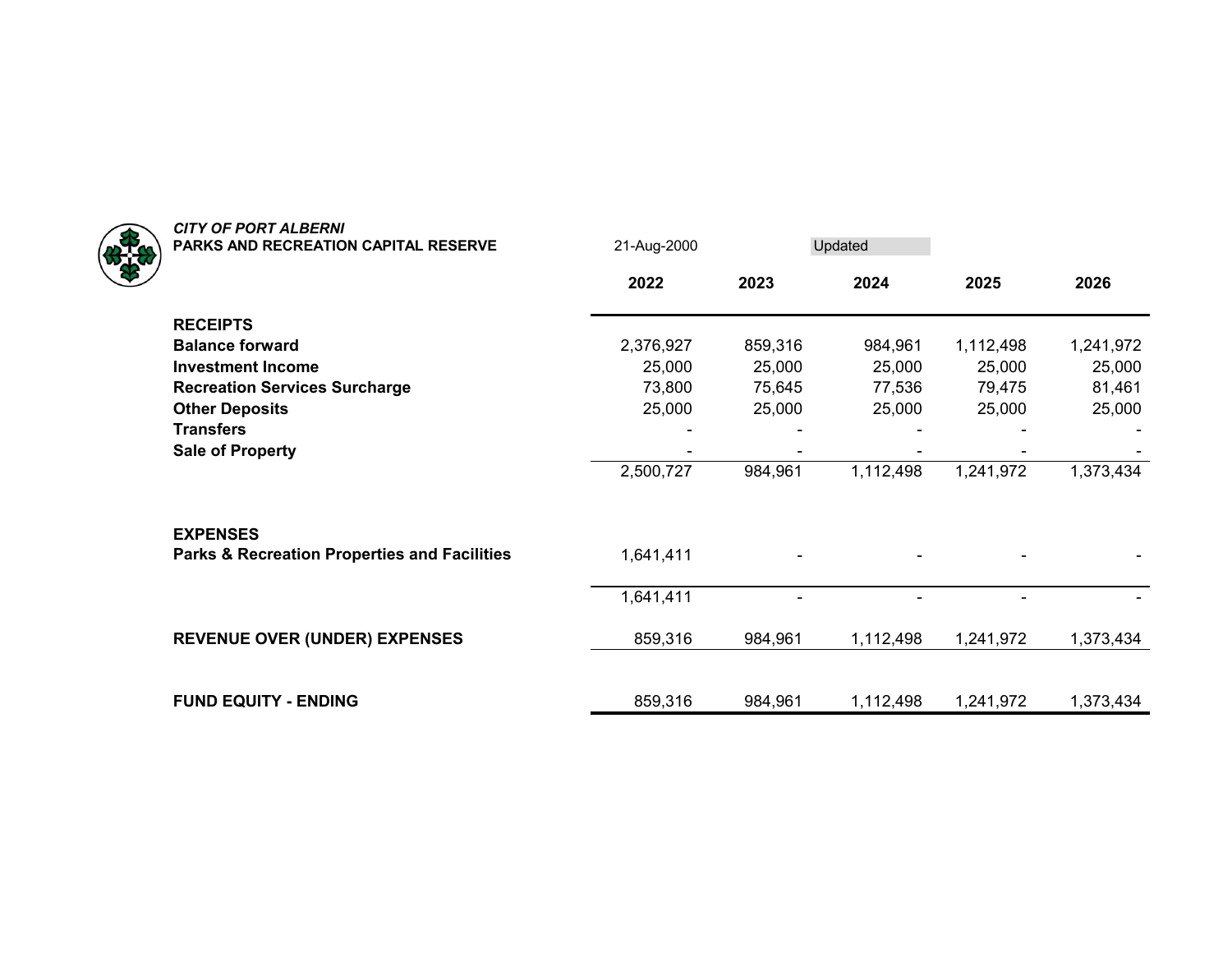*CITY OF PORT ALBERNI*
**PARKS AND RECREATION CAPITAL RESERVE**

21-Aug-2000 | Updated

| | 2022 | 2023 | 2024 | 2025 | 2026 |
|---|---|---|---|---|---|
| **RECEIPTS** | | | | | |
| **Balance forward** | 2,376,927 | 859,316 | 984,961 | 1,112,498 | 1,241,972 |
| **Investment Income** | 25,000 | 25,000 | 25,000 | 25,000 | 25,000 |
| **Recreation Services Surcharge** | 73,800 | 75,645 | 77,536 | 79,475 | 81,461 |
| **Other Deposits** | 25,000 | 25,000 | 25,000 | 25,000 | 25,000 |
| **Transfers** | - | - | - | - | - |
| **Sale of Property** | - | - | - | - | - |
| | 2,500,727 | 984,961 | 1,112,498 | 1,241,972 | 1,373,434 |
| **EXPENSES** | | | | | |
| **Parks & Recreation Properties and Facilities** | 1,641,411 | - | - | - | - |
| | 1,641,411 | - | - | - | - |
| **REVENUE OVER (UNDER) EXPENSES** | 859,316 | 984,961 | 1,112,498 | 1,241,972 | 1,373,434 |
| **FUND EQUITY - ENDING** | 859,316 | 984,961 | 1,112,498 | 1,241,972 | 1,373,434 |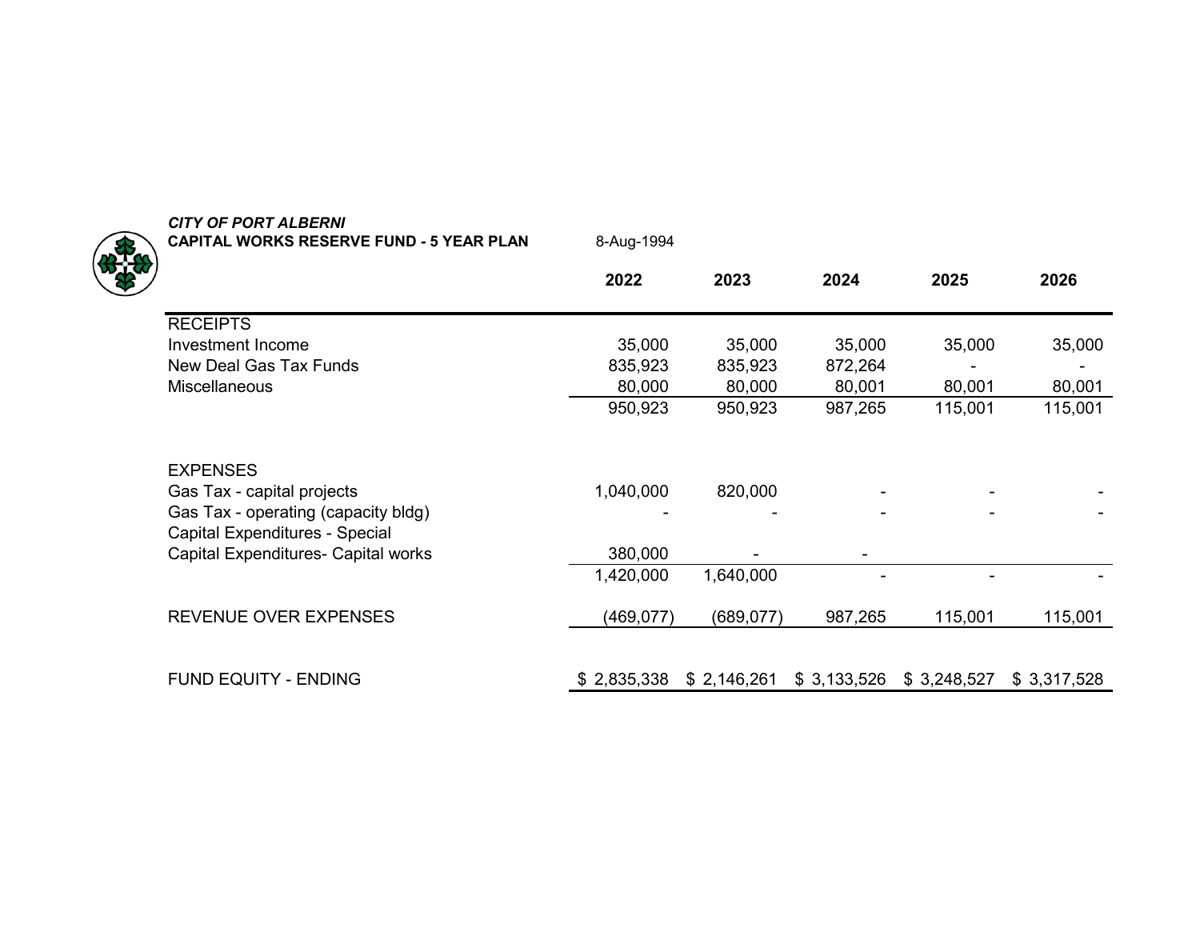***CITY OF PORT ALBERNI***
**CAPITAL WORKS RESERVE FUND - 5 YEAR PLAN** 8-Aug-1994

| | **2022** | **2023** | **2024** | **2025** | **2026** |
|---|---|---|---|---|---|
| RECEIPTS | | | | | |
| Investment Income | 35,000 | 35,000 | 35,000 | 35,000 | 35,000 |
| New Deal Gas Tax Funds | 835,923 | 835,923 | 872,264 | - | - |
| Miscellaneous | 80,000 | 80,000 | 80,001 | 80,001 | 80,001 |
| | 950,923 | 950,923 | 987,265 | 115,001 | 115,001 |
| | | | | | |
| EXPENSES | | | | | |
| Gas Tax - capital projects | 1,040,000 | 820,000 | - | - | - |
| Gas Tax - operating (capacity bldg) | - | - | - | - | - |
| Capital Expenditures - Special | | | | | |
| Capital Expenditures- Capital works | 380,000 | - | - | | |
| | 1,420,000 | 1,640,000 | - | - | - |
| | | | | | |
| REVENUE OVER EXPENSES | (469,077) | (689,077) | 987,265 | 115,001 | 115,001 |
| | | | | | |
| FUND EQUITY - ENDING | $ 2,835,338 | $ 2,146,261 | $ 3,133,526 | $ 3,248,527 | $ 3,317,528 |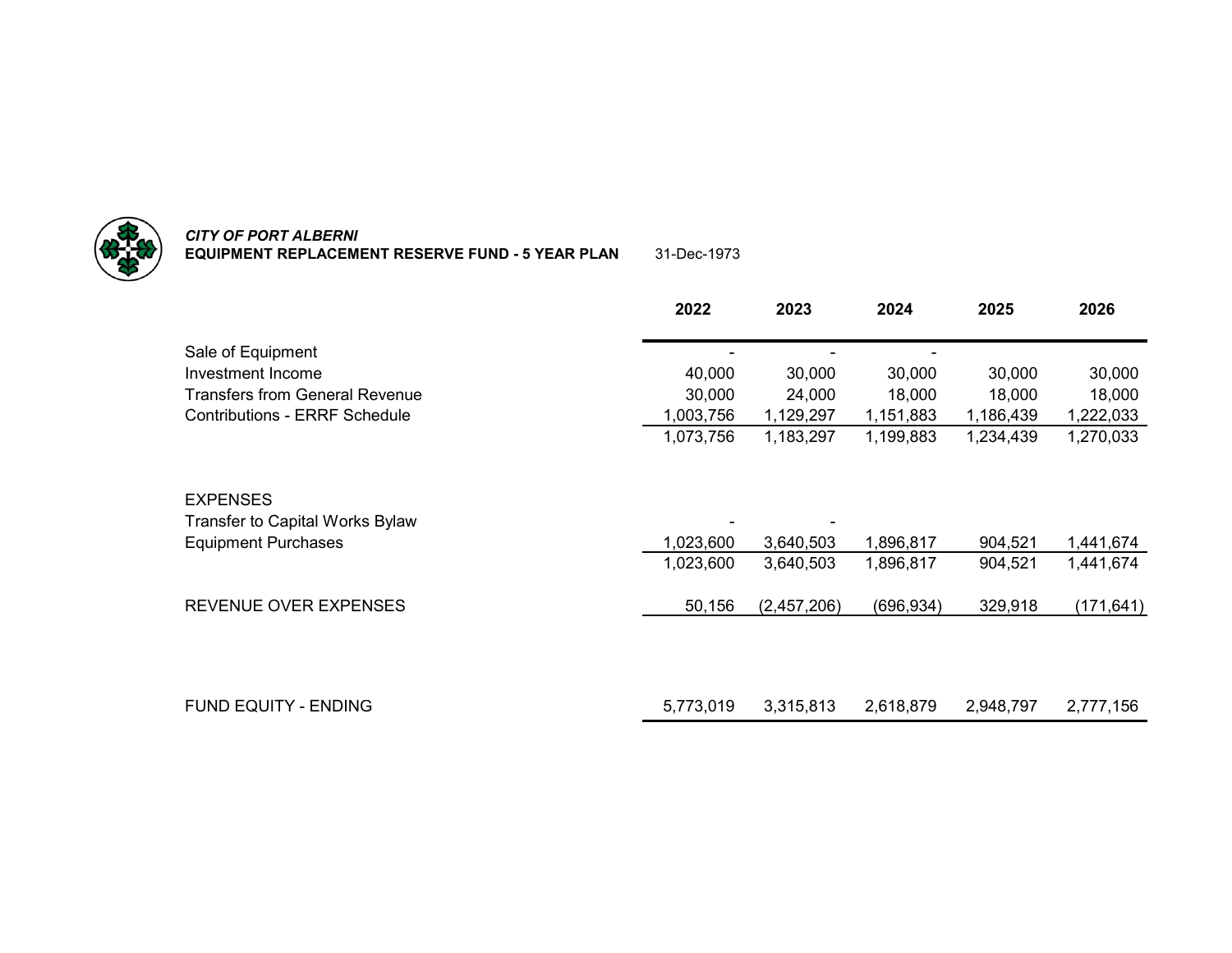*CITY OF PORT ALBERNI*
**EQUIPMENT REPLACEMENT RESERVE FUND - 5 YEAR PLAN** 31-Dec-1973

| | 2022 | 2023 | 2024 | 2025 | 2026 |
|---|---|---|---|---|---|
| Sale of Equipment | - | - | - | | |
| Investment Income | 40,000 | 30,000 | 30,000 | 30,000 | 30,000 |
| Transfers from General Revenue | 30,000 | 24,000 | 18,000 | 18,000 | 18,000 |
| Contributions - ERRF Schedule | 1,003,756 | 1,129,297 | 1,151,883 | 1,186,439 | 1,222,033 |
| | 1,073,756 | 1,183,297 | 1,199,883 | 1,234,439 | 1,270,033 |
| | | | | | |
| EXPENSES | | | | | |
| Transfer to Capital Works Bylaw | - | - | | | |
| Equipment Purchases | 1,023,600 | 3,640,503 | 1,896,817 | 904,521 | 1,441,674 |
| | 1,023,600 | 3,640,503 | 1,896,817 | 904,521 | 1,441,674 |
| | | | | | |
| REVENUE OVER EXPENSES | 50,156 | (2,457,206) | (696,934) | 329,918 | (171,641) |
| | | | | | |
| FUND EQUITY - ENDING | 5,773,019 | 3,315,813 | 2,618,879 | 2,948,797 | 2,777,156 |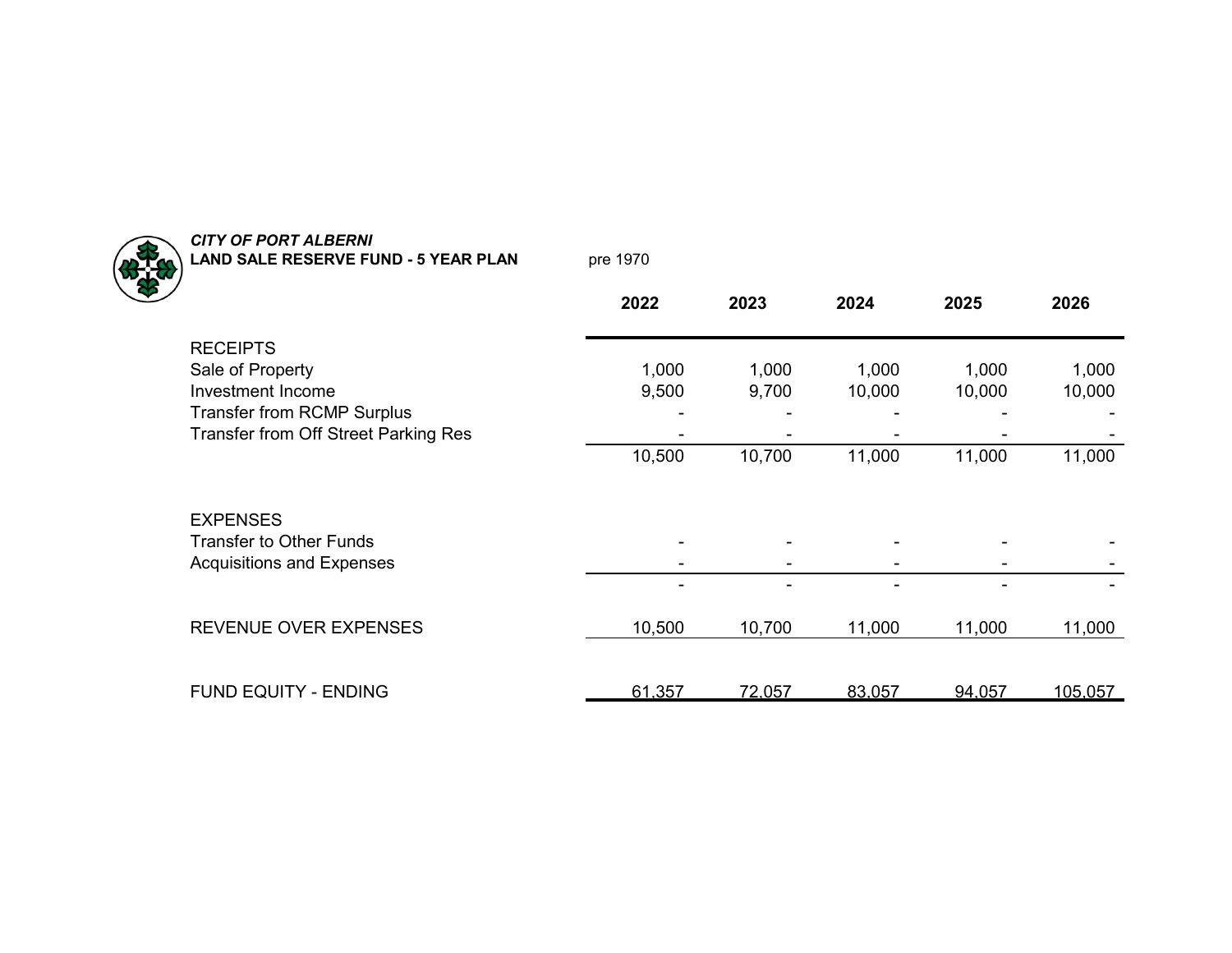***CITY OF PORT ALBERNI***
**LAND SALE RESERVE FUND - 5 YEAR PLAN**

pre 1970

| | 2022 | 2023 | 2024 | 2025 | 2026 |
|---|---|---|---|---|---|
| RECEIPTS | | | | | |
| Sale of Property | 1,000 | 1,000 | 1,000 | 1,000 | 1,000 |
| Investment Income | 9,500 | 9,700 | 10,000 | 10,000 | 10,000 |
| Transfer from RCMP Surplus | - | - | - | - | - |
| Transfer from Off Street Parking Res | - | - | - | - | - |
| | 10,500 | 10,700 | 11,000 | 11,000 | 11,000 |
| EXPENSES | | | | | |
| Transfer to Other Funds | - | - | - | - | - |
| Acquisitions and Expenses | - | - | - | - | - |
| | - | - | - | - | - |
| REVENUE OVER EXPENSES | 10,500 | 10,700 | 11,000 | 11,000 | 11,000 |
| FUND EQUITY - ENDING | 61,357 | 72,057 | 83,057 | 94,057 | 105,057 |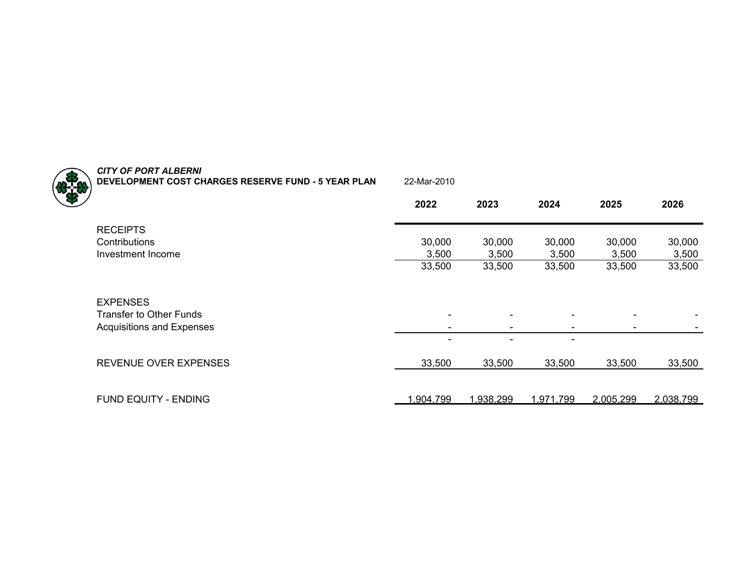***CITY OF PORT ALBERNI***
**DEVELOPMENT COST CHARGES RESERVE FUND - 5 YEAR PLAN** 22-Mar-2010

| | 2022 | 2023 | 2024 | 2025 | 2026 |
|---|---|---|---|---|---|
| RECEIPTS | | | | | |
| Contributions | 30,000 | 30,000 | 30,000 | 30,000 | 30,000 |
| Investment Income | 3,500 | 3,500 | 3,500 | 3,500 | 3,500 |
| | 33,500 | 33,500 | 33,500 | 33,500 | 33,500 |
| EXPENSES | | | | | |
| Transfer to Other Funds | - | - | - | - | - |
| Acquisitions and Expenses | - | - | - | - | - |
| | - | - | - | | |
| REVENUE OVER EXPENSES | 33,500 | 33,500 | 33,500 | 33,500 | 33,500 |
| FUND EQUITY - ENDING | 1,904,799 | 1,938,299 | 1,971,799 | 2,005,299 | 2,038,799 |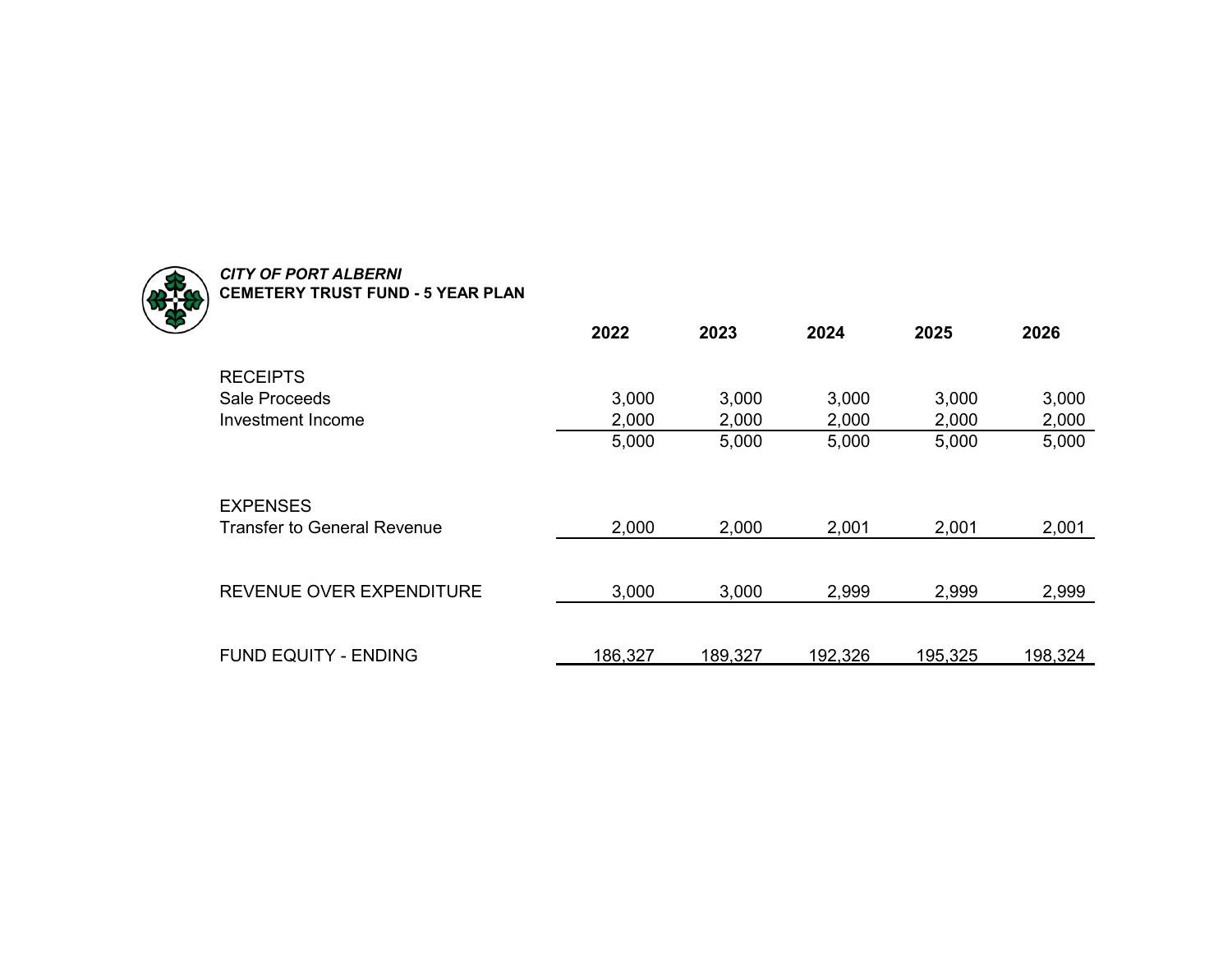*CITY OF PORT ALBERNI*
**CEMETERY TRUST FUND - 5 YEAR PLAN**

| | **2022** | **2023** | **2024** | **2025** | **2026** |
|---|---|---|---|---|---|
| RECEIPTS | | | | | |
| Sale Proceeds | 3,000 | 3,000 | 3,000 | 3,000 | 3,000 |
| Investment Income | 2,000 | 2,000 | 2,000 | 2,000 | 2,000 |
| | 5,000 | 5,000 | 5,000 | 5,000 | 5,000 |
| EXPENSES | | | | | |
| Transfer to General Revenue | 2,000 | 2,000 | 2,001 | 2,001 | 2,001 |
| REVENUE OVER EXPENDITURE | 3,000 | 3,000 | 2,999 | 2,999 | 2,999 |
| FUND EQUITY - ENDING | 186,327 | 189,327 | 192,326 | 195,325 | 198,324 |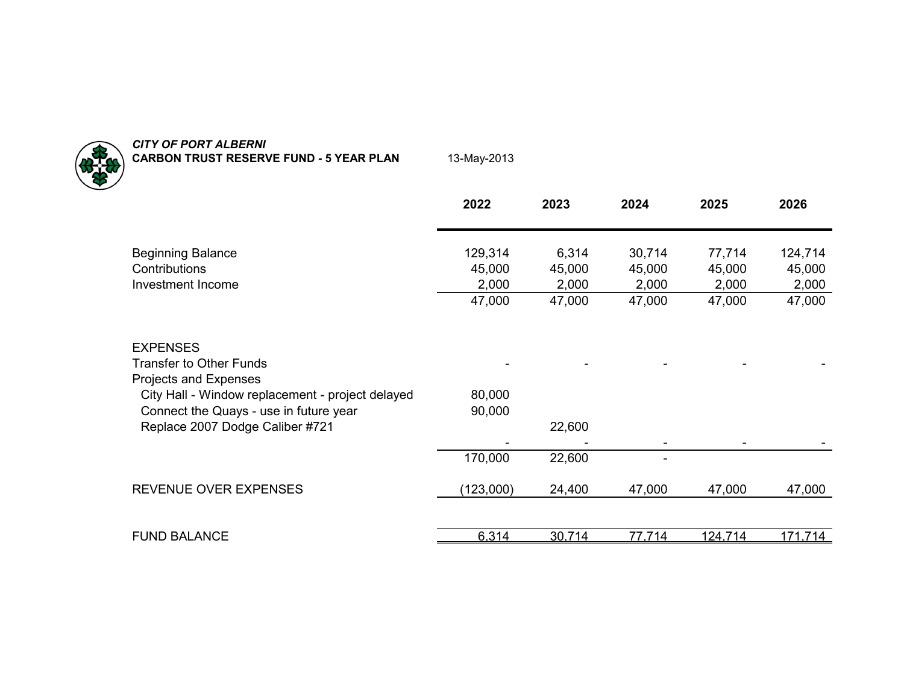***CITY OF PORT ALBERNI***
**CARBON TRUST RESERVE FUND - 5 YEAR PLAN** 13-May-2013

| | 2022 | 2023 | 2024 | 2025 | 2026 |
|---|---|---|---|---|---|
| Beginning Balance | 129,314 | 6,314 | 30,714 | 77,714 | 124,714 |
| Contributions | 45,000 | 45,000 | 45,000 | 45,000 | 45,000 |
| Investment Income | 2,000 | 2,000 | 2,000 | 2,000 | 2,000 |
| | 47,000 | 47,000 | 47,000 | 47,000 | 47,000 |
| | | | | | |
| EXPENSES | | | | | |
| Transfer to Other Funds | - | - | - | - | - |
| Projects and Expenses | | | | | |
| City Hall - Window replacement - project delayed | 80,000 | | | | |
| Connect the Quays - use in future year | 90,000 | | | | |
| Replace 2007 Dodge Caliber #721 | | 22,600 | | | |
| | - | - | - | - | - |
| | 170,000 | 22,600 | - | | |
| | | | | | |
| REVENUE OVER EXPENSES | (123,000) | 24,400 | 47,000 | 47,000 | 47,000 |
| | | | | | |
| FUND BALANCE | 6,314 | 30,714 | 77,714 | 124,714 | 171,714 |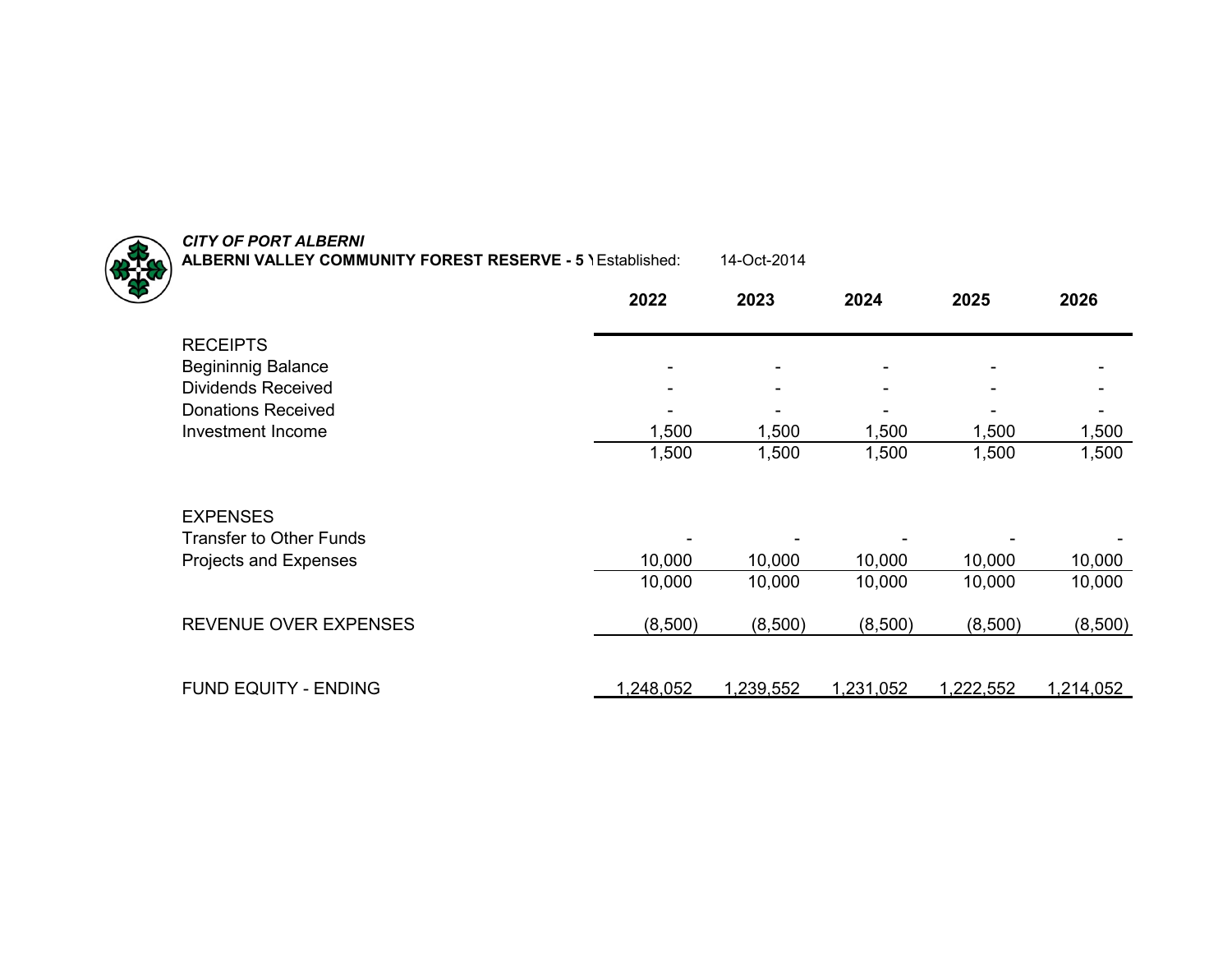*CITY OF PORT ALBERNI*

**ALBERNI VALLEY COMMUNITY FOREST RESERVE - 5 Y** Established: 14-Oct-2014

| | 2022 | 2023 | 2024 | 2025 | 2026 |
|---|---|---|---|---|---|
| RECEIPTS | | | | | |
| Begininnig Balance | - | - | - | - | - |
| Dividends Received | - | - | - | - | - |
| Donations Received | - | - | - | - | - |
| Investment Income | 1,500 | 1,500 | 1,500 | 1,500 | 1,500 |
| | 1,500 | 1,500 | 1,500 | 1,500 | 1,500 |
| EXPENSES | | | | | |
| Transfer to Other Funds | - | - | - | - | - |
| Projects and Expenses | 10,000 | 10,000 | 10,000 | 10,000 | 10,000 |
| | 10,000 | 10,000 | 10,000 | 10,000 | 10,000 |
| REVENUE OVER EXPENSES | (8,500) | (8,500) | (8,500) | (8,500) | (8,500) |
| FUND EQUITY - ENDING | 1,248,052 | 1,239,552 | 1,231,052 | 1,222,552 | 1,214,052 |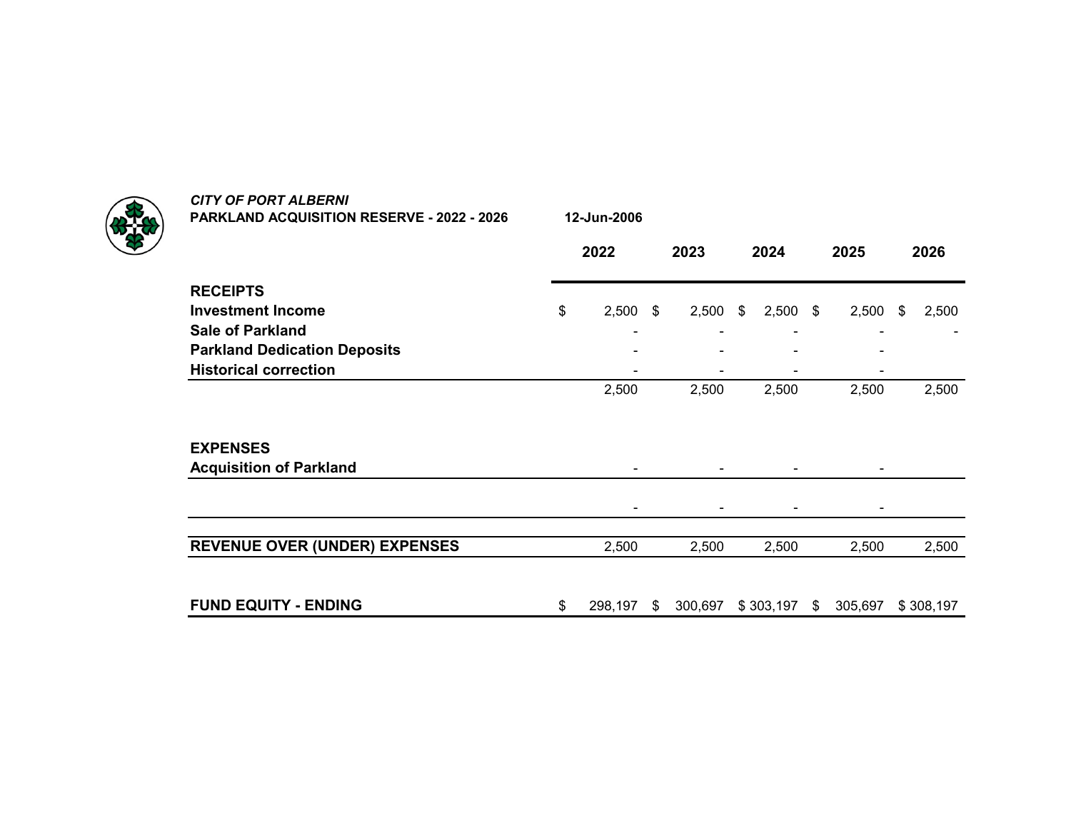*CITY OF PORT ALBERNI*

**PARKLAND ACQUISITION RESERVE - 2022 - 2026** **12-Jun-2006**

| | 2022 | 2023 | 2024 | 2025 | 2026 |
|---|---|---|---|---|---|
| **RECEIPTS** | | | | | |
| **Investment Income** | $ 2,500 | $ 2,500 | $ 2,500 | $ 2,500 | $ 2,500 |
| **Sale of Parkland** | - | - | - | - | - |
| **Parkland Dedication Deposits** | - | - | - | - | |
| **Historical correction** | - | - | - | - | |
| | 2,500 | 2,500 | 2,500 | 2,500 | 2,500 |
| **EXPENSES** | | | | | |
| **Acquisition of Parkland** | - | - | - | - | |
| | - | - | - | - | |
| **REVENUE OVER (UNDER) EXPENSES** | 2,500 | 2,500 | 2,500 | 2,500 | 2,500 |
| **FUND EQUITY - ENDING** | $ 298,197 | $ 300,697 | $ 303,197 | $ 305,697 | $ 308,197 |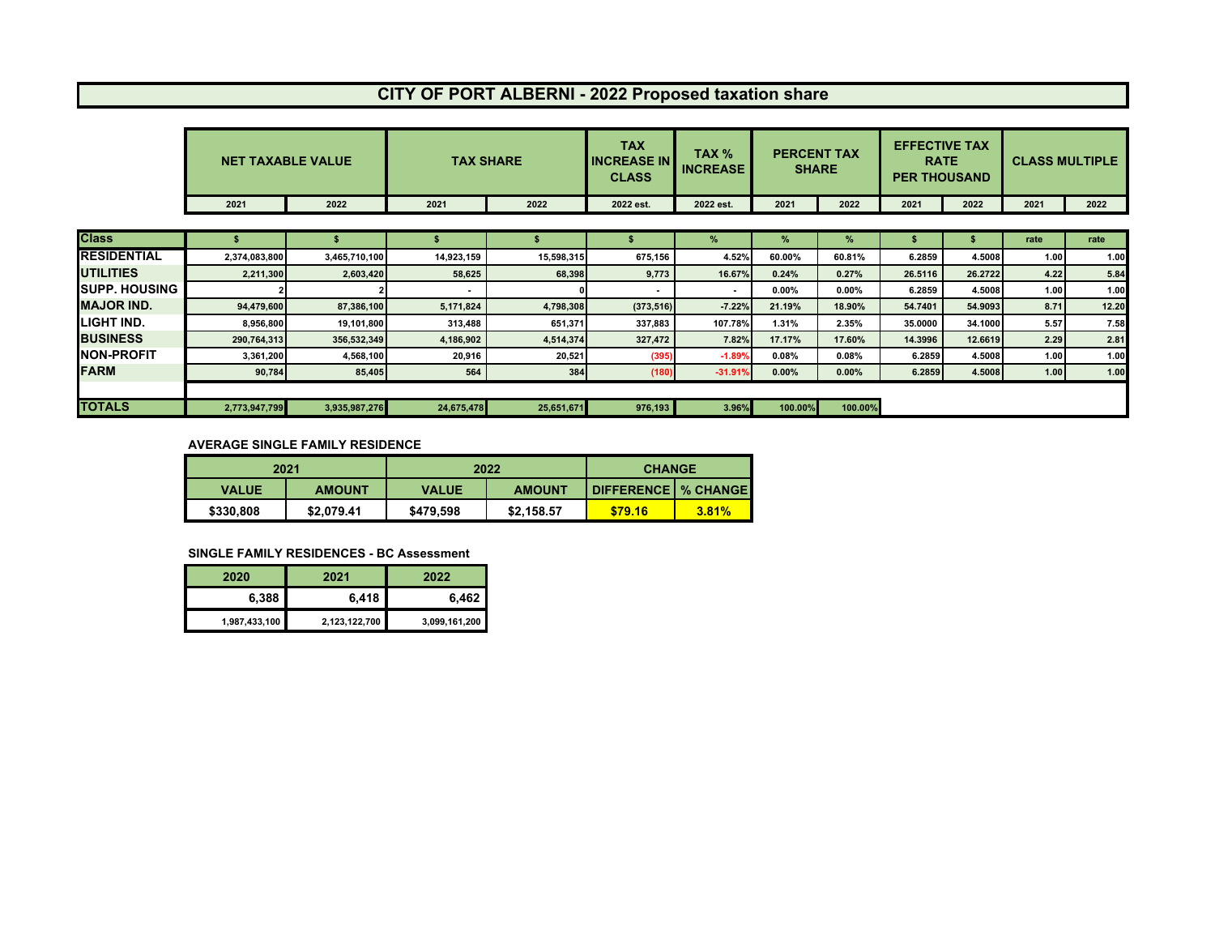# CITY OF PORT ALBERNI - 2022 Proposed taxation share

| | NET TAXABLE VALUE | | TAX SHARE | | TAX INCREASE IN CLASS | TAX % INCREASE | PERCENT TAX SHARE | | EFFECTIVE TAX RATE PER THOUSAND | | CLASS MULTIPLE | |
|---|---|---|---|---|---|---|---|---|---|---|---|---|
| | 2021 | 2022 | 2021 | 2022 | 2022 est. | 2022 est. | 2021 | 2022 | 2021 | 2022 | 2021 | 2022 |
| **Class** | $ | $ | $ | $ | $ | % | % | % | $ | $ | rate | rate |
| **RESIDENTIAL** | 2,374,083,800 | 3,465,710,100 | 14,923,159 | 15,598,315 | 675,156 | 4.52% | 60.00% | 60.81% | 6.2859 | 4.5008 | 1.00 | 1.00 |
| **UTILITIES** | 2,211,300 | 2,603,420 | 58,625 | 68,398 | 9,773 | 16.67% | 0.24% | 0.27% | 26.5116 | 26.2722 | 4.22 | 5.84 |
| **SUPP. HOUSING** | 2 | 2 | - | 0 | - | - | 0.00% | 0.00% | 6.2859 | 4.5008 | 1.00 | 1.00 |
| **MAJOR IND.** | 94,479,600 | 87,386,100 | 5,171,824 | 4,798,308 | (373,516) | -7.22% | 21.19% | 18.90% | 54.7401 | 54.9093 | 8.71 | 12.20 |
| **LIGHT IND.** | 8,956,800 | 19,101,800 | 313,488 | 651,371 | 337,883 | 107.78% | 1.31% | 2.35% | 35.0000 | 34.1000 | 5.57 | 7.58 |
| **BUSINESS** | 290,764,313 | 356,532,349 | 4,186,902 | 4,514,374 | 327,472 | 7.82% | 17.17% | 17.60% | 14.3996 | 12.6619 | 2.29 | 2.81 |
| **NON-PROFIT** | 3,361,200 | 4,568,100 | 20,916 | 20,521 | (395) | -1.89% | 0.08% | 0.08% | 6.2859 | 4.5008 | 1.00 | 1.00 |
| **FARM** | 90,784 | 85,405 | 564 | 384 | (180) | -31.91% | 0.00% | 0.00% | 6.2859 | 4.5008 | 1.00 | 1.00 |
| **TOTALS** | 2,773,947,799 | 3,935,987,276 | 24,675,478 | 25,651,671 | 976,193 | 3.96% | 100.00% | 100.00% | | | | |

**AVERAGE SINGLE FAMILY RESIDENCE**

| 2021 | | 2022 | | CHANGE | |
|---|---|---|---|---|---|
| VALUE | AMOUNT | VALUE | AMOUNT | DIFFERENCE | % CHANGE |
| $330,808 | $2,079.41 | $479,598 | $2,158.57 | $79.16 | 3.81% |

**SINGLE FAMILY RESIDENCES - BC Assessment**

| 2020 | 2021 | 2022 |
|---|---|---|
| 6,388 | 6,418 | 6,462 |
| 1,987,433,100 | 2,123,122,700 | 3,099,161,200 |